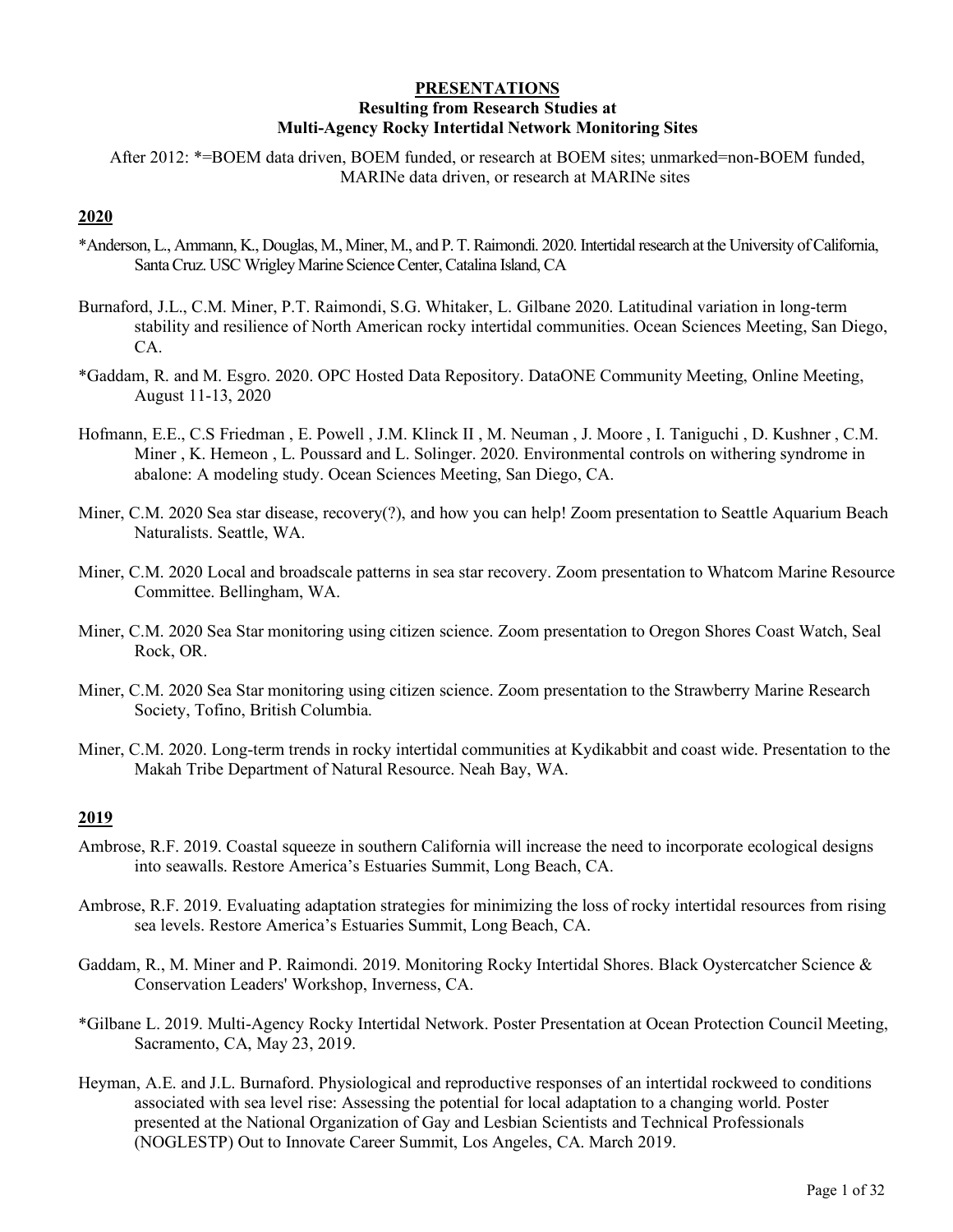# PRESENTATIONS
## Resulting from Research Studies at Multi-Agency Rocky Intertidal Network Monitoring Sites

After 2012: *=BOEM data driven, BOEM funded, or research at BOEM sites; unmarked=non-BOEM funded, MARINe data driven, or research at MARINe sites

### 2020

*Anderson, L., Ammann, K., Douglas, M., Miner, M., and P. T. Raimondi. 2020. Intertidal research at the University of California, Santa Cruz. USC Wrigley Marine Science Center, Catalina Island, CA

Burnaford, J.L., C.M. Miner, P.T. Raimondi, S.G. Whitaker, L. Gilbane 2020. Latitudinal variation in long-term stability and resilience of North American rocky intertidal communities. Ocean Sciences Meeting, San Diego, CA.

*Gaddam, R. and M. Esgro. 2020. OPC Hosted Data Repository. DataONE Community Meeting, Online Meeting, August 11-13, 2020

Hofmann, E.E., C.S Friedman , E. Powell , J.M. Klinck II , M. Neuman , J. Moore , I. Taniguchi , D. Kushner , C.M. Miner , K. Hemeon , L. Poussard and L. Solinger. 2020. Environmental controls on withering syndrome in abalone: A modeling study. Ocean Sciences Meeting, San Diego, CA.

Miner, C.M. 2020 Sea star disease, recovery(?), and how you can help! Zoom presentation to Seattle Aquarium Beach Naturalists. Seattle, WA.

Miner, C.M. 2020 Local and broadscale patterns in sea star recovery. Zoom presentation to Whatcom Marine Resource Committee. Bellingham, WA.

Miner, C.M. 2020 Sea Star monitoring using citizen science. Zoom presentation to Oregon Shores Coast Watch, Seal Rock, OR.

Miner, C.M. 2020 Sea Star monitoring using citizen science. Zoom presentation to the Strawberry Marine Research Society, Tofino, British Columbia.

Miner, C.M. 2020. Long-term trends in rocky intertidal communities at Kydikabbit and coast wide. Presentation to the Makah Tribe Department of Natural Resource. Neah Bay, WA.

### 2019

Ambrose, R.F. 2019. Coastal squeeze in southern California will increase the need to incorporate ecological designs into seawalls. Restore America's Estuaries Summit, Long Beach, CA.

Ambrose, R.F. 2019. Evaluating adaptation strategies for minimizing the loss of rocky intertidal resources from rising sea levels. Restore America's Estuaries Summit, Long Beach, CA.

Gaddam, R., M. Miner and P. Raimondi. 2019. Monitoring Rocky Intertidal Shores. Black Oystercatcher Science & Conservation Leaders' Workshop, Inverness, CA.

*Gilbane L. 2019. Multi-Agency Rocky Intertidal Network. Poster Presentation at Ocean Protection Council Meeting, Sacramento, CA, May 23, 2019.

Heyman, A.E. and J.L. Burnaford. Physiological and reproductive responses of an intertidal rockweed to conditions associated with sea level rise: Assessing the potential for local adaptation to a changing world. Poster presented at the National Organization of Gay and Lesbian Scientists and Technical Professionals (NOGLESTP) Out to Innovate Career Summit, Los Angeles, CA. March 2019.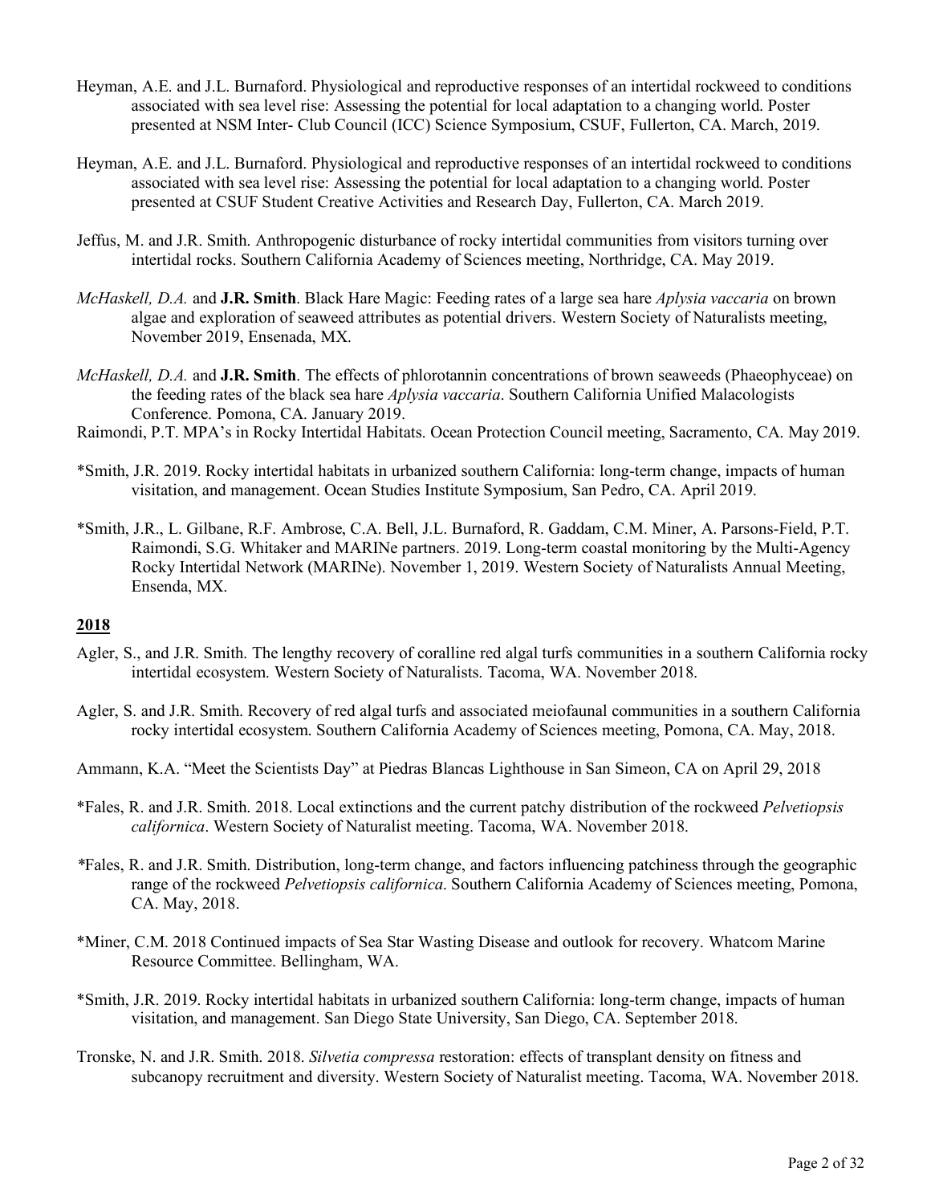Heyman, A.E. and J.L. Burnaford. Physiological and reproductive responses of an intertidal rockweed to conditions associated with sea level rise: Assessing the potential for local adaptation to a changing world. Poster presented at NSM Inter- Club Council (ICC) Science Symposium, CSUF, Fullerton, CA. March, 2019.

Heyman, A.E. and J.L. Burnaford. Physiological and reproductive responses of an intertidal rockweed to conditions associated with sea level rise: Assessing the potential for local adaptation to a changing world. Poster presented at CSUF Student Creative Activities and Research Day, Fullerton, CA. March 2019.

Jeffus, M. and J.R. Smith. Anthropogenic disturbance of rocky intertidal communities from visitors turning over intertidal rocks. Southern California Academy of Sciences meeting, Northridge, CA. May 2019.

*McHaskell, D.A.* and **J.R. Smith**. Black Hare Magic: Feeding rates of a large sea hare *Aplysia vaccaria* on brown algae and exploration of seaweed attributes as potential drivers. Western Society of Naturalists meeting, November 2019, Ensenada, MX.

*McHaskell, D.A.* and **J.R. Smith**. The effects of phlorotannin concentrations of brown seaweeds (Phaeophyceae) on the feeding rates of the black sea hare *Aplysia vaccaria*. Southern California Unified Malacologists Conference. Pomona, CA. January 2019.

Raimondi, P.T. MPA's in Rocky Intertidal Habitats. Ocean Protection Council meeting, Sacramento, CA. May 2019.

*Smith, J.R. 2019. Rocky intertidal habitats in urbanized southern California: long-term change, impacts of human visitation, and management. Ocean Studies Institute Symposium, San Pedro, CA. April 2019.

*Smith, J.R., L. Gilbane, R.F. Ambrose, C.A. Bell, J.L. Burnaford, R. Gaddam, C.M. Miner, A. Parsons-Field, P.T. Raimondi, S.G. Whitaker and MARINe partners. 2019. Long-term coastal monitoring by the Multi-Agency Rocky Intertidal Network (MARINe). November 1, 2019. Western Society of Naturalists Annual Meeting, Ensenda, MX.

## 2018

Agler, S., and J.R. Smith. The lengthy recovery of coralline red algal turfs communities in a southern California rocky intertidal ecosystem. Western Society of Naturalists. Tacoma, WA. November 2018.

Agler, S. and J.R. Smith. Recovery of red algal turfs and associated meiofaunal communities in a southern California rocky intertidal ecosystem. Southern California Academy of Sciences meeting, Pomona, CA. May, 2018.

Ammann, K.A. "Meet the Scientists Day" at Piedras Blancas Lighthouse in San Simeon, CA on April 29, 2018

*Fales, R. and J.R. Smith. 2018. Local extinctions and the current patchy distribution of the rockweed *Pelvetiopsis californica*. Western Society of Naturalist meeting. Tacoma, WA. November 2018.

*Fales, R. and J.R. Smith. Distribution, long-term change, and factors influencing patchiness through the geographic range of the rockweed *Pelvetiopsis californica*. Southern California Academy of Sciences meeting, Pomona, CA. May, 2018.

*Miner, C.M. 2018 Continued impacts of Sea Star Wasting Disease and outlook for recovery. Whatcom Marine Resource Committee. Bellingham, WA.

*Smith, J.R. 2019. Rocky intertidal habitats in urbanized southern California: long-term change, impacts of human visitation, and management. San Diego State University, San Diego, CA. September 2018.

Tronske, N. and J.R. Smith. 2018. *Silvetia compressa* restoration: effects of transplant density on fitness and subcanopy recruitment and diversity. Western Society of Naturalist meeting. Tacoma, WA. November 2018.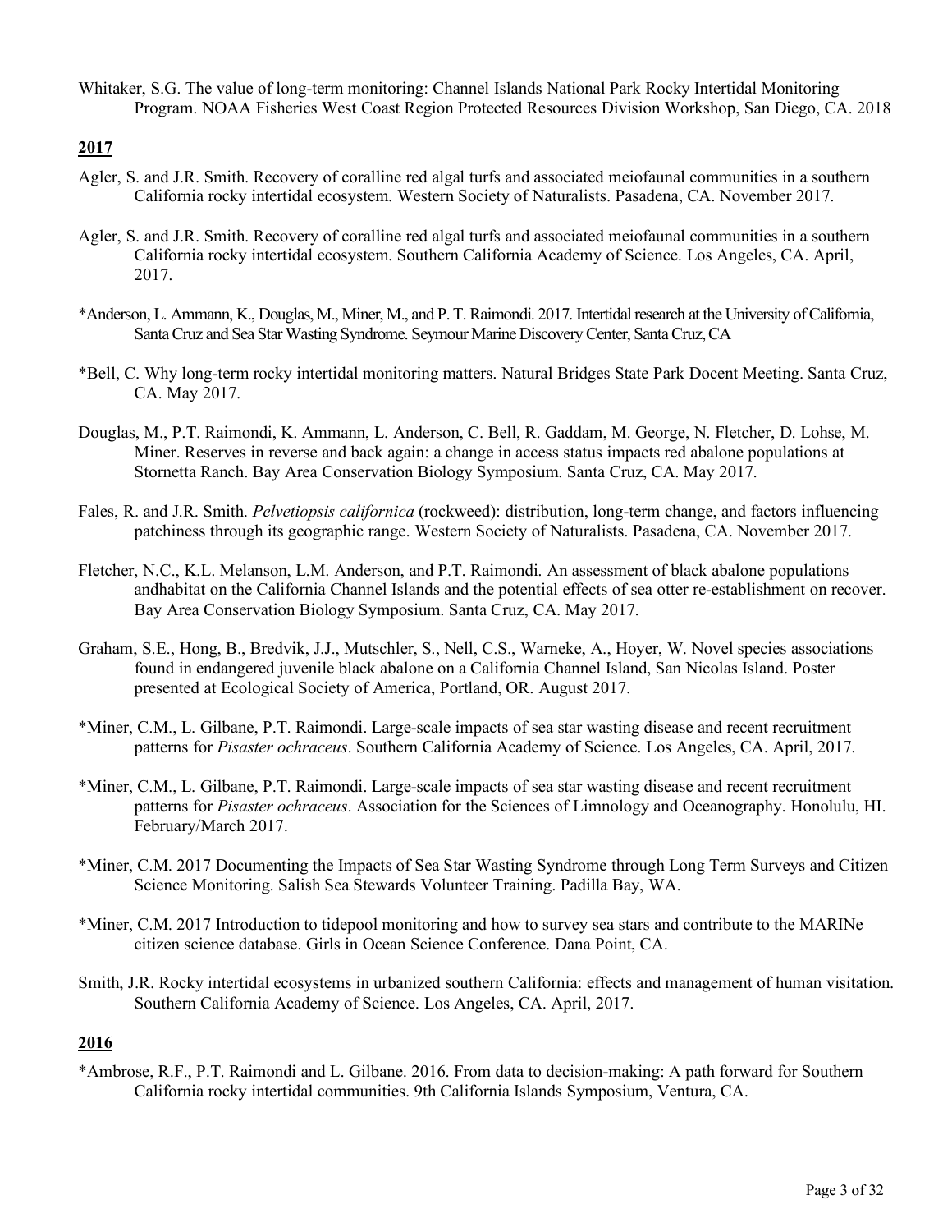Whitaker, S.G. The value of long-term monitoring: Channel Islands National Park Rocky Intertidal Monitoring Program. NOAA Fisheries West Coast Region Protected Resources Division Workshop, San Diego, CA. 2018

**2017**

Agler, S. and J.R. Smith. Recovery of coralline red algal turfs and associated meiofaunal communities in a southern California rocky intertidal ecosystem. Western Society of Naturalists. Pasadena, CA. November 2017.

Agler, S. and J.R. Smith. Recovery of coralline red algal turfs and associated meiofaunal communities in a southern California rocky intertidal ecosystem. Southern California Academy of Science. Los Angeles, CA. April, 2017.

*Anderson, L. Ammann, K., Douglas, M., Miner, M., and P. T. Raimondi. 2017. Intertidal research at the University of California, Santa Cruz and Sea Star Wasting Syndrome. Seymour Marine Discovery Center, Santa Cruz, CA

*Bell, C. Why long-term rocky intertidal monitoring matters. Natural Bridges State Park Docent Meeting. Santa Cruz, CA. May 2017.

Douglas, M., P.T. Raimondi, K. Ammann, L. Anderson, C. Bell, R. Gaddam, M. George, N. Fletcher, D. Lohse, M. Miner. Reserves in reverse and back again: a change in access status impacts red abalone populations at Stornetta Ranch. Bay Area Conservation Biology Symposium. Santa Cruz, CA. May 2017.

Fales, R. and J.R. Smith. *Pelvetiopsis californica* (rockweed): distribution, long-term change, and factors influencing patchiness through its geographic range. Western Society of Naturalists. Pasadena, CA. November 2017.

Fletcher, N.C., K.L. Melanson, L.M. Anderson, and P.T. Raimondi. An assessment of black abalone populations andhabitat on the California Channel Islands and the potential effects of sea otter re-establishment on recover. Bay Area Conservation Biology Symposium. Santa Cruz, CA. May 2017.

Graham, S.E., Hong, B., Bredvik, J.J., Mutschler, S., Nell, C.S., Warneke, A., Hoyer, W. Novel species associations found in endangered juvenile black abalone on a California Channel Island, San Nicolas Island. Poster presented at Ecological Society of America, Portland, OR. August 2017.

*Miner, C.M., L. Gilbane, P.T. Raimondi. Large-scale impacts of sea star wasting disease and recent recruitment patterns for *Pisaster ochraceus*. Southern California Academy of Science. Los Angeles, CA. April, 2017.

*Miner, C.M., L. Gilbane, P.T. Raimondi. Large-scale impacts of sea star wasting disease and recent recruitment patterns for *Pisaster ochraceus*. Association for the Sciences of Limnology and Oceanography. Honolulu, HI. February/March 2017.

*Miner, C.M. 2017 Documenting the Impacts of Sea Star Wasting Syndrome through Long Term Surveys and Citizen Science Monitoring. Salish Sea Stewards Volunteer Training. Padilla Bay, WA.

*Miner, C.M. 2017 Introduction to tidepool monitoring and how to survey sea stars and contribute to the MARINe citizen science database. Girls in Ocean Science Conference. Dana Point, CA.

Smith, J.R. Rocky intertidal ecosystems in urbanized southern California: effects and management of human visitation. Southern California Academy of Science. Los Angeles, CA. April, 2017.

**2016**

*Ambrose, R.F., P.T. Raimondi and L. Gilbane. 2016. From data to decision-making: A path forward for Southern California rocky intertidal communities. 9th California Islands Symposium, Ventura, CA.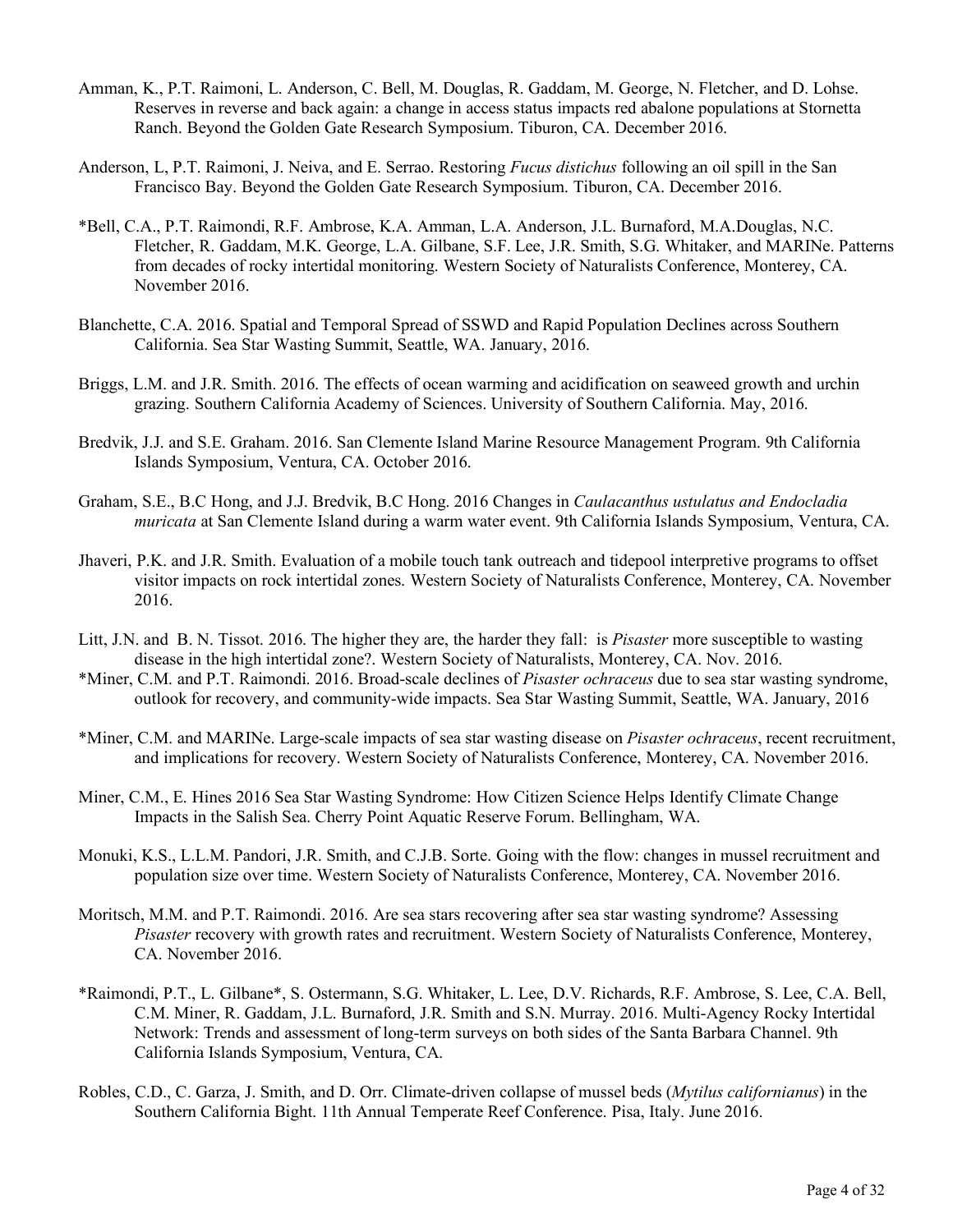Amman, K., P.T. Raimoni, L. Anderson, C. Bell, M. Douglas, R. Gaddam, M. George, N. Fletcher, and D. Lohse. Reserves in reverse and back again: a change in access status impacts red abalone populations at Stornetta Ranch. Beyond the Golden Gate Research Symposium. Tiburon, CA. December 2016.

Anderson, L, P.T. Raimoni, J. Neiva, and E. Serrao. Restoring *Fucus distichus* following an oil spill in the San Francisco Bay. Beyond the Golden Gate Research Symposium. Tiburon, CA. December 2016.

*Bell, C.A., P.T. Raimondi, R.F. Ambrose, K.A. Amman, L.A. Anderson, J.L. Burnaford, M.A.Douglas, N.C. Fletcher, R. Gaddam, M.K. George, L.A. Gilbane, S.F. Lee, J.R. Smith, S.G. Whitaker, and MARINe. Patterns from decades of rocky intertidal monitoring. Western Society of Naturalists Conference, Monterey, CA. November 2016.

Blanchette, C.A. 2016. Spatial and Temporal Spread of SSWD and Rapid Population Declines across Southern California. Sea Star Wasting Summit, Seattle, WA. January, 2016.

Briggs, L.M. and J.R. Smith. 2016. The effects of ocean warming and acidification on seaweed growth and urchin grazing. Southern California Academy of Sciences. University of Southern California. May, 2016.

Bredvik, J.J. and S.E. Graham. 2016. San Clemente Island Marine Resource Management Program. 9th California Islands Symposium, Ventura, CA. October 2016.

Graham, S.E., B.C Hong, and J.J. Bredvik, B.C Hong. 2016 Changes in *Caulacanthus ustulatus and Endocladia muricata* at San Clemente Island during a warm water event. 9th California Islands Symposium, Ventura, CA.

Jhaveri, P.K. and J.R. Smith. Evaluation of a mobile touch tank outreach and tidepool interpretive programs to offset visitor impacts on rock intertidal zones. Western Society of Naturalists Conference, Monterey, CA. November 2016.

Litt, J.N. and B. N. Tissot. 2016. The higher they are, the harder they fall: is *Pisaster* more susceptible to wasting disease in the high intertidal zone?. Western Society of Naturalists, Monterey, CA. Nov. 2016.

*Miner, C.M. and P.T. Raimondi. 2016. Broad-scale declines of *Pisaster ochraceus* due to sea star wasting syndrome, outlook for recovery, and community-wide impacts. Sea Star Wasting Summit, Seattle, WA. January, 2016

*Miner, C.M. and MARINe. Large-scale impacts of sea star wasting disease on *Pisaster ochraceus*, recent recruitment, and implications for recovery. Western Society of Naturalists Conference, Monterey, CA. November 2016.

Miner, C.M., E. Hines 2016 Sea Star Wasting Syndrome: How Citizen Science Helps Identify Climate Change Impacts in the Salish Sea. Cherry Point Aquatic Reserve Forum. Bellingham, WA.

Monuki, K.S., L.L.M. Pandori, J.R. Smith, and C.J.B. Sorte. Going with the flow: changes in mussel recruitment and population size over time. Western Society of Naturalists Conference, Monterey, CA. November 2016.

Moritsch, M.M. and P.T. Raimondi. 2016. Are sea stars recovering after sea star wasting syndrome? Assessing *Pisaster* recovery with growth rates and recruitment. Western Society of Naturalists Conference, Monterey, CA. November 2016.

*Raimondi, P.T., L. Gilbane*, S. Ostermann, S.G. Whitaker, L. Lee, D.V. Richards, R.F. Ambrose, S. Lee, C.A. Bell, C.M. Miner, R. Gaddam, J.L. Burnaford, J.R. Smith and S.N. Murray. 2016. Multi-Agency Rocky Intertidal Network: Trends and assessment of long-term surveys on both sides of the Santa Barbara Channel. 9th California Islands Symposium, Ventura, CA.

Robles, C.D., C. Garza, J. Smith, and D. Orr. Climate-driven collapse of mussel beds (*Mytilus californianus*) in the Southern California Bight. 11th Annual Temperate Reef Conference. Pisa, Italy. June 2016.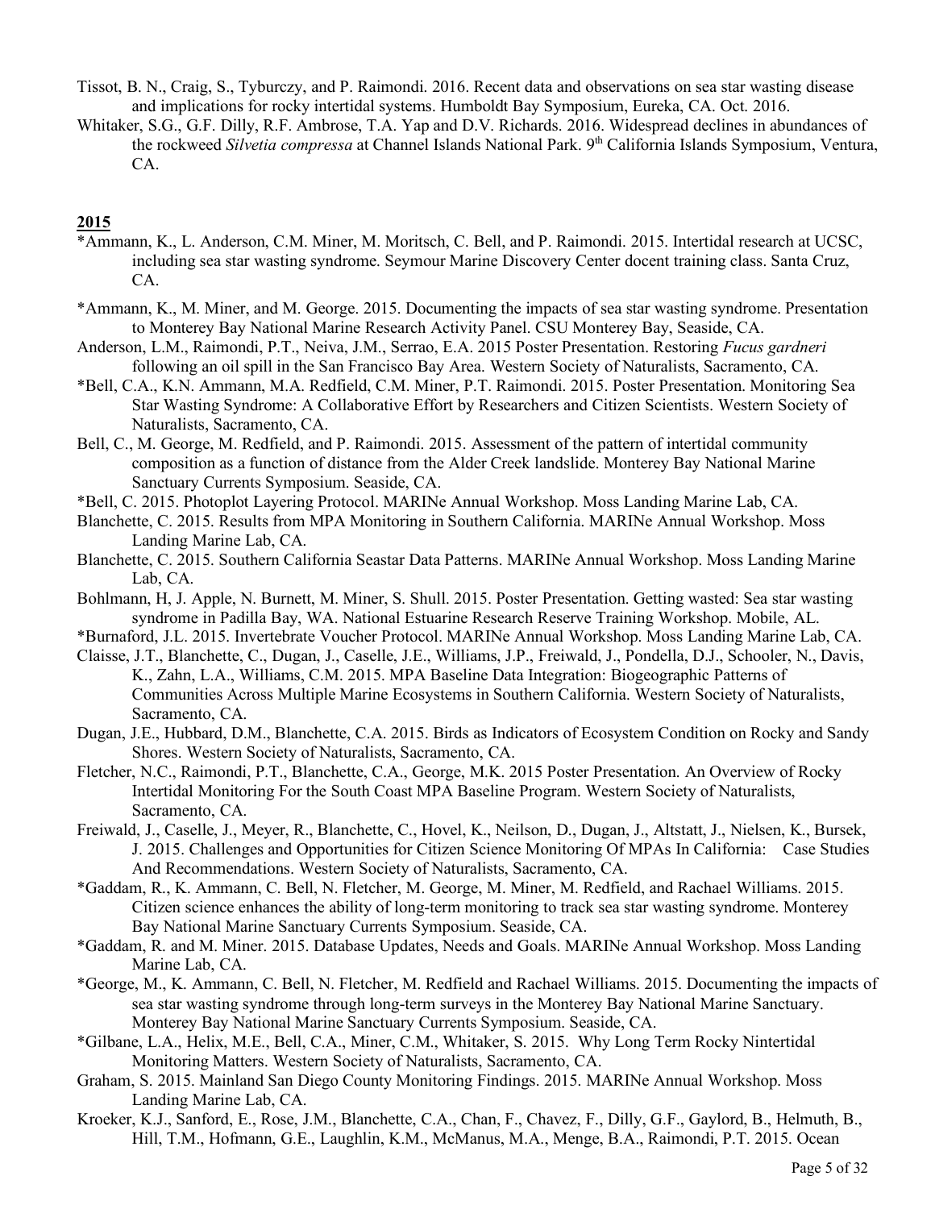Tissot, B. N., Craig, S., Tyburczy, and P. Raimondi. 2016. Recent data and observations on sea star wasting disease and implications for rocky intertidal systems. Humboldt Bay Symposium, Eureka, CA. Oct. 2016.

Whitaker, S.G., G.F. Dilly, R.F. Ambrose, T.A. Yap and D.V. Richards. 2016. Widespread declines in abundances of the rockweed *Silvetia compressa* at Channel Islands National Park. 9th California Islands Symposium, Ventura, CA.

## 2015

*Ammann, K., L. Anderson, C.M. Miner, M. Moritsch, C. Bell, and P. Raimondi. 2015. Intertidal research at UCSC, including sea star wasting syndrome. Seymour Marine Discovery Center docent training class. Santa Cruz, CA.

*Ammann, K., M. Miner, and M. George. 2015. Documenting the impacts of sea star wasting syndrome. Presentation to Monterey Bay National Marine Research Activity Panel. CSU Monterey Bay, Seaside, CA.

Anderson, L.M., Raimondi, P.T., Neiva, J.M., Serrao, E.A. 2015 Poster Presentation. Restoring *Fucus gardneri* following an oil spill in the San Francisco Bay Area. Western Society of Naturalists, Sacramento, CA.

*Bell, C.A., K.N. Ammann, M.A. Redfield, C.M. Miner, P.T. Raimondi. 2015. Poster Presentation. Monitoring Sea Star Wasting Syndrome: A Collaborative Effort by Researchers and Citizen Scientists. Western Society of Naturalists, Sacramento, CA.

Bell, C., M. George, M. Redfield, and P. Raimondi. 2015. Assessment of the pattern of intertidal community composition as a function of distance from the Alder Creek landslide. Monterey Bay National Marine Sanctuary Currents Symposium. Seaside, CA.

*Bell, C. 2015. Photoplot Layering Protocol. MARINe Annual Workshop. Moss Landing Marine Lab, CA.

Blanchette, C. 2015. Results from MPA Monitoring in Southern California. MARINe Annual Workshop. Moss Landing Marine Lab, CA.

Blanchette, C. 2015. Southern California Seastar Data Patterns. MARINe Annual Workshop. Moss Landing Marine Lab, CA.

Bohlmann, H, J. Apple, N. Burnett, M. Miner, S. Shull. 2015. Poster Presentation. Getting wasted: Sea star wasting syndrome in Padilla Bay, WA. National Estuarine Research Reserve Training Workshop. Mobile, AL.

*Burnaford, J.L. 2015. Invertebrate Voucher Protocol. MARINe Annual Workshop. Moss Landing Marine Lab, CA.

Claisse, J.T., Blanchette, C., Dugan, J., Caselle, J.E., Williams, J.P., Freiwald, J., Pondella, D.J., Schooler, N., Davis, K., Zahn, L.A., Williams, C.M. 2015. MPA Baseline Data Integration: Biogeographic Patterns of Communities Across Multiple Marine Ecosystems in Southern California. Western Society of Naturalists, Sacramento, CA.

Dugan, J.E., Hubbard, D.M., Blanchette, C.A. 2015. Birds as Indicators of Ecosystem Condition on Rocky and Sandy Shores. Western Society of Naturalists, Sacramento, CA.

Fletcher, N.C., Raimondi, P.T., Blanchette, C.A., George, M.K. 2015 Poster Presentation. An Overview of Rocky Intertidal Monitoring For the South Coast MPA Baseline Program. Western Society of Naturalists, Sacramento, CA.

Freiwald, J., Caselle, J., Meyer, R., Blanchette, C., Hovel, K., Neilson, D., Dugan, J., Altstatt, J., Nielsen, K., Bursek, J. 2015. Challenges and Opportunities for Citizen Science Monitoring Of MPAs In California: Case Studies And Recommendations. Western Society of Naturalists, Sacramento, CA.

*Gaddam, R., K. Ammann, C. Bell, N. Fletcher, M. George, M. Miner, M. Redfield, and Rachael Williams. 2015. Citizen science enhances the ability of long-term monitoring to track sea star wasting syndrome. Monterey Bay National Marine Sanctuary Currents Symposium. Seaside, CA.

*Gaddam, R. and M. Miner. 2015. Database Updates, Needs and Goals. MARINe Annual Workshop. Moss Landing Marine Lab, CA.

*George, M., K. Ammann, C. Bell, N. Fletcher, M. Redfield and Rachael Williams. 2015. Documenting the impacts of sea star wasting syndrome through long-term surveys in the Monterey Bay National Marine Sanctuary. Monterey Bay National Marine Sanctuary Currents Symposium. Seaside, CA.

*Gilbane, L.A., Helix, M.E., Bell, C.A., Miner, C.M., Whitaker, S. 2015. Why Long Term Rocky Nintertidal Monitoring Matters. Western Society of Naturalists, Sacramento, CA.

Graham, S. 2015. Mainland San Diego County Monitoring Findings. 2015. MARINe Annual Workshop. Moss Landing Marine Lab, CA.

Kroeker, K.J., Sanford, E., Rose, J.M., Blanchette, C.A., Chan, F., Chavez, F., Dilly, G.F., Gaylord, B., Helmuth, B., Hill, T.M., Hofmann, G.E., Laughlin, K.M., McManus, M.A., Menge, B.A., Raimondi, P.T. 2015. Ocean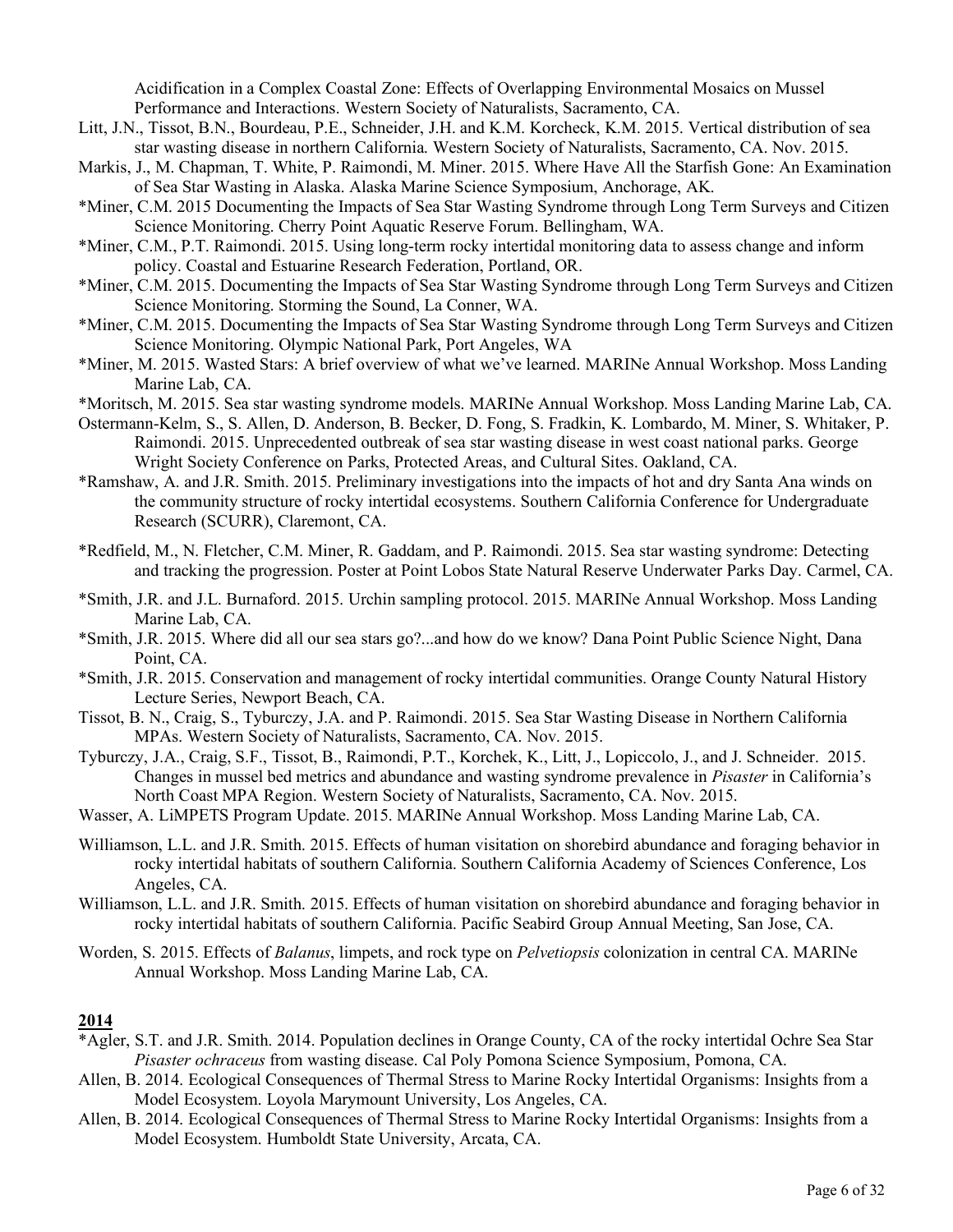Acidification in a Complex Coastal Zone: Effects of Overlapping Environmental Mosaics on Mussel Performance and Interactions. Western Society of Naturalists, Sacramento, CA.

Litt, J.N., Tissot, B.N., Bourdeau, P.E., Schneider, J.H. and K.M. Korcheck, K.M. 2015. Vertical distribution of sea star wasting disease in northern California. Western Society of Naturalists, Sacramento, CA. Nov. 2015.

Markis, J., M. Chapman, T. White, P. Raimondi, M. Miner. 2015. Where Have All the Starfish Gone: An Examination of Sea Star Wasting in Alaska. Alaska Marine Science Symposium, Anchorage, AK.

*Miner, C.M. 2015 Documenting the Impacts of Sea Star Wasting Syndrome through Long Term Surveys and Citizen Science Monitoring. Cherry Point Aquatic Reserve Forum. Bellingham, WA.

*Miner, C.M., P.T. Raimondi. 2015. Using long-term rocky intertidal monitoring data to assess change and inform policy. Coastal and Estuarine Research Federation, Portland, OR.

*Miner, C.M. 2015. Documenting the Impacts of Sea Star Wasting Syndrome through Long Term Surveys and Citizen Science Monitoring. Storming the Sound, La Conner, WA.

*Miner, C.M. 2015. Documenting the Impacts of Sea Star Wasting Syndrome through Long Term Surveys and Citizen Science Monitoring. Olympic National Park, Port Angeles, WA

*Miner, M. 2015. Wasted Stars: A brief overview of what we've learned. MARINe Annual Workshop. Moss Landing Marine Lab, CA.

*Moritsch, M. 2015. Sea star wasting syndrome models. MARINe Annual Workshop. Moss Landing Marine Lab, CA.

Ostermann-Kelm, S., S. Allen, D. Anderson, B. Becker, D. Fong, S. Fradkin, K. Lombardo, M. Miner, S. Whitaker, P. Raimondi. 2015. Unprecedented outbreak of sea star wasting disease in west coast national parks. George Wright Society Conference on Parks, Protected Areas, and Cultural Sites. Oakland, CA.

*Ramshaw, A. and J.R. Smith. 2015. Preliminary investigations into the impacts of hot and dry Santa Ana winds on the community structure of rocky intertidal ecosystems. Southern California Conference for Undergraduate Research (SCURR), Claremont, CA.

*Redfield, M., N. Fletcher, C.M. Miner, R. Gaddam, and P. Raimondi. 2015. Sea star wasting syndrome: Detecting and tracking the progression. Poster at Point Lobos State Natural Reserve Underwater Parks Day. Carmel, CA.

*Smith, J.R. and J.L. Burnaford. 2015. Urchin sampling protocol. 2015. MARINe Annual Workshop. Moss Landing Marine Lab, CA.

*Smith, J.R. 2015. Where did all our sea stars go?...and how do we know? Dana Point Public Science Night, Dana Point, CA.

*Smith, J.R. 2015. Conservation and management of rocky intertidal communities. Orange County Natural History Lecture Series, Newport Beach, CA.

Tissot, B. N., Craig, S., Tyburczy, J.A. and P. Raimondi. 2015. Sea Star Wasting Disease in Northern California MPAs. Western Society of Naturalists, Sacramento, CA. Nov. 2015.

Tyburczy, J.A., Craig, S.F., Tissot, B., Raimondi, P.T., Korchek, K., Litt, J., Lopiccolo, J., and J. Schneider. 2015. Changes in mussel bed metrics and abundance and wasting syndrome prevalence in *Pisaster* in California's North Coast MPA Region. Western Society of Naturalists, Sacramento, CA. Nov. 2015.

Wasser, A. LiMPETS Program Update. 2015. MARINe Annual Workshop. Moss Landing Marine Lab, CA.

Williamson, L.L. and J.R. Smith. 2015. Effects of human visitation on shorebird abundance and foraging behavior in rocky intertidal habitats of southern California. Southern California Academy of Sciences Conference, Los Angeles, CA.

Williamson, L.L. and J.R. Smith. 2015. Effects of human visitation on shorebird abundance and foraging behavior in rocky intertidal habitats of southern California. Pacific Seabird Group Annual Meeting, San Jose, CA.

Worden, S. 2015. Effects of *Balanus*, limpets, and rock type on *Pelvetiopsis* colonization in central CA. MARINe Annual Workshop. Moss Landing Marine Lab, CA.

## 2014

*Agler, S.T. and J.R. Smith. 2014. Population declines in Orange County, CA of the rocky intertidal Ochre Sea Star *Pisaster ochraceus* from wasting disease. Cal Poly Pomona Science Symposium, Pomona, CA.

Allen, B. 2014. Ecological Consequences of Thermal Stress to Marine Rocky Intertidal Organisms: Insights from a Model Ecosystem. Loyola Marymount University, Los Angeles, CA.

Allen, B. 2014. Ecological Consequences of Thermal Stress to Marine Rocky Intertidal Organisms: Insights from a Model Ecosystem. Humboldt State University, Arcata, CA.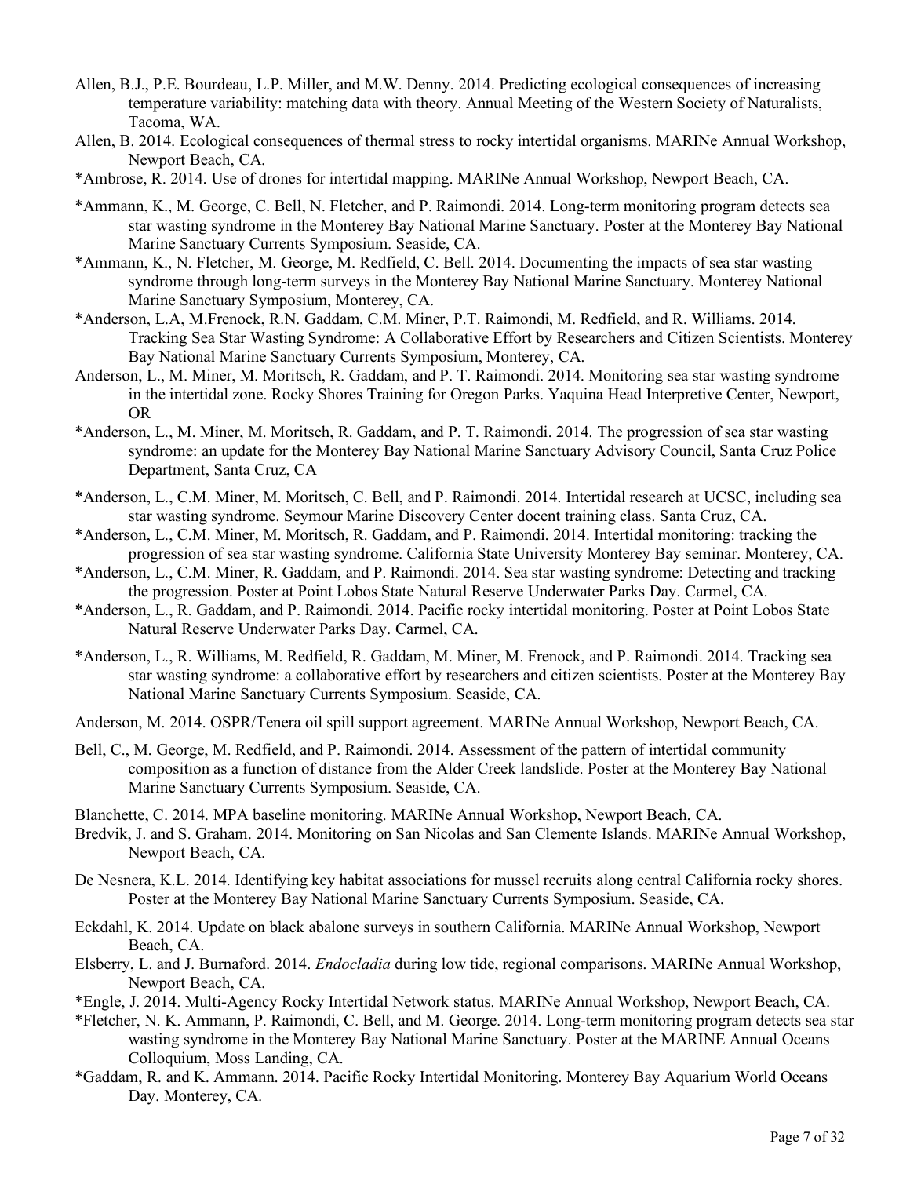Allen, B.J., P.E. Bourdeau, L.P. Miller, and M.W. Denny. 2014. Predicting ecological consequences of increasing temperature variability: matching data with theory. Annual Meeting of the Western Society of Naturalists, Tacoma, WA.

Allen, B. 2014. Ecological consequences of thermal stress to rocky intertidal organisms. MARINe Annual Workshop, Newport Beach, CA.

*Ambrose, R. 2014. Use of drones for intertidal mapping. MARINe Annual Workshop, Newport Beach, CA.

*Ammann, K., M. George, C. Bell, N. Fletcher, and P. Raimondi. 2014. Long-term monitoring program detects sea star wasting syndrome in the Monterey Bay National Marine Sanctuary. Poster at the Monterey Bay National Marine Sanctuary Currents Symposium. Seaside, CA.

*Ammann, K., N. Fletcher, M. George, M. Redfield, C. Bell. 2014. Documenting the impacts of sea star wasting syndrome through long-term surveys in the Monterey Bay National Marine Sanctuary. Monterey National Marine Sanctuary Symposium, Monterey, CA.

*Anderson, L.A, M.Frenock, R.N. Gaddam, C.M. Miner, P.T. Raimondi, M. Redfield, and R. Williams. 2014. Tracking Sea Star Wasting Syndrome: A Collaborative Effort by Researchers and Citizen Scientists. Monterey Bay National Marine Sanctuary Currents Symposium, Monterey, CA.

Anderson, L., M. Miner, M. Moritsch, R. Gaddam, and P. T. Raimondi. 2014. Monitoring sea star wasting syndrome in the intertidal zone. Rocky Shores Training for Oregon Parks. Yaquina Head Interpretive Center, Newport, OR

*Anderson, L., M. Miner, M. Moritsch, R. Gaddam, and P. T. Raimondi. 2014. The progression of sea star wasting syndrome: an update for the Monterey Bay National Marine Sanctuary Advisory Council, Santa Cruz Police Department, Santa Cruz, CA

*Anderson, L., C.M. Miner, M. Moritsch, C. Bell, and P. Raimondi. 2014. Intertidal research at UCSC, including sea star wasting syndrome. Seymour Marine Discovery Center docent training class. Santa Cruz, CA.

*Anderson, L., C.M. Miner, M. Moritsch, R. Gaddam, and P. Raimondi. 2014. Intertidal monitoring: tracking the progression of sea star wasting syndrome. California State University Monterey Bay seminar. Monterey, CA.

*Anderson, L., C.M. Miner, R. Gaddam, and P. Raimondi. 2014. Sea star wasting syndrome: Detecting and tracking the progression. Poster at Point Lobos State Natural Reserve Underwater Parks Day. Carmel, CA.

*Anderson, L., R. Gaddam, and P. Raimondi. 2014. Pacific rocky intertidal monitoring. Poster at Point Lobos State Natural Reserve Underwater Parks Day. Carmel, CA.

*Anderson, L., R. Williams, M. Redfield, R. Gaddam, M. Miner, M. Frenock, and P. Raimondi. 2014. Tracking sea star wasting syndrome: a collaborative effort by researchers and citizen scientists. Poster at the Monterey Bay National Marine Sanctuary Currents Symposium. Seaside, CA.

Anderson, M. 2014. OSPR/Tenera oil spill support agreement. MARINe Annual Workshop, Newport Beach, CA.

Bell, C., M. George, M. Redfield, and P. Raimondi. 2014. Assessment of the pattern of intertidal community composition as a function of distance from the Alder Creek landslide. Poster at the Monterey Bay National Marine Sanctuary Currents Symposium. Seaside, CA.

Blanchette, C. 2014. MPA baseline monitoring. MARINe Annual Workshop, Newport Beach, CA.

Bredvik, J. and S. Graham. 2014. Monitoring on San Nicolas and San Clemente Islands. MARINe Annual Workshop, Newport Beach, CA.

De Nesnera, K.L. 2014. Identifying key habitat associations for mussel recruits along central California rocky shores. Poster at the Monterey Bay National Marine Sanctuary Currents Symposium. Seaside, CA.

Eckdahl, K. 2014. Update on black abalone surveys in southern California. MARINe Annual Workshop, Newport Beach, CA.

Elsberry, L. and J. Burnaford. 2014. *Endocladia* during low tide, regional comparisons. MARINe Annual Workshop, Newport Beach, CA.

*Engle, J. 2014. Multi-Agency Rocky Intertidal Network status. MARINe Annual Workshop, Newport Beach, CA.

*Fletcher, N. K. Ammann, P. Raimondi, C. Bell, and M. George. 2014. Long-term monitoring program detects sea star wasting syndrome in the Monterey Bay National Marine Sanctuary. Poster at the MARINE Annual Oceans Colloquium, Moss Landing, CA.

*Gaddam, R. and K. Ammann. 2014. Pacific Rocky Intertidal Monitoring. Monterey Bay Aquarium World Oceans Day. Monterey, CA.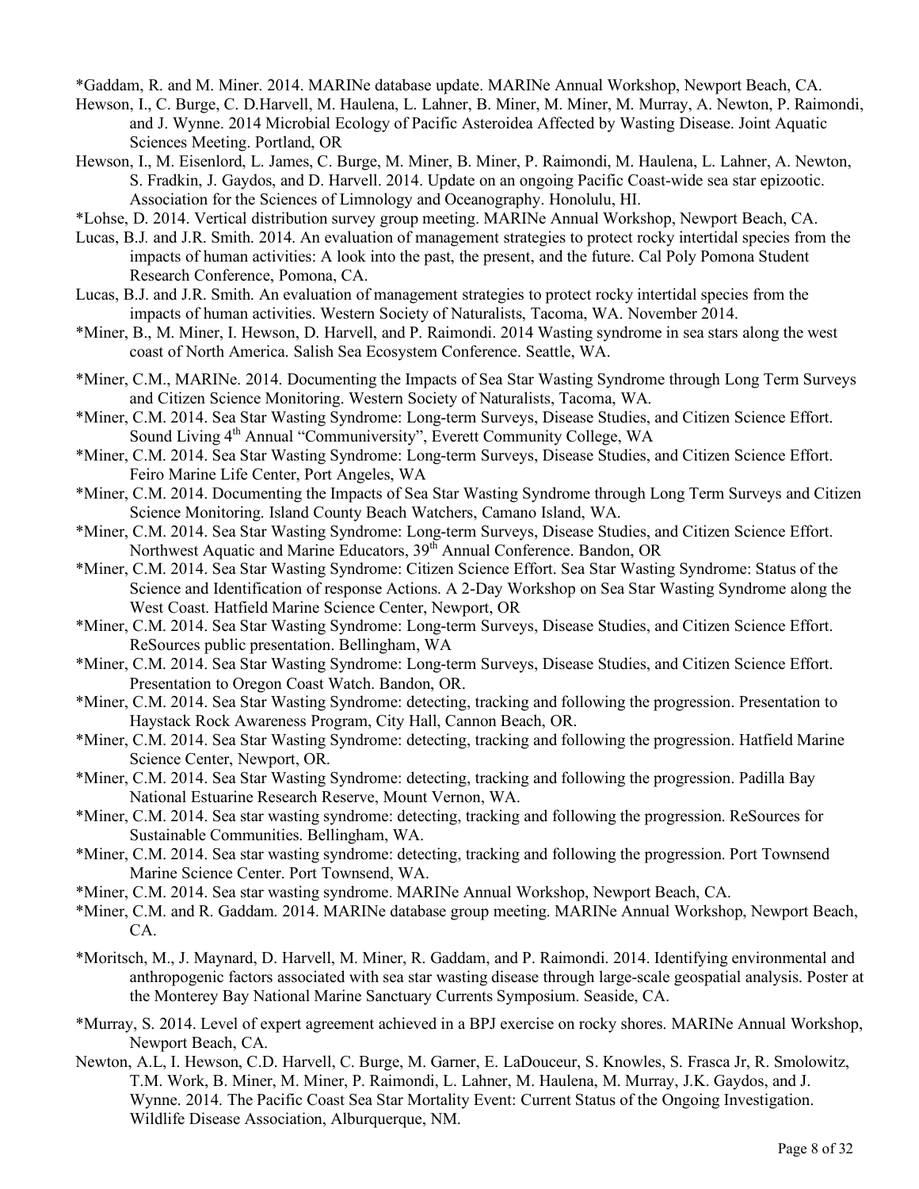*Gaddam, R. and M. Miner. 2014. MARINe database update. MARINe Annual Workshop, Newport Beach, CA.

Hewson, I., C. Burge, C. D.Harvell, M. Haulena, L. Lahner, B. Miner, M. Miner, M. Murray, A. Newton, P. Raimondi, and J. Wynne. 2014 Microbial Ecology of Pacific Asteroidea Affected by Wasting Disease. Joint Aquatic Sciences Meeting. Portland, OR

Hewson, I., M. Eisenlord, L. James, C. Burge, M. Miner, B. Miner, P. Raimondi, M. Haulena, L. Lahner, A. Newton, S. Fradkin, J. Gaydos, and D. Harvell. 2014. Update on an ongoing Pacific Coast-wide sea star epizootic. Association for the Sciences of Limnology and Oceanography. Honolulu, HI.

*Lohse, D. 2014. Vertical distribution survey group meeting. MARINe Annual Workshop, Newport Beach, CA.

Lucas, B.J. and J.R. Smith. 2014. An evaluation of management strategies to protect rocky intertidal species from the impacts of human activities: A look into the past, the present, and the future. Cal Poly Pomona Student Research Conference, Pomona, CA.

Lucas, B.J. and J.R. Smith. An evaluation of management strategies to protect rocky intertidal species from the impacts of human activities. Western Society of Naturalists, Tacoma, WA. November 2014.

*Miner, B., M. Miner, I. Hewson, D. Harvell, and P. Raimondi. 2014 Wasting syndrome in sea stars along the west coast of North America. Salish Sea Ecosystem Conference. Seattle, WA.

*Miner, C.M., MARINe. 2014. Documenting the Impacts of Sea Star Wasting Syndrome through Long Term Surveys and Citizen Science Monitoring. Western Society of Naturalists, Tacoma, WA.

*Miner, C.M. 2014. Sea Star Wasting Syndrome: Long-term Surveys, Disease Studies, and Citizen Science Effort. Sound Living 4th Annual "Communiversity", Everett Community College, WA

*Miner, C.M. 2014. Sea Star Wasting Syndrome: Long-term Surveys, Disease Studies, and Citizen Science Effort. Feiro Marine Life Center, Port Angeles, WA

*Miner, C.M. 2014. Documenting the Impacts of Sea Star Wasting Syndrome through Long Term Surveys and Citizen Science Monitoring. Island County Beach Watchers, Camano Island, WA.

*Miner, C.M. 2014. Sea Star Wasting Syndrome: Long-term Surveys, Disease Studies, and Citizen Science Effort. Northwest Aquatic and Marine Educators, 39th Annual Conference. Bandon, OR

*Miner, C.M. 2014. Sea Star Wasting Syndrome: Citizen Science Effort. Sea Star Wasting Syndrome: Status of the Science and Identification of response Actions. A 2-Day Workshop on Sea Star Wasting Syndrome along the West Coast. Hatfield Marine Science Center, Newport, OR

*Miner, C.M. 2014. Sea Star Wasting Syndrome: Long-term Surveys, Disease Studies, and Citizen Science Effort. ReSources public presentation. Bellingham, WA

*Miner, C.M. 2014. Sea Star Wasting Syndrome: Long-term Surveys, Disease Studies, and Citizen Science Effort. Presentation to Oregon Coast Watch. Bandon, OR.

*Miner, C.M. 2014. Sea Star Wasting Syndrome: detecting, tracking and following the progression. Presentation to Haystack Rock Awareness Program, City Hall, Cannon Beach, OR.

*Miner, C.M. 2014. Sea Star Wasting Syndrome: detecting, tracking and following the progression. Hatfield Marine Science Center, Newport, OR.

*Miner, C.M. 2014. Sea Star Wasting Syndrome: detecting, tracking and following the progression. Padilla Bay National Estuarine Research Reserve, Mount Vernon, WA.

*Miner, C.M. 2014. Sea star wasting syndrome: detecting, tracking and following the progression. ReSources for Sustainable Communities. Bellingham, WA.

*Miner, C.M. 2014. Sea star wasting syndrome: detecting, tracking and following the progression. Port Townsend Marine Science Center. Port Townsend, WA.

*Miner, C.M. 2014. Sea star wasting syndrome. MARINe Annual Workshop, Newport Beach, CA.

*Miner, C.M. and R. Gaddam. 2014. MARINe database group meeting. MARINe Annual Workshop, Newport Beach, CA.

*Moritsch, M., J. Maynard, D. Harvell, M. Miner, R. Gaddam, and P. Raimondi. 2014. Identifying environmental and anthropogenic factors associated with sea star wasting disease through large-scale geospatial analysis. Poster at the Monterey Bay National Marine Sanctuary Currents Symposium. Seaside, CA.

*Murray, S. 2014. Level of expert agreement achieved in a BPJ exercise on rocky shores. MARINe Annual Workshop, Newport Beach, CA.

Newton, A.L, I. Hewson, C.D. Harvell, C. Burge, M. Garner, E. LaDouceur, S. Knowles, S. Frasca Jr, R. Smolowitz, T.M. Work, B. Miner, M. Miner, P. Raimondi, L. Lahner, M. Haulena, M. Murray, J.K. Gaydos, and J. Wynne. 2014. The Pacific Coast Sea Star Mortality Event: Current Status of the Ongoing Investigation. Wildlife Disease Association, Alburquerque, NM.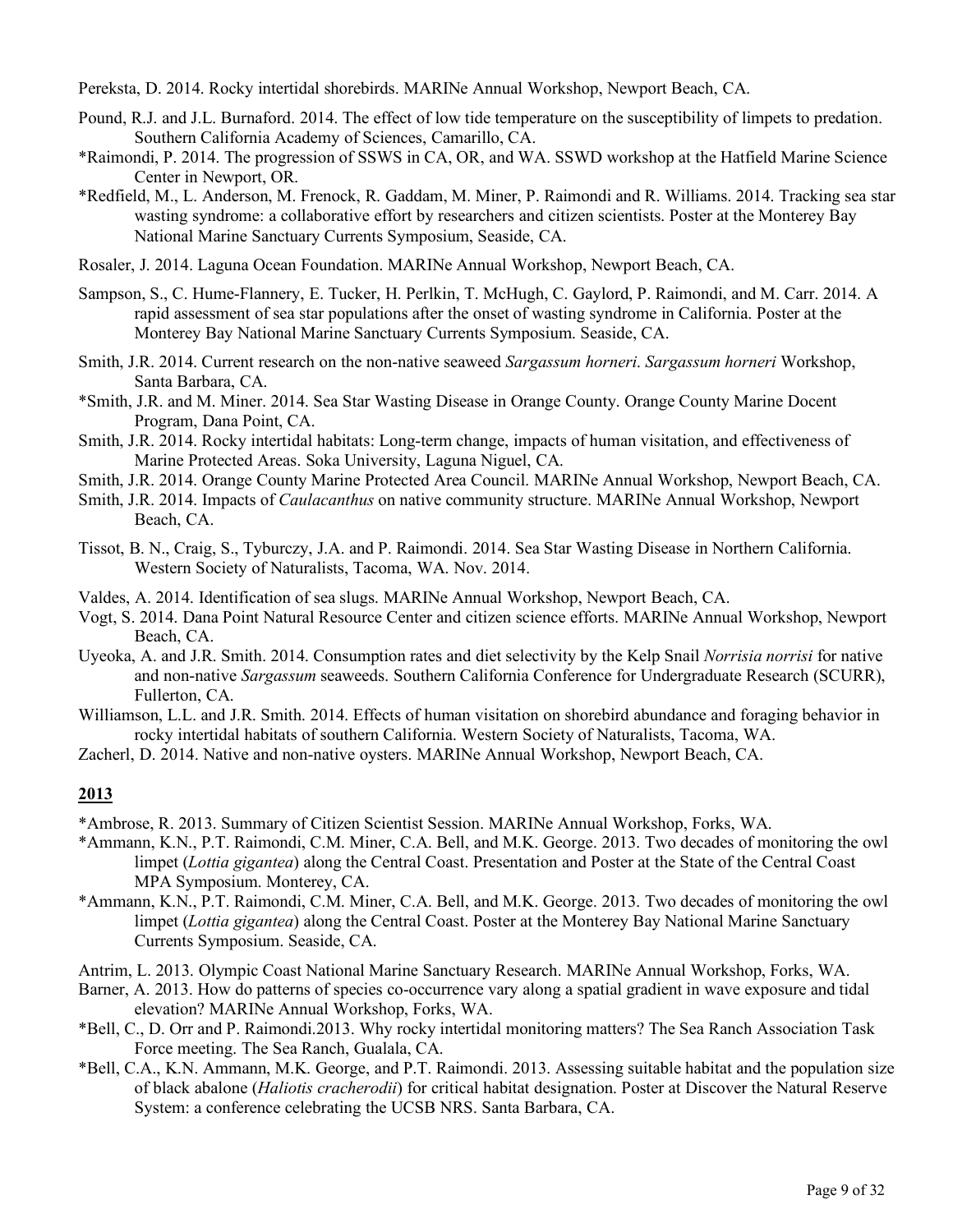Pereksta, D. 2014. Rocky intertidal shorebirds. MARINe Annual Workshop, Newport Beach, CA.

Pound, R.J. and J.L. Burnaford. 2014. The effect of low tide temperature on the susceptibility of limpets to predation. Southern California Academy of Sciences, Camarillo, CA.

*Raimondi, P. 2014. The progression of SSWS in CA, OR, and WA. SSWD workshop at the Hatfield Marine Science Center in Newport, OR.

*Redfield, M., L. Anderson, M. Frenock, R. Gaddam, M. Miner, P. Raimondi and R. Williams. 2014. Tracking sea star wasting syndrome: a collaborative effort by researchers and citizen scientists. Poster at the Monterey Bay National Marine Sanctuary Currents Symposium, Seaside, CA.

Rosaler, J. 2014. Laguna Ocean Foundation. MARINe Annual Workshop, Newport Beach, CA.

Sampson, S., C. Hume-Flannery, E. Tucker, H. Perlkin, T. McHugh, C. Gaylord, P. Raimondi, and M. Carr. 2014. A rapid assessment of sea star populations after the onset of wasting syndrome in California. Poster at the Monterey Bay National Marine Sanctuary Currents Symposium. Seaside, CA.

Smith, J.R. 2014. Current research on the non-native seaweed *Sargassum horneri*. *Sargassum horneri* Workshop, Santa Barbara, CA.

*Smith, J.R. and M. Miner. 2014. Sea Star Wasting Disease in Orange County. Orange County Marine Docent Program, Dana Point, CA.

Smith, J.R. 2014. Rocky intertidal habitats: Long-term change, impacts of human visitation, and effectiveness of Marine Protected Areas. Soka University, Laguna Niguel, CA.

Smith, J.R. 2014. Orange County Marine Protected Area Council. MARINe Annual Workshop, Newport Beach, CA.

Smith, J.R. 2014. Impacts of *Caulacanthus* on native community structure. MARINe Annual Workshop, Newport Beach, CA.

Tissot, B. N., Craig, S., Tyburczy, J.A. and P. Raimondi. 2014. Sea Star Wasting Disease in Northern California. Western Society of Naturalists, Tacoma, WA. Nov. 2014.

Valdes, A. 2014. Identification of sea slugs. MARINe Annual Workshop, Newport Beach, CA.

Vogt, S. 2014. Dana Point Natural Resource Center and citizen science efforts. MARINe Annual Workshop, Newport Beach, CA.

Uyeoka, A. and J.R. Smith. 2014. Consumption rates and diet selectivity by the Kelp Snail *Norrisia norrisi* for native and non-native *Sargassum* seaweeds. Southern California Conference for Undergraduate Research (SCURR), Fullerton, CA.

Williamson, L.L. and J.R. Smith. 2014. Effects of human visitation on shorebird abundance and foraging behavior in rocky intertidal habitats of southern California. Western Society of Naturalists, Tacoma, WA.

Zacherl, D. 2014. Native and non-native oysters. MARINe Annual Workshop, Newport Beach, CA.

## 2013

*Ambrose, R. 2013. Summary of Citizen Scientist Session. MARINe Annual Workshop, Forks, WA.

*Ammann, K.N., P.T. Raimondi, C.M. Miner, C.A. Bell, and M.K. George. 2013. Two decades of monitoring the owl limpet (*Lottia gigantea*) along the Central Coast. Presentation and Poster at the State of the Central Coast MPA Symposium. Monterey, CA.

*Ammann, K.N., P.T. Raimondi, C.M. Miner, C.A. Bell, and M.K. George. 2013. Two decades of monitoring the owl limpet (*Lottia gigantea*) along the Central Coast. Poster at the Monterey Bay National Marine Sanctuary Currents Symposium. Seaside, CA.

Antrim, L. 2013. Olympic Coast National Marine Sanctuary Research. MARINe Annual Workshop, Forks, WA.

Barner, A. 2013. How do patterns of species co-occurrence vary along a spatial gradient in wave exposure and tidal elevation? MARINe Annual Workshop, Forks, WA.

*Bell, C., D. Orr and P. Raimondi.2013. Why rocky intertidal monitoring matters? The Sea Ranch Association Task Force meeting. The Sea Ranch, Gualala, CA.

*Bell, C.A., K.N. Ammann, M.K. George, and P.T. Raimondi. 2013. Assessing suitable habitat and the population size of black abalone (*Haliotis cracherodii*) for critical habitat designation. Poster at Discover the Natural Reserve System: a conference celebrating the UCSB NRS. Santa Barbara, CA.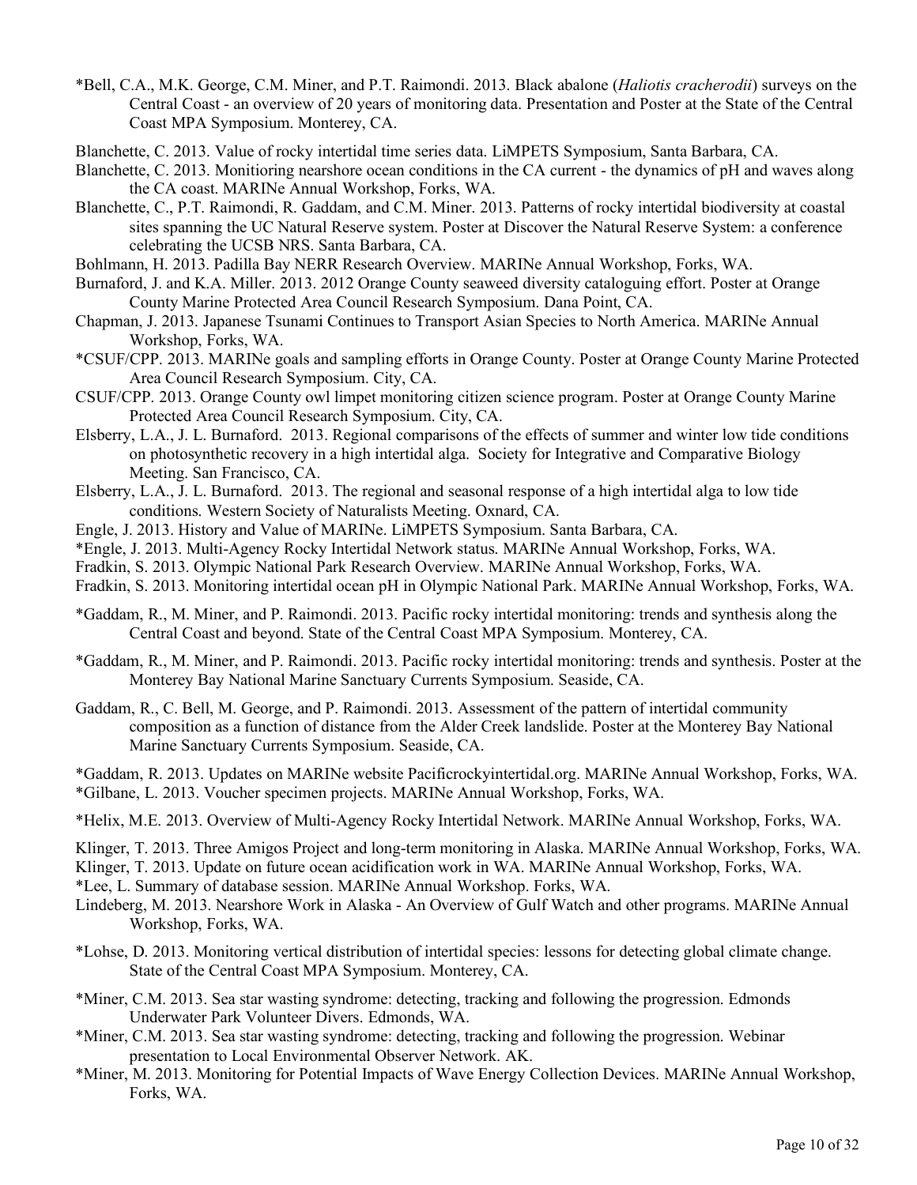*Bell, C.A., M.K. George, C.M. Miner, and P.T. Raimondi. 2013. Black abalone (*Haliotis cracherodii*) surveys on the Central Coast - an overview of 20 years of monitoring data. Presentation and Poster at the State of the Central Coast MPA Symposium. Monterey, CA.

Blanchette, C. 2013. Value of rocky intertidal time series data. LiMPETS Symposium, Santa Barbara, CA.

Blanchette, C. 2013. Monitioring nearshore ocean conditions in the CA current - the dynamics of pH and waves along the CA coast. MARINe Annual Workshop, Forks, WA.

Blanchette, C., P.T. Raimondi, R. Gaddam, and C.M. Miner. 2013. Patterns of rocky intertidal biodiversity at coastal sites spanning the UC Natural Reserve system. Poster at Discover the Natural Reserve System: a conference celebrating the UCSB NRS. Santa Barbara, CA.

Bohlmann, H. 2013. Padilla Bay NERR Research Overview. MARINe Annual Workshop, Forks, WA.

Burnaford, J. and K.A. Miller. 2013. 2012 Orange County seaweed diversity cataloguing effort. Poster at Orange County Marine Protected Area Council Research Symposium. Dana Point, CA.

Chapman, J. 2013. Japanese Tsunami Continues to Transport Asian Species to North America. MARINe Annual Workshop, Forks, WA.

*CSUF/CPP. 2013. MARINe goals and sampling efforts in Orange County. Poster at Orange County Marine Protected Area Council Research Symposium. City, CA.

CSUF/CPP. 2013. Orange County owl limpet monitoring citizen science program. Poster at Orange County Marine Protected Area Council Research Symposium. City, CA.

Elsberry, L.A., J. L. Burnaford. 2013. Regional comparisons of the effects of summer and winter low tide conditions on photosynthetic recovery in a high intertidal alga. Society for Integrative and Comparative Biology Meeting. San Francisco, CA.

Elsberry, L.A., J. L. Burnaford. 2013. The regional and seasonal response of a high intertidal alga to low tide conditions. Western Society of Naturalists Meeting. Oxnard, CA.

Engle, J. 2013. History and Value of MARINe. LiMPETS Symposium. Santa Barbara, CA.

*Engle, J. 2013. Multi-Agency Rocky Intertidal Network status. MARINe Annual Workshop, Forks, WA.

Fradkin, S. 2013. Olympic National Park Research Overview. MARINe Annual Workshop, Forks, WA.

Fradkin, S. 2013. Monitoring intertidal ocean pH in Olympic National Park. MARINe Annual Workshop, Forks, WA.

*Gaddam, R., M. Miner, and P. Raimondi. 2013. Pacific rocky intertidal monitoring: trends and synthesis along the Central Coast and beyond. State of the Central Coast MPA Symposium. Monterey, CA.

*Gaddam, R., M. Miner, and P. Raimondi. 2013. Pacific rocky intertidal monitoring: trends and synthesis. Poster at the Monterey Bay National Marine Sanctuary Currents Symposium. Seaside, CA.

Gaddam, R., C. Bell, M. George, and P. Raimondi. 2013. Assessment of the pattern of intertidal community composition as a function of distance from the Alder Creek landslide. Poster at the Monterey Bay National Marine Sanctuary Currents Symposium. Seaside, CA.

*Gaddam, R. 2013. Updates on MARINe website Pacificrockyintertidal.org. MARINe Annual Workshop, Forks, WA.

*Gilbane, L. 2013. Voucher specimen projects. MARINe Annual Workshop, Forks, WA.

*Helix, M.E. 2013. Overview of Multi-Agency Rocky Intertidal Network. MARINe Annual Workshop, Forks, WA.

Klinger, T. 2013. Three Amigos Project and long-term monitoring in Alaska. MARINe Annual Workshop, Forks, WA.

Klinger, T. 2013. Update on future ocean acidification work in WA. MARINe Annual Workshop, Forks, WA.

*Lee, L. Summary of database session. MARINe Annual Workshop. Forks, WA.

Lindeberg, M. 2013. Nearshore Work in Alaska - An Overview of Gulf Watch and other programs. MARINe Annual Workshop, Forks, WA.

*Lohse, D. 2013. Monitoring vertical distribution of intertidal species: lessons for detecting global climate change. State of the Central Coast MPA Symposium. Monterey, CA.

*Miner, C.M. 2013. Sea star wasting syndrome: detecting, tracking and following the progression. Edmonds Underwater Park Volunteer Divers. Edmonds, WA.

*Miner, C.M. 2013. Sea star wasting syndrome: detecting, tracking and following the progression. Webinar presentation to Local Environmental Observer Network. AK.

*Miner, M. 2013. Monitoring for Potential Impacts of Wave Energy Collection Devices. MARINe Annual Workshop, Forks, WA.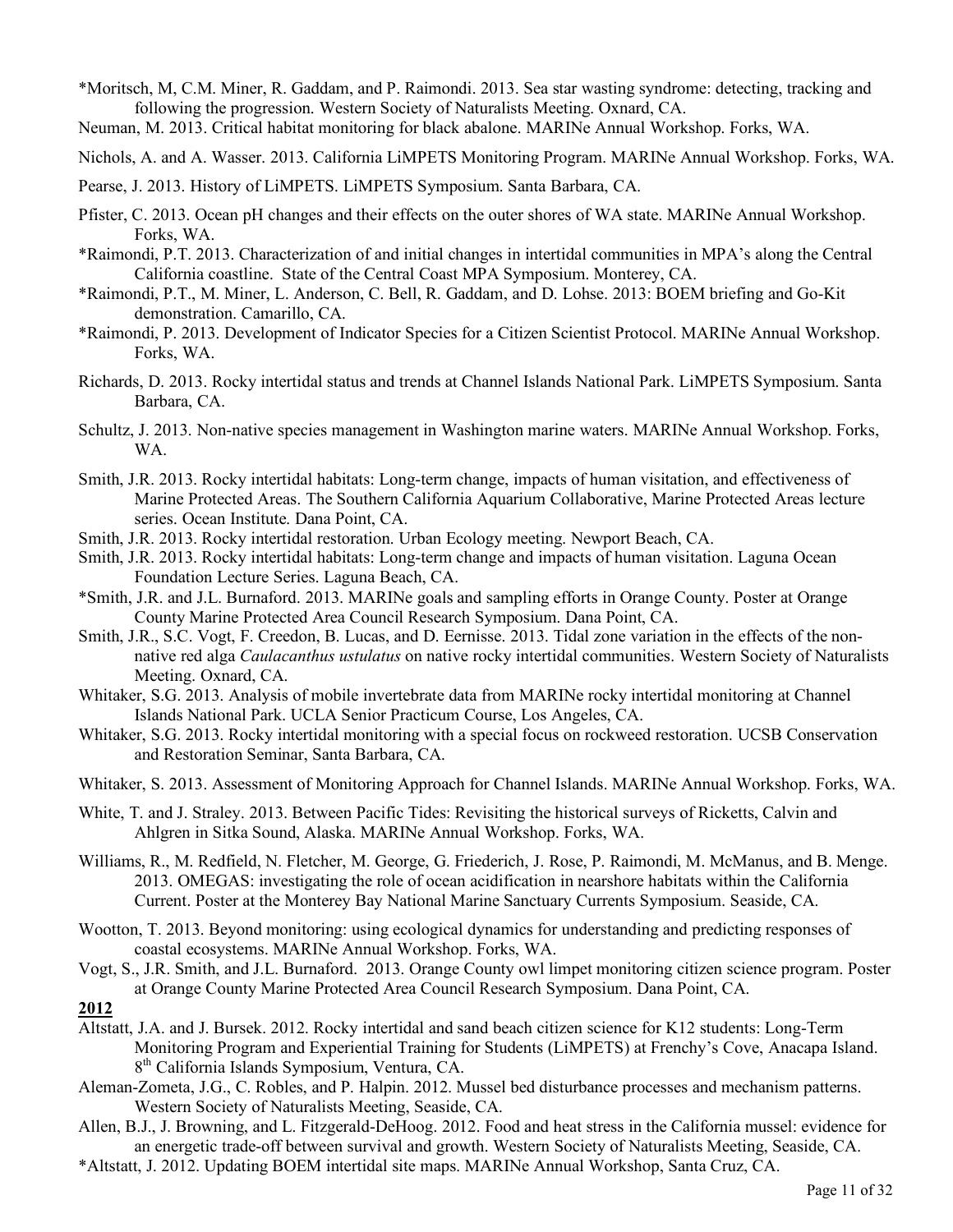*Moritsch, M, C.M. Miner, R. Gaddam, and P. Raimondi. 2013. Sea star wasting syndrome: detecting, tracking and following the progression. Western Society of Naturalists Meeting. Oxnard, CA.

Neuman, M. 2013. Critical habitat monitoring for black abalone. MARINe Annual Workshop. Forks, WA.

Nichols, A. and A. Wasser. 2013. California LiMPETS Monitoring Program. MARINe Annual Workshop. Forks, WA.

Pearse, J. 2013. History of LiMPETS. LiMPETS Symposium. Santa Barbara, CA.

Pfister, C. 2013. Ocean pH changes and their effects on the outer shores of WA state. MARINe Annual Workshop. Forks, WA.

*Raimondi, P.T. 2013. Characterization of and initial changes in intertidal communities in MPA's along the Central California coastline. State of the Central Coast MPA Symposium. Monterey, CA.

*Raimondi, P.T., M. Miner, L. Anderson, C. Bell, R. Gaddam, and D. Lohse. 2013: BOEM briefing and Go-Kit demonstration. Camarillo, CA.

*Raimondi, P. 2013. Development of Indicator Species for a Citizen Scientist Protocol. MARINe Annual Workshop. Forks, WA.

Richards, D. 2013. Rocky intertidal status and trends at Channel Islands National Park. LiMPETS Symposium. Santa Barbara, CA.

Schultz, J. 2013. Non-native species management in Washington marine waters. MARINe Annual Workshop. Forks, WA.

Smith, J.R. 2013. Rocky intertidal habitats: Long-term change, impacts of human visitation, and effectiveness of Marine Protected Areas. The Southern California Aquarium Collaborative, Marine Protected Areas lecture series. Ocean Institute. Dana Point, CA.

Smith, J.R. 2013. Rocky intertidal restoration. Urban Ecology meeting. Newport Beach, CA.

Smith, J.R. 2013. Rocky intertidal habitats: Long-term change and impacts of human visitation. Laguna Ocean Foundation Lecture Series. Laguna Beach, CA.

*Smith, J.R. and J.L. Burnaford. 2013. MARINe goals and sampling efforts in Orange County. Poster at Orange County Marine Protected Area Council Research Symposium. Dana Point, CA.

Smith, J.R., S.C. Vogt, F. Creedon, B. Lucas, and D. Eernisse. 2013. Tidal zone variation in the effects of the non-native red alga *Caulacanthus ustulatus* on native rocky intertidal communities. Western Society of Naturalists Meeting. Oxnard, CA.

Whitaker, S.G. 2013. Analysis of mobile invertebrate data from MARINe rocky intertidal monitoring at Channel Islands National Park. UCLA Senior Practicum Course, Los Angeles, CA.

Whitaker, S.G. 2013. Rocky intertidal monitoring with a special focus on rockweed restoration. UCSB Conservation and Restoration Seminar, Santa Barbara, CA.

Whitaker, S. 2013. Assessment of Monitoring Approach for Channel Islands. MARINe Annual Workshop. Forks, WA.

White, T. and J. Straley. 2013. Between Pacific Tides: Revisiting the historical surveys of Ricketts, Calvin and Ahlgren in Sitka Sound, Alaska. MARINe Annual Workshop. Forks, WA.

Williams, R., M. Redfield, N. Fletcher, M. George, G. Friederich, J. Rose, P. Raimondi, M. McManus, and B. Menge. 2013. OMEGAS: investigating the role of ocean acidification in nearshore habitats within the California Current. Poster at the Monterey Bay National Marine Sanctuary Currents Symposium. Seaside, CA.

Wootton, T. 2013. Beyond monitoring: using ecological dynamics for understanding and predicting responses of coastal ecosystems. MARINe Annual Workshop. Forks, WA.

Vogt, S., J.R. Smith, and J.L. Burnaford. 2013. Orange County owl limpet monitoring citizen science program. Poster at Orange County Marine Protected Area Council Research Symposium. Dana Point, CA.

**2012**

Altstatt, J.A. and J. Bursek. 2012. Rocky intertidal and sand beach citizen science for K12 students: Long-Term Monitoring Program and Experiential Training for Students (LiMPETS) at Frenchy's Cove, Anacapa Island. 8th California Islands Symposium, Ventura, CA.

Aleman-Zometa, J.G., C. Robles, and P. Halpin. 2012. Mussel bed disturbance processes and mechanism patterns. Western Society of Naturalists Meeting, Seaside, CA.

Allen, B.J., J. Browning, and L. Fitzgerald-DeHoog. 2012. Food and heat stress in the California mussel: evidence for an energetic trade-off between survival and growth. Western Society of Naturalists Meeting, Seaside, CA.

*Altstatt, J. 2012. Updating BOEM intertidal site maps. MARINe Annual Workshop, Santa Cruz, CA.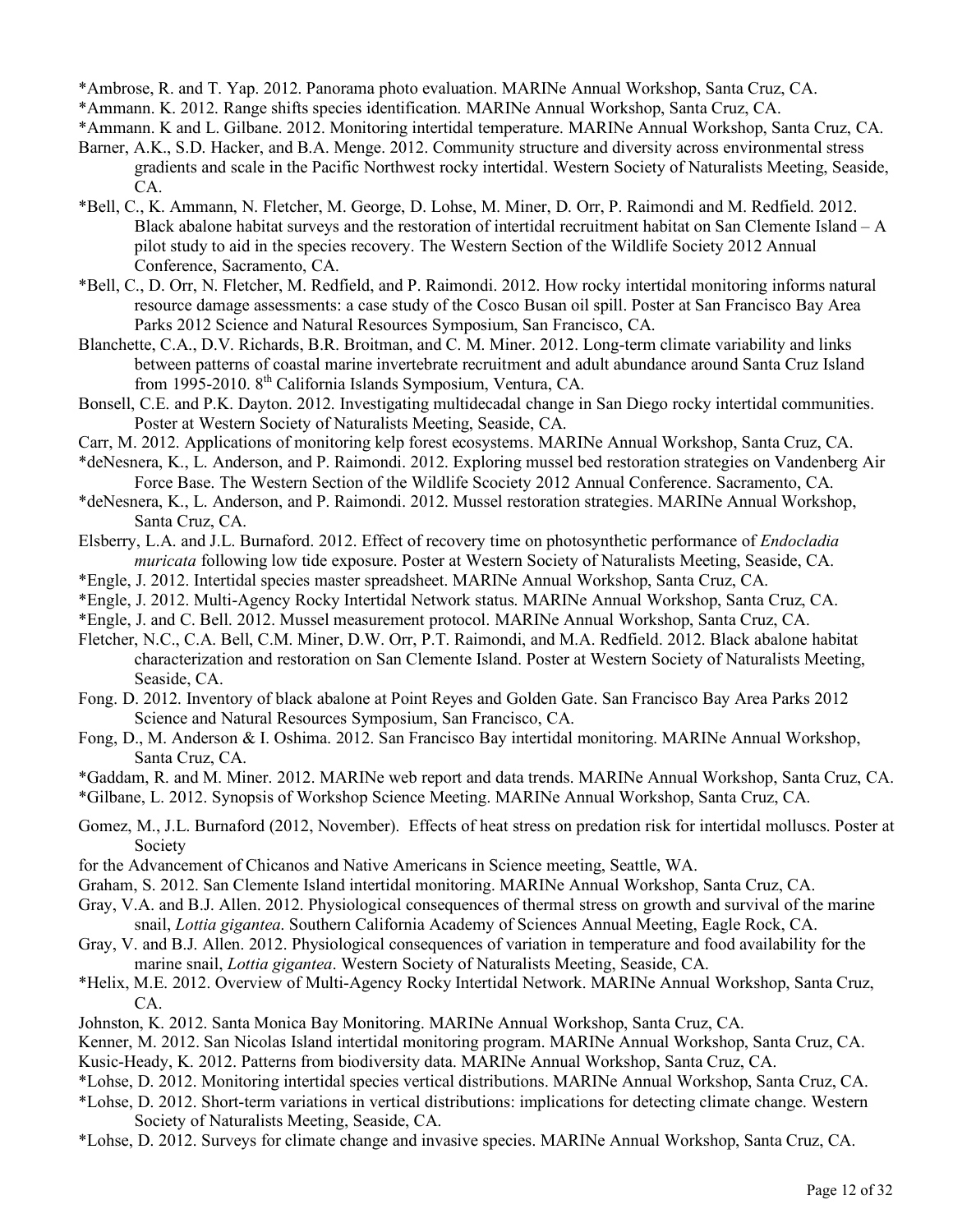*Ambrose, R. and T. Yap. 2012. Panorama photo evaluation. MARINe Annual Workshop, Santa Cruz, CA.

*Ammann. K. 2012. Range shifts species identification. MARINe Annual Workshop, Santa Cruz, CA.

*Ammann. K and L. Gilbane. 2012. Monitoring intertidal temperature. MARINe Annual Workshop, Santa Cruz, CA.

Barner, A.K., S.D. Hacker, and B.A. Menge. 2012. Community structure and diversity across environmental stress gradients and scale in the Pacific Northwest rocky intertidal. Western Society of Naturalists Meeting, Seaside, CA.

*Bell, C., K. Ammann, N. Fletcher, M. George, D. Lohse, M. Miner, D. Orr, P. Raimondi and M. Redfield. 2012. Black abalone habitat surveys and the restoration of intertidal recruitment habitat on San Clemente Island – A pilot study to aid in the species recovery. The Western Section of the Wildlife Society 2012 Annual Conference, Sacramento, CA.

*Bell, C., D. Orr, N. Fletcher, M. Redfield, and P. Raimondi. 2012. How rocky intertidal monitoring informs natural resource damage assessments: a case study of the Cosco Busan oil spill. Poster at San Francisco Bay Area Parks 2012 Science and Natural Resources Symposium, San Francisco, CA.

Blanchette, C.A., D.V. Richards, B.R. Broitman, and C. M. Miner. 2012. Long-term climate variability and links between patterns of coastal marine invertebrate recruitment and adult abundance around Santa Cruz Island from 1995-2010. 8th California Islands Symposium, Ventura, CA.

Bonsell, C.E. and P.K. Dayton. 2012. Investigating multidecadal change in San Diego rocky intertidal communities. Poster at Western Society of Naturalists Meeting, Seaside, CA.

Carr, M. 2012. Applications of monitoring kelp forest ecosystems. MARINe Annual Workshop, Santa Cruz, CA.

*deNesnera, K., L. Anderson, and P. Raimondi. 2012. Exploring mussel bed restoration strategies on Vandenberg Air Force Base. The Western Section of the Wildlife Scociety 2012 Annual Conference. Sacramento, CA.

*deNesnera, K., L. Anderson, and P. Raimondi. 2012. Mussel restoration strategies. MARINe Annual Workshop, Santa Cruz, CA.

Elsberry, L.A. and J.L. Burnaford. 2012. Effect of recovery time on photosynthetic performance of *Endocladia muricata* following low tide exposure. Poster at Western Society of Naturalists Meeting, Seaside, CA.

*Engle, J. 2012. Intertidal species master spreadsheet. MARINe Annual Workshop, Santa Cruz, CA.

*Engle, J. 2012. Multi-Agency Rocky Intertidal Network status. MARINe Annual Workshop, Santa Cruz, CA.

*Engle, J. and C. Bell. 2012. Mussel measurement protocol. MARINe Annual Workshop, Santa Cruz, CA.

Fletcher, N.C., C.A. Bell, C.M. Miner, D.W. Orr, P.T. Raimondi, and M.A. Redfield. 2012. Black abalone habitat characterization and restoration on San Clemente Island. Poster at Western Society of Naturalists Meeting, Seaside, CA.

Fong. D. 2012. Inventory of black abalone at Point Reyes and Golden Gate. San Francisco Bay Area Parks 2012 Science and Natural Resources Symposium, San Francisco, CA.

Fong, D., M. Anderson & I. Oshima. 2012. San Francisco Bay intertidal monitoring. MARINe Annual Workshop, Santa Cruz, CA.

*Gaddam, R. and M. Miner. 2012. MARINe web report and data trends. MARINe Annual Workshop, Santa Cruz, CA.

*Gilbane, L. 2012. Synopsis of Workshop Science Meeting. MARINe Annual Workshop, Santa Cruz, CA.

Gomez, M., J.L. Burnaford (2012, November). Effects of heat stress on predation risk for intertidal molluscs. Poster at Society for the Advancement of Chicanos and Native Americans in Science meeting, Seattle, WA.

Graham, S. 2012. San Clemente Island intertidal monitoring. MARINe Annual Workshop, Santa Cruz, CA.

Gray, V.A. and B.J. Allen. 2012. Physiological consequences of thermal stress on growth and survival of the marine snail, *Lottia gigantea*. Southern California Academy of Sciences Annual Meeting, Eagle Rock, CA.

Gray, V. and B.J. Allen. 2012. Physiological consequences of variation in temperature and food availability for the marine snail, *Lottia gigantea*. Western Society of Naturalists Meeting, Seaside, CA.

*Helix, M.E. 2012. Overview of Multi-Agency Rocky Intertidal Network. MARINe Annual Workshop, Santa Cruz, CA.

Johnston, K. 2012. Santa Monica Bay Monitoring. MARINe Annual Workshop, Santa Cruz, CA.

Kenner, M. 2012. San Nicolas Island intertidal monitoring program. MARINe Annual Workshop, Santa Cruz, CA.

Kusic-Heady, K. 2012. Patterns from biodiversity data. MARINe Annual Workshop, Santa Cruz, CA.

*Lohse, D. 2012. Monitoring intertidal species vertical distributions. MARINe Annual Workshop, Santa Cruz, CA.

*Lohse, D. 2012. Short-term variations in vertical distributions: implications for detecting climate change. Western Society of Naturalists Meeting, Seaside, CA.

*Lohse, D. 2012. Surveys for climate change and invasive species. MARINe Annual Workshop, Santa Cruz, CA.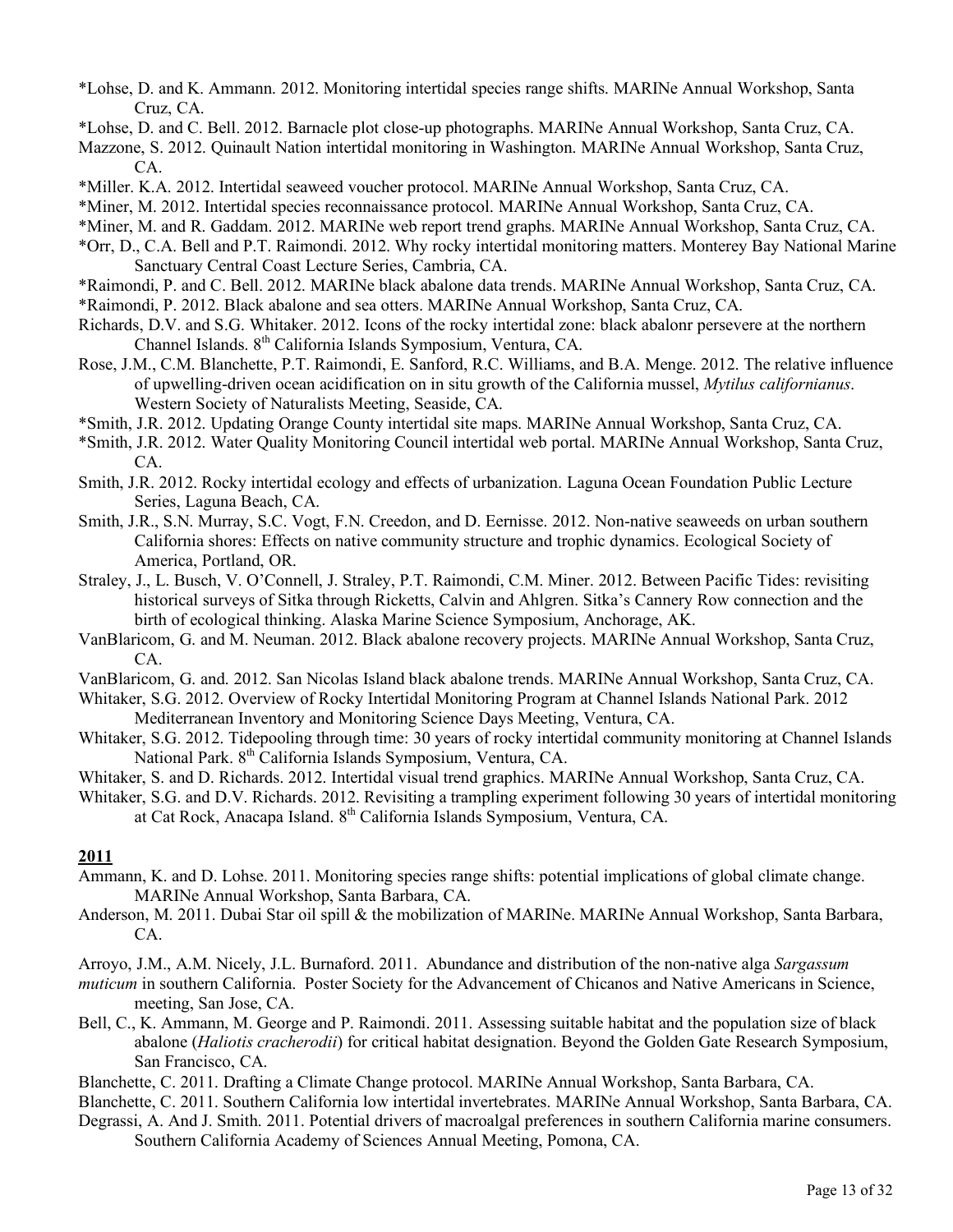*Lohse, D. and K. Ammann. 2012. Monitoring intertidal species range shifts. MARINe Annual Workshop, Santa Cruz, CA.

*Lohse, D. and C. Bell. 2012. Barnacle plot close-up photographs. MARINe Annual Workshop, Santa Cruz, CA.

Mazzone, S. 2012. Quinault Nation intertidal monitoring in Washington. MARINe Annual Workshop, Santa Cruz, CA.

*Miller. K.A. 2012. Intertidal seaweed voucher protocol. MARINe Annual Workshop, Santa Cruz, CA.

*Miner, M. 2012. Intertidal species reconnaissance protocol. MARINe Annual Workshop, Santa Cruz, CA.

*Miner, M. and R. Gaddam. 2012. MARINe web report trend graphs. MARINe Annual Workshop, Santa Cruz, CA.

*Orr, D., C.A. Bell and P.T. Raimondi. 2012. Why rocky intertidal monitoring matters. Monterey Bay National Marine Sanctuary Central Coast Lecture Series, Cambria, CA.

*Raimondi, P. and C. Bell. 2012. MARINe black abalone data trends. MARINe Annual Workshop, Santa Cruz, CA.

*Raimondi, P. 2012. Black abalone and sea otters. MARINe Annual Workshop, Santa Cruz, CA.

Richards, D.V. and S.G. Whitaker. 2012. Icons of the rocky intertidal zone: black abalonr persevere at the northern Channel Islands. 8th California Islands Symposium, Ventura, CA.

Rose, J.M., C.M. Blanchette, P.T. Raimondi, E. Sanford, R.C. Williams, and B.A. Menge. 2012. The relative influence of upwelling-driven ocean acidification on in situ growth of the California mussel, *Mytilus californianus*. Western Society of Naturalists Meeting, Seaside, CA.

*Smith, J.R. 2012. Updating Orange County intertidal site maps. MARINe Annual Workshop, Santa Cruz, CA.

*Smith, J.R. 2012. Water Quality Monitoring Council intertidal web portal. MARINe Annual Workshop, Santa Cruz, CA.

Smith, J.R. 2012. Rocky intertidal ecology and effects of urbanization. Laguna Ocean Foundation Public Lecture Series, Laguna Beach, CA.

Smith, J.R., S.N. Murray, S.C. Vogt, F.N. Creedon, and D. Eernisse. 2012. Non-native seaweeds on urban southern California shores: Effects on native community structure and trophic dynamics. Ecological Society of America, Portland, OR.

Straley, J., L. Busch, V. O'Connell, J. Straley, P.T. Raimondi, C.M. Miner. 2012. Between Pacific Tides: revisiting historical surveys of Sitka through Ricketts, Calvin and Ahlgren. Sitka's Cannery Row connection and the birth of ecological thinking. Alaska Marine Science Symposium, Anchorage, AK.

VanBlaricom, G. and M. Neuman. 2012. Black abalone recovery projects. MARINe Annual Workshop, Santa Cruz, CA.

VanBlaricom, G. and. 2012. San Nicolas Island black abalone trends. MARINe Annual Workshop, Santa Cruz, CA.

Whitaker, S.G. 2012. Overview of Rocky Intertidal Monitoring Program at Channel Islands National Park. 2012 Mediterranean Inventory and Monitoring Science Days Meeting, Ventura, CA.

Whitaker, S.G. 2012. Tidepooling through time: 30 years of rocky intertidal community monitoring at Channel Islands National Park. 8th California Islands Symposium, Ventura, CA.

Whitaker, S. and D. Richards. 2012. Intertidal visual trend graphics. MARINe Annual Workshop, Santa Cruz, CA.

Whitaker, S.G. and D.V. Richards. 2012. Revisiting a trampling experiment following 30 years of intertidal monitoring at Cat Rock, Anacapa Island. 8th California Islands Symposium, Ventura, CA.

## 2011

Ammann, K. and D. Lohse. 2011. Monitoring species range shifts: potential implications of global climate change. MARINe Annual Workshop, Santa Barbara, CA.

Anderson, M. 2011. Dubai Star oil spill & the mobilization of MARINe. MARINe Annual Workshop, Santa Barbara, CA.

Arroyo, J.M., A.M. Nicely, J.L. Burnaford. 2011. Abundance and distribution of the non-native alga *Sargassum muticum* in southern California. Poster Society for the Advancement of Chicanos and Native Americans in Science, meeting, San Jose, CA.

Bell, C., K. Ammann, M. George and P. Raimondi. 2011. Assessing suitable habitat and the population size of black abalone (*Haliotis cracherodii*) for critical habitat designation. Beyond the Golden Gate Research Symposium, San Francisco, CA.

Blanchette, C. 2011. Drafting a Climate Change protocol. MARINe Annual Workshop, Santa Barbara, CA.

Blanchette, C. 2011. Southern California low intertidal invertebrates. MARINe Annual Workshop, Santa Barbara, CA.

Degrassi, A. And J. Smith. 2011. Potential drivers of macroalgal preferences in southern California marine consumers. Southern California Academy of Sciences Annual Meeting, Pomona, CA.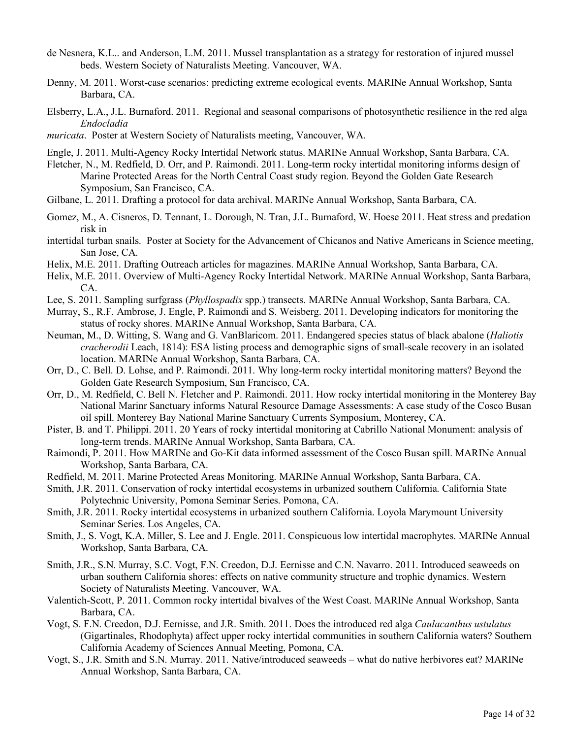de Nesnera, K.L.. and Anderson, L.M. 2011. Mussel transplantation as a strategy for restoration of injured mussel beds. Western Society of Naturalists Meeting. Vancouver, WA.

Denny, M. 2011. Worst-case scenarios: predicting extreme ecological events. MARINe Annual Workshop, Santa Barbara, CA.

Elsberry, L.A., J.L. Burnaford. 2011. Regional and seasonal comparisons of photosynthetic resilience in the red alga *Endocladia muricata*. Poster at Western Society of Naturalists meeting, Vancouver, WA.

Engle, J. 2011. Multi-Agency Rocky Intertidal Network status. MARINe Annual Workshop, Santa Barbara, CA.

Fletcher, N., M. Redfield, D. Orr, and P. Raimondi. 2011. Long-term rocky intertidal monitoring informs design of Marine Protected Areas for the North Central Coast study region. Beyond the Golden Gate Research Symposium, San Francisco, CA.

Gilbane, L. 2011. Drafting a protocol for data archival. MARINe Annual Workshop, Santa Barbara, CA.

Gomez, M., A. Cisneros, D. Tennant, L. Dorough, N. Tran, J.L. Burnaford, W. Hoese 2011. Heat stress and predation risk in intertidal turban snails. Poster at Society for the Advancement of Chicanos and Native Americans in Science meeting, San Jose, CA.

Helix, M.E. 2011. Drafting Outreach articles for magazines. MARINe Annual Workshop, Santa Barbara, CA.

Helix, M.E. 2011. Overview of Multi-Agency Rocky Intertidal Network. MARINe Annual Workshop, Santa Barbara, CA.

Lee, S. 2011. Sampling surfgrass (*Phyllospadix* spp.) transects. MARINe Annual Workshop, Santa Barbara, CA.

Murray, S., R.F. Ambrose, J. Engle, P. Raimondi and S. Weisberg. 2011. Developing indicators for monitoring the status of rocky shores. MARINe Annual Workshop, Santa Barbara, CA.

Neuman, M., D. Witting, S. Wang and G. VanBlaricom. 2011. Endangered species status of black abalone (*Haliotis cracherodii* Leach, 1814): ESA listing process and demographic signs of small-scale recovery in an isolated location. MARINe Annual Workshop, Santa Barbara, CA.

Orr, D., C. Bell. D. Lohse, and P. Raimondi. 2011. Why long-term rocky intertidal monitoring matters? Beyond the Golden Gate Research Symposium, San Francisco, CA.

Orr, D., M. Redfield, C. Bell N. Fletcher and P. Raimondi. 2011. How rocky intertidal monitoring in the Monterey Bay National Marinr Sanctuary informs Natural Resource Damage Assessments: A case study of the Cosco Busan oil spill. Monterey Bay National Marine Sanctuary Currents Symposium, Monterey, CA.

Pister, B. and T. Philippi. 2011. 20 Years of rocky intertidal monitoring at Cabrillo National Monument: analysis of long-term trends. MARINe Annual Workshop, Santa Barbara, CA.

Raimondi, P. 2011. How MARINe and Go-Kit data informed assessment of the Cosco Busan spill. MARINe Annual Workshop, Santa Barbara, CA.

Redfield, M. 2011. Marine Protected Areas Monitoring. MARINe Annual Workshop, Santa Barbara, CA.

Smith, J.R. 2011. Conservation of rocky intertidal ecosystems in urbanized southern California. California State Polytechnic University, Pomona Seminar Series. Pomona, CA.

Smith, J.R. 2011. Rocky intertidal ecosystems in urbanized southern California. Loyola Marymount University Seminar Series. Los Angeles, CA.

Smith, J., S. Vogt, K.A. Miller, S. Lee and J. Engle. 2011. Conspicuous low intertidal macrophytes. MARINe Annual Workshop, Santa Barbara, CA.

Smith, J.R., S.N. Murray, S.C. Vogt, F.N. Creedon, D.J. Eernisse and C.N. Navarro. 2011. Introduced seaweeds on urban southern California shores: effects on native community structure and trophic dynamics. Western Society of Naturalists Meeting. Vancouver, WA.

Valentich-Scott, P. 2011. Common rocky intertidal bivalves of the West Coast. MARINe Annual Workshop, Santa Barbara, CA.

Vogt, S. F.N. Creedon, D.J. Eernisse, and J.R. Smith. 2011. Does the introduced red alga *Caulacanthus ustulatus* (Gigartinales, Rhodophyta) affect upper rocky intertidal communities in southern California waters? Southern California Academy of Sciences Annual Meeting, Pomona, CA.

Vogt, S., J.R. Smith and S.N. Murray. 2011. Native/introduced seaweeds – what do native herbivores eat? MARINe Annual Workshop, Santa Barbara, CA.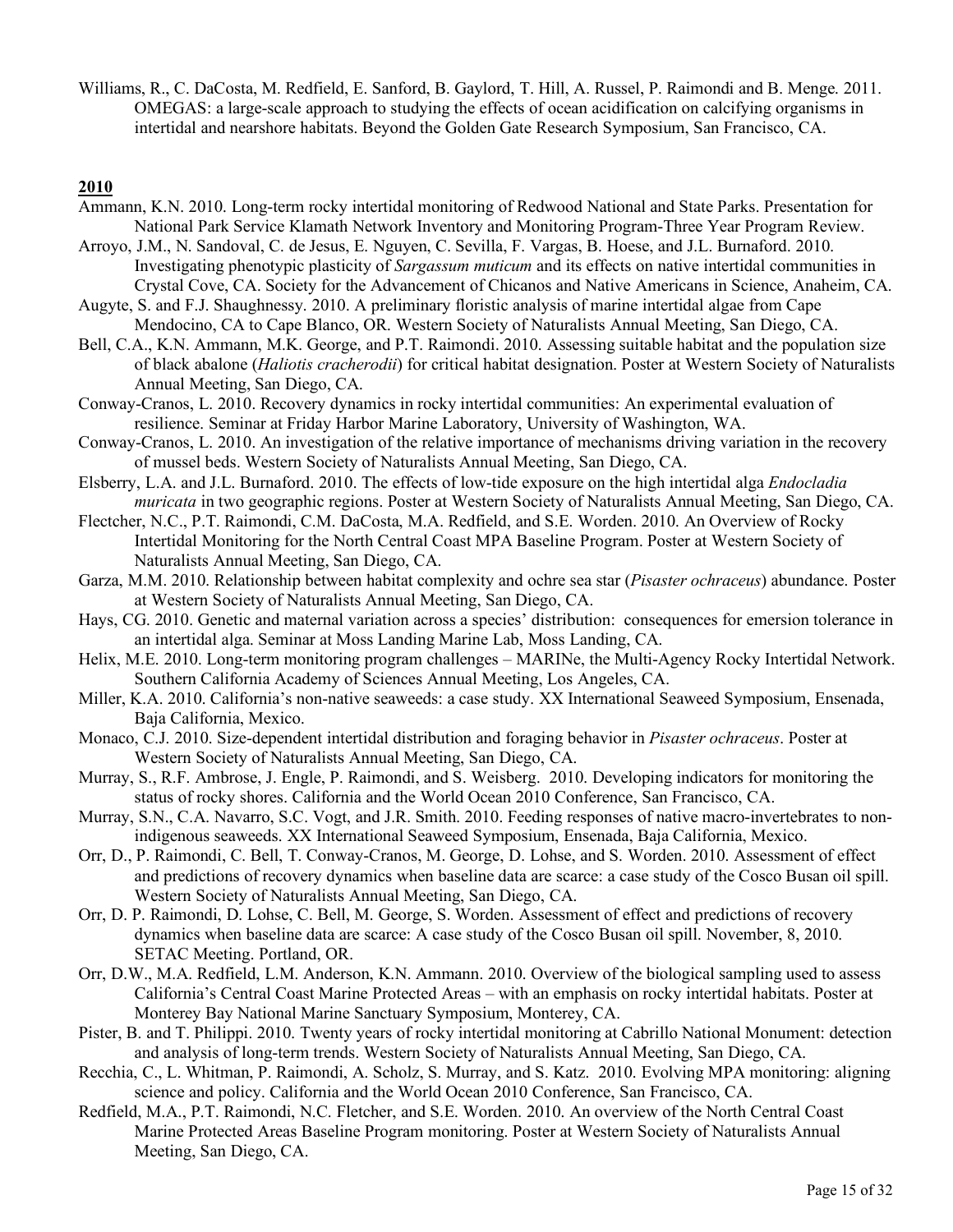Williams, R., C. DaCosta, M. Redfield, E. Sanford, B. Gaylord, T. Hill, A. Russel, P. Raimondi and B. Menge. 2011. OMEGAS: a large-scale approach to studying the effects of ocean acidification on calcifying organisms in intertidal and nearshore habitats. Beyond the Golden Gate Research Symposium, San Francisco, CA.

**2010**

Ammann, K.N. 2010. Long-term rocky intertidal monitoring of Redwood National and State Parks. Presentation for National Park Service Klamath Network Inventory and Monitoring Program-Three Year Program Review.

Arroyo, J.M., N. Sandoval, C. de Jesus, E. Nguyen, C. Sevilla, F. Vargas, B. Hoese, and J.L. Burnaford. 2010. Investigating phenotypic plasticity of *Sargassum muticum* and its effects on native intertidal communities in Crystal Cove, CA. Society for the Advancement of Chicanos and Native Americans in Science, Anaheim, CA.

Augyte, S. and F.J. Shaughnessy. 2010. A preliminary floristic analysis of marine intertidal algae from Cape Mendocino, CA to Cape Blanco, OR. Western Society of Naturalists Annual Meeting, San Diego, CA.

Bell, C.A., K.N. Ammann, M.K. George, and P.T. Raimondi. 2010. Assessing suitable habitat and the population size of black abalone (*Haliotis cracherodii*) for critical habitat designation. Poster at Western Society of Naturalists Annual Meeting, San Diego, CA.

Conway-Cranos, L. 2010. Recovery dynamics in rocky intertidal communities: An experimental evaluation of resilience. Seminar at Friday Harbor Marine Laboratory, University of Washington, WA.

Conway-Cranos, L. 2010. An investigation of the relative importance of mechanisms driving variation in the recovery of mussel beds. Western Society of Naturalists Annual Meeting, San Diego, CA.

Elsberry, L.A. and J.L. Burnaford. 2010. The effects of low-tide exposure on the high intertidal alga *Endocladia muricata* in two geographic regions. Poster at Western Society of Naturalists Annual Meeting, San Diego, CA.

Flectcher, N.C., P.T. Raimondi, C.M. DaCosta, M.A. Redfield, and S.E. Worden. 2010. An Overview of Rocky Intertidal Monitoring for the North Central Coast MPA Baseline Program. Poster at Western Society of Naturalists Annual Meeting, San Diego, CA.

Garza, M.M. 2010. Relationship between habitat complexity and ochre sea star (*Pisaster ochraceus*) abundance. Poster at Western Society of Naturalists Annual Meeting, San Diego, CA.

Hays, CG. 2010. Genetic and maternal variation across a species' distribution: consequences for emersion tolerance in an intertidal alga. Seminar at Moss Landing Marine Lab, Moss Landing, CA.

Helix, M.E. 2010. Long-term monitoring program challenges – MARINe, the Multi-Agency Rocky Intertidal Network. Southern California Academy of Sciences Annual Meeting, Los Angeles, CA.

Miller, K.A. 2010. California's non-native seaweeds: a case study. XX International Seaweed Symposium, Ensenada, Baja California, Mexico.

Monaco, C.J. 2010. Size-dependent intertidal distribution and foraging behavior in *Pisaster ochraceus*. Poster at Western Society of Naturalists Annual Meeting, San Diego, CA.

Murray, S., R.F. Ambrose, J. Engle, P. Raimondi, and S. Weisberg. 2010. Developing indicators for monitoring the status of rocky shores. California and the World Ocean 2010 Conference, San Francisco, CA.

Murray, S.N., C.A. Navarro, S.C. Vogt, and J.R. Smith. 2010. Feeding responses of native macro-invertebrates to non-indigenous seaweeds. XX International Seaweed Symposium, Ensenada, Baja California, Mexico.

Orr, D., P. Raimondi, C. Bell, T. Conway-Cranos, M. George, D. Lohse, and S. Worden. 2010. Assessment of effect and predictions of recovery dynamics when baseline data are scarce: a case study of the Cosco Busan oil spill. Western Society of Naturalists Annual Meeting, San Diego, CA.

Orr, D. P. Raimondi, D. Lohse, C. Bell, M. George, S. Worden. Assessment of effect and predictions of recovery dynamics when baseline data are scarce: A case study of the Cosco Busan oil spill. November, 8, 2010. SETAC Meeting. Portland, OR.

Orr, D.W., M.A. Redfield, L.M. Anderson, K.N. Ammann. 2010. Overview of the biological sampling used to assess California's Central Coast Marine Protected Areas – with an emphasis on rocky intertidal habitats. Poster at Monterey Bay National Marine Sanctuary Symposium, Monterey, CA.

Pister, B. and T. Philippi. 2010. Twenty years of rocky intertidal monitoring at Cabrillo National Monument: detection and analysis of long-term trends. Western Society of Naturalists Annual Meeting, San Diego, CA.

Recchia, C., L. Whitman, P. Raimondi, A. Scholz, S. Murray, and S. Katz. 2010. Evolving MPA monitoring: aligning science and policy. California and the World Ocean 2010 Conference, San Francisco, CA.

Redfield, M.A., P.T. Raimondi, N.C. Fletcher, and S.E. Worden. 2010. An overview of the North Central Coast Marine Protected Areas Baseline Program monitoring. Poster at Western Society of Naturalists Annual Meeting, San Diego, CA.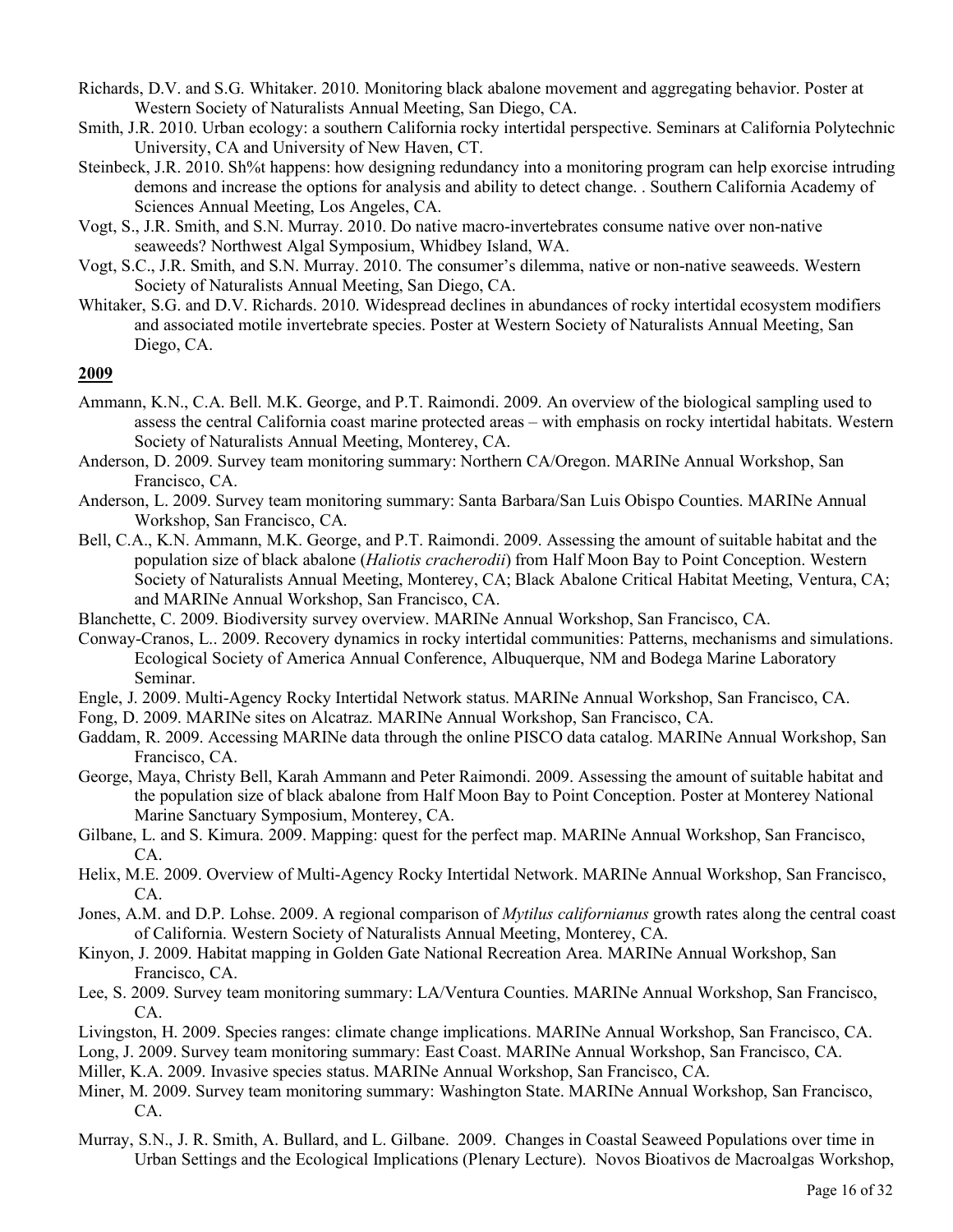Richards, D.V. and S.G. Whitaker. 2010. Monitoring black abalone movement and aggregating behavior. Poster at Western Society of Naturalists Annual Meeting, San Diego, CA.

Smith, J.R. 2010. Urban ecology: a southern California rocky intertidal perspective. Seminars at California Polytechnic University, CA and University of New Haven, CT.

Steinbeck, J.R. 2010. Sh%t happens: how designing redundancy into a monitoring program can help exorcise intruding demons and increase the options for analysis and ability to detect change. . Southern California Academy of Sciences Annual Meeting, Los Angeles, CA.

Vogt, S., J.R. Smith, and S.N. Murray. 2010. Do native macro-invertebrates consume native over non-native seaweeds? Northwest Algal Symposium, Whidbey Island, WA.

Vogt, S.C., J.R. Smith, and S.N. Murray. 2010. The consumer's dilemma, native or non-native seaweeds. Western Society of Naturalists Annual Meeting, San Diego, CA.

Whitaker, S.G. and D.V. Richards. 2010. Widespread declines in abundances of rocky intertidal ecosystem modifiers and associated motile invertebrate species. Poster at Western Society of Naturalists Annual Meeting, San Diego, CA.

## 2009

Ammann, K.N., C.A. Bell. M.K. George, and P.T. Raimondi. 2009. An overview of the biological sampling used to assess the central California coast marine protected areas – with emphasis on rocky intertidal habitats. Western Society of Naturalists Annual Meeting, Monterey, CA.

Anderson, D. 2009. Survey team monitoring summary: Northern CA/Oregon. MARINe Annual Workshop, San Francisco, CA.

Anderson, L. 2009. Survey team monitoring summary: Santa Barbara/San Luis Obispo Counties. MARINe Annual Workshop, San Francisco, CA.

Bell, C.A., K.N. Ammann, M.K. George, and P.T. Raimondi. 2009. Assessing the amount of suitable habitat and the population size of black abalone (*Haliotis cracherodii*) from Half Moon Bay to Point Conception. Western Society of Naturalists Annual Meeting, Monterey, CA; Black Abalone Critical Habitat Meeting, Ventura, CA; and MARINe Annual Workshop, San Francisco, CA.

Blanchette, C. 2009. Biodiversity survey overview. MARINe Annual Workshop, San Francisco, CA.

Conway-Cranos, L.. 2009. Recovery dynamics in rocky intertidal communities: Patterns, mechanisms and simulations. Ecological Society of America Annual Conference, Albuquerque, NM and Bodega Marine Laboratory Seminar.

Engle, J. 2009. Multi-Agency Rocky Intertidal Network status. MARINe Annual Workshop, San Francisco, CA.

Fong, D. 2009. MARINe sites on Alcatraz. MARINe Annual Workshop, San Francisco, CA.

Gaddam, R. 2009. Accessing MARINe data through the online PISCO data catalog. MARINe Annual Workshop, San Francisco, CA.

George, Maya, Christy Bell, Karah Ammann and Peter Raimondi. 2009. Assessing the amount of suitable habitat and the population size of black abalone from Half Moon Bay to Point Conception. Poster at Monterey National Marine Sanctuary Symposium, Monterey, CA.

Gilbane, L. and S. Kimura. 2009. Mapping: quest for the perfect map. MARINe Annual Workshop, San Francisco, CA.

Helix, M.E. 2009. Overview of Multi-Agency Rocky Intertidal Network. MARINe Annual Workshop, San Francisco, CA.

Jones, A.M. and D.P. Lohse. 2009. A regional comparison of *Mytilus californianus* growth rates along the central coast of California. Western Society of Naturalists Annual Meeting, Monterey, CA.

Kinyon, J. 2009. Habitat mapping in Golden Gate National Recreation Area. MARINe Annual Workshop, San Francisco, CA.

Lee, S. 2009. Survey team monitoring summary: LA/Ventura Counties. MARINe Annual Workshop, San Francisco, CA.

Livingston, H. 2009. Species ranges: climate change implications. MARINe Annual Workshop, San Francisco, CA.

Long, J. 2009. Survey team monitoring summary: East Coast. MARINe Annual Workshop, San Francisco, CA.

Miller, K.A. 2009. Invasive species status. MARINe Annual Workshop, San Francisco, CA.

Miner, M. 2009. Survey team monitoring summary: Washington State. MARINe Annual Workshop, San Francisco, CA.

Murray, S.N., J. R. Smith, A. Bullard, and L. Gilbane. 2009. Changes in Coastal Seaweed Populations over time in Urban Settings and the Ecological Implications (Plenary Lecture). Novos Bioativos de Macroalgas Workshop,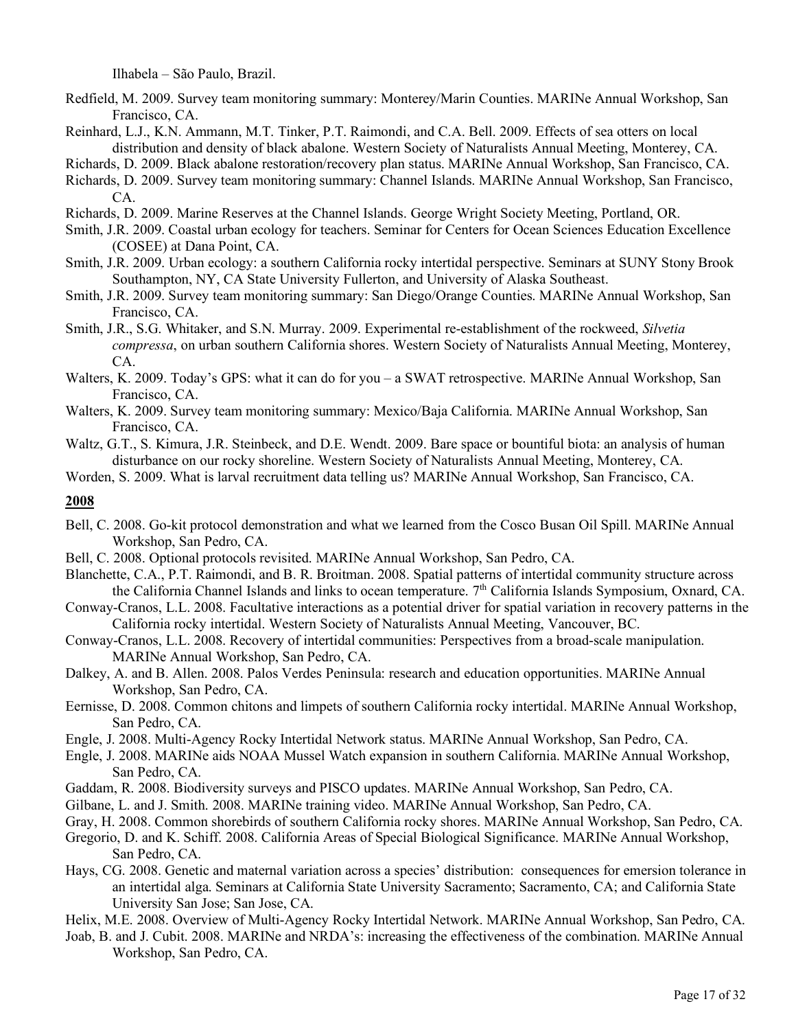Ilhabela – São Paulo, Brazil.

Redfield, M. 2009. Survey team monitoring summary: Monterey/Marin Counties. MARINe Annual Workshop, San Francisco, CA.

Reinhard, L.J., K.N. Ammann, M.T. Tinker, P.T. Raimondi, and C.A. Bell. 2009. Effects of sea otters on local distribution and density of black abalone. Western Society of Naturalists Annual Meeting, Monterey, CA.

Richards, D. 2009. Black abalone restoration/recovery plan status. MARINe Annual Workshop, San Francisco, CA.

Richards, D. 2009. Survey team monitoring summary: Channel Islands. MARINe Annual Workshop, San Francisco, CA.

Richards, D. 2009. Marine Reserves at the Channel Islands. George Wright Society Meeting, Portland, OR.

Smith, J.R. 2009. Coastal urban ecology for teachers. Seminar for Centers for Ocean Sciences Education Excellence (COSEE) at Dana Point, CA.

Smith, J.R. 2009. Urban ecology: a southern California rocky intertidal perspective. Seminars at SUNY Stony Brook Southampton, NY, CA State University Fullerton, and University of Alaska Southeast.

Smith, J.R. 2009. Survey team monitoring summary: San Diego/Orange Counties. MARINe Annual Workshop, San Francisco, CA.

Smith, J.R., S.G. Whitaker, and S.N. Murray. 2009. Experimental re-establishment of the rockweed, *Silvetia compressa*, on urban southern California shores. Western Society of Naturalists Annual Meeting, Monterey, CA.

Walters, K. 2009. Today's GPS: what it can do for you – a SWAT retrospective. MARINe Annual Workshop, San Francisco, CA.

Walters, K. 2009. Survey team monitoring summary: Mexico/Baja California. MARINe Annual Workshop, San Francisco, CA.

Waltz, G.T., S. Kimura, J.R. Steinbeck, and D.E. Wendt. 2009. Bare space or bountiful biota: an analysis of human disturbance on our rocky shoreline. Western Society of Naturalists Annual Meeting, Monterey, CA.

Worden, S. 2009. What is larval recruitment data telling us? MARINe Annual Workshop, San Francisco, CA.

## 2008

Bell, C. 2008. Go-kit protocol demonstration and what we learned from the Cosco Busan Oil Spill. MARINe Annual Workshop, San Pedro, CA.

Bell, C. 2008. Optional protocols revisited. MARINe Annual Workshop, San Pedro, CA.

Blanchette, C.A., P.T. Raimondi, and B. R. Broitman. 2008. Spatial patterns of intertidal community structure across the California Channel Islands and links to ocean temperature. 7th California Islands Symposium, Oxnard, CA.

Conway-Cranos, L.L. 2008. Facultative interactions as a potential driver for spatial variation in recovery patterns in the California rocky intertidal. Western Society of Naturalists Annual Meeting, Vancouver, BC.

Conway-Cranos, L.L. 2008. Recovery of intertidal communities: Perspectives from a broad-scale manipulation. MARINe Annual Workshop, San Pedro, CA.

Dalkey, A. and B. Allen. 2008. Palos Verdes Peninsula: research and education opportunities. MARINe Annual Workshop, San Pedro, CA.

Eernisse, D. 2008. Common chitons and limpets of southern California rocky intertidal. MARINe Annual Workshop, San Pedro, CA.

Engle, J. 2008. Multi-Agency Rocky Intertidal Network status. MARINe Annual Workshop, San Pedro, CA.

Engle, J. 2008. MARINe aids NOAA Mussel Watch expansion in southern California. MARINe Annual Workshop, San Pedro, CA.

Gaddam, R. 2008. Biodiversity surveys and PISCO updates. MARINe Annual Workshop, San Pedro, CA.

Gilbane, L. and J. Smith. 2008. MARINe training video. MARINe Annual Workshop, San Pedro, CA.

Gray, H. 2008. Common shorebirds of southern California rocky shores. MARINe Annual Workshop, San Pedro, CA.

Gregorio, D. and K. Schiff. 2008. California Areas of Special Biological Significance. MARINe Annual Workshop, San Pedro, CA.

Hays, CG. 2008. Genetic and maternal variation across a species' distribution: consequences for emersion tolerance in an intertidal alga. Seminars at California State University Sacramento; Sacramento, CA; and California State University San Jose; San Jose, CA.

Helix, M.E. 2008. Overview of Multi-Agency Rocky Intertidal Network. MARINe Annual Workshop, San Pedro, CA.

Joab, B. and J. Cubit. 2008. MARINe and NRDA's: increasing the effectiveness of the combination. MARINe Annual Workshop, San Pedro, CA.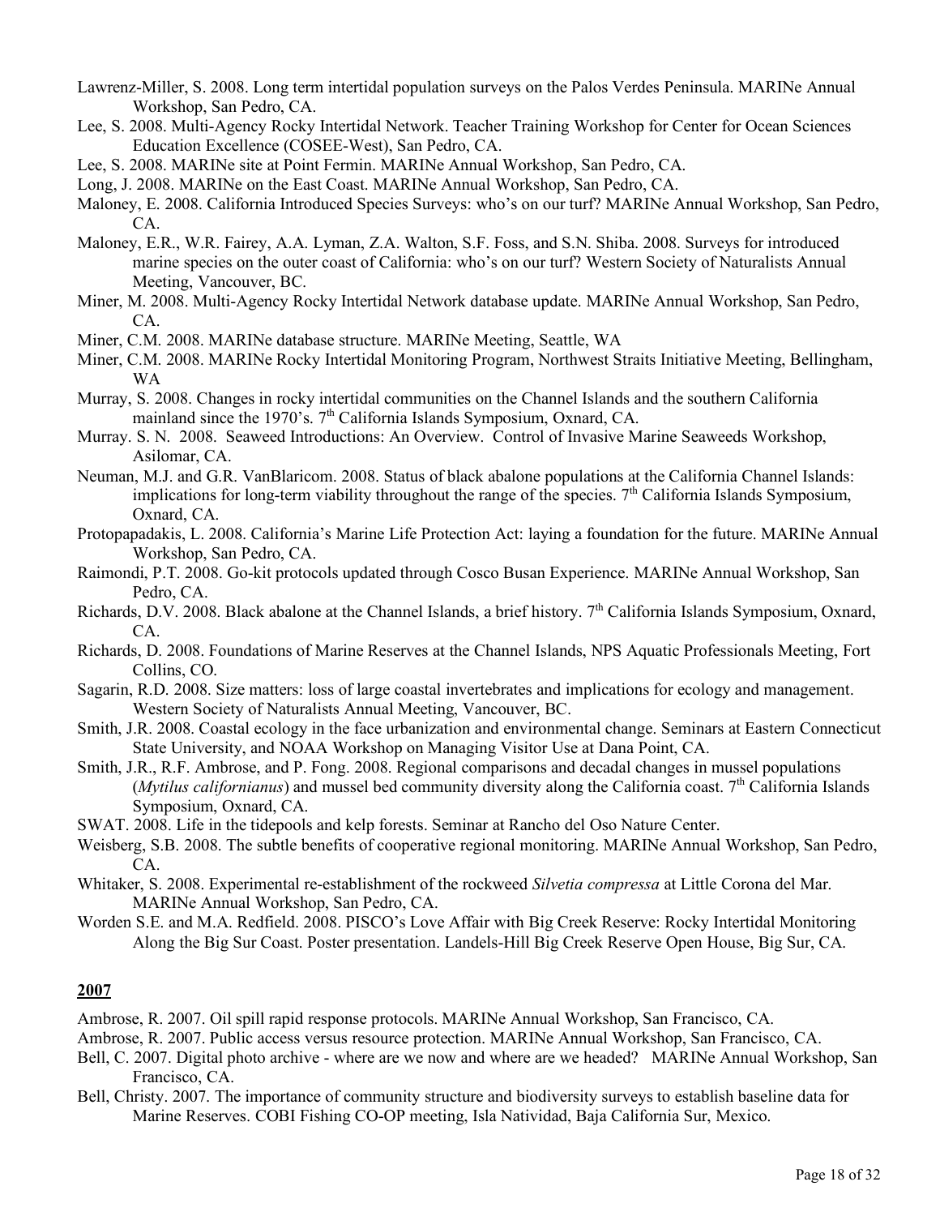Lawrenz-Miller, S. 2008. Long term intertidal population surveys on the Palos Verdes Peninsula. MARINe Annual Workshop, San Pedro, CA.

Lee, S. 2008. Multi-Agency Rocky Intertidal Network. Teacher Training Workshop for Center for Ocean Sciences Education Excellence (COSEE-West), San Pedro, CA.

Lee, S. 2008. MARINe site at Point Fermin. MARINe Annual Workshop, San Pedro, CA.

Long, J. 2008. MARINe on the East Coast. MARINe Annual Workshop, San Pedro, CA.

Maloney, E. 2008. California Introduced Species Surveys: who's on our turf? MARINe Annual Workshop, San Pedro, CA.

Maloney, E.R., W.R. Fairey, A.A. Lyman, Z.A. Walton, S.F. Foss, and S.N. Shiba. 2008. Surveys for introduced marine species on the outer coast of California: who's on our turf? Western Society of Naturalists Annual Meeting, Vancouver, BC.

Miner, M. 2008. Multi-Agency Rocky Intertidal Network database update. MARINe Annual Workshop, San Pedro, CA.

Miner, C.M. 2008. MARINe database structure. MARINe Meeting, Seattle, WA

Miner, C.M. 2008. MARINe Rocky Intertidal Monitoring Program, Northwest Straits Initiative Meeting, Bellingham, WA

Murray, S. 2008. Changes in rocky intertidal communities on the Channel Islands and the southern California mainland since the 1970's. 7th California Islands Symposium, Oxnard, CA.

Murray. S. N. 2008. Seaweed Introductions: An Overview. Control of Invasive Marine Seaweeds Workshop, Asilomar, CA.

Neuman, M.J. and G.R. VanBlaricom. 2008. Status of black abalone populations at the California Channel Islands: implications for long-term viability throughout the range of the species. 7th California Islands Symposium, Oxnard, CA.

Protopapadakis, L. 2008. California's Marine Life Protection Act: laying a foundation for the future. MARINe Annual Workshop, San Pedro, CA.

Raimondi, P.T. 2008. Go-kit protocols updated through Cosco Busan Experience. MARINe Annual Workshop, San Pedro, CA.

Richards, D.V. 2008. Black abalone at the Channel Islands, a brief history. 7th California Islands Symposium, Oxnard, CA.

Richards, D. 2008. Foundations of Marine Reserves at the Channel Islands, NPS Aquatic Professionals Meeting, Fort Collins, CO.

Sagarin, R.D. 2008. Size matters: loss of large coastal invertebrates and implications for ecology and management. Western Society of Naturalists Annual Meeting, Vancouver, BC.

Smith, J.R. 2008. Coastal ecology in the face urbanization and environmental change. Seminars at Eastern Connecticut State University, and NOAA Workshop on Managing Visitor Use at Dana Point, CA.

Smith, J.R., R.F. Ambrose, and P. Fong. 2008. Regional comparisons and decadal changes in mussel populations (*Mytilus californianus*) and mussel bed community diversity along the California coast. 7th California Islands Symposium, Oxnard, CA.

SWAT. 2008. Life in the tidepools and kelp forests. Seminar at Rancho del Oso Nature Center.

Weisberg, S.B. 2008. The subtle benefits of cooperative regional monitoring. MARINe Annual Workshop, San Pedro, CA.

Whitaker, S. 2008. Experimental re-establishment of the rockweed *Silvetia compressa* at Little Corona del Mar. MARINe Annual Workshop, San Pedro, CA.

Worden S.E. and M.A. Redfield. 2008. PISCO's Love Affair with Big Creek Reserve: Rocky Intertidal Monitoring Along the Big Sur Coast. Poster presentation. Landels-Hill Big Creek Reserve Open House, Big Sur, CA.

## 2007

Ambrose, R. 2007. Oil spill rapid response protocols. MARINe Annual Workshop, San Francisco, CA.

Ambrose, R. 2007. Public access versus resource protection. MARINe Annual Workshop, San Francisco, CA.

Bell, C. 2007. Digital photo archive - where are we now and where are we headed? MARINe Annual Workshop, San Francisco, CA.

Bell, Christy. 2007. The importance of community structure and biodiversity surveys to establish baseline data for Marine Reserves. COBI Fishing CO-OP meeting, Isla Natividad, Baja California Sur, Mexico.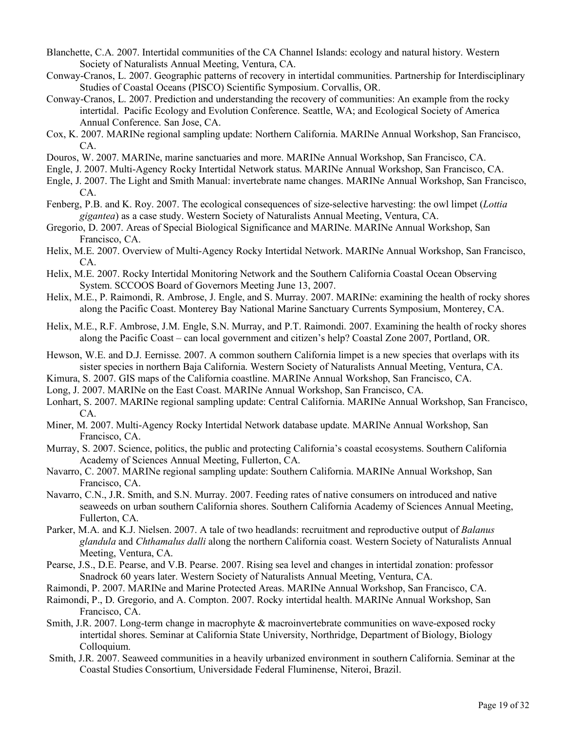Blanchette, C.A. 2007. Intertidal communities of the CA Channel Islands: ecology and natural history. Western Society of Naturalists Annual Meeting, Ventura, CA.

Conway-Cranos, L. 2007. Geographic patterns of recovery in intertidal communities. Partnership for Interdisciplinary Studies of Coastal Oceans (PISCO) Scientific Symposium. Corvallis, OR.

Conway-Cranos, L. 2007. Prediction and understanding the recovery of communities: An example from the rocky intertidal. Pacific Ecology and Evolution Conference. Seattle, WA; and Ecological Society of America Annual Conference. San Jose, CA.

Cox, K. 2007. MARINe regional sampling update: Northern California. MARINe Annual Workshop, San Francisco, CA.

Douros, W. 2007. MARINe, marine sanctuaries and more. MARINe Annual Workshop, San Francisco, CA.

Engle, J. 2007. Multi-Agency Rocky Intertidal Network status. MARINe Annual Workshop, San Francisco, CA.

Engle, J. 2007. The Light and Smith Manual: invertebrate name changes. MARINe Annual Workshop, San Francisco, CA.

Fenberg, P.B. and K. Roy. 2007. The ecological consequences of size-selective harvesting: the owl limpet (*Lottia gigantea*) as a case study. Western Society of Naturalists Annual Meeting, Ventura, CA.

Gregorio, D. 2007. Areas of Special Biological Significance and MARINe. MARINe Annual Workshop, San Francisco, CA.

Helix, M.E. 2007. Overview of Multi-Agency Rocky Intertidal Network. MARINe Annual Workshop, San Francisco, CA.

Helix, M.E. 2007. Rocky Intertidal Monitoring Network and the Southern California Coastal Ocean Observing System. SCCOOS Board of Governors Meeting June 13, 2007.

Helix, M.E., P. Raimondi, R. Ambrose, J. Engle, and S. Murray. 2007. MARINe: examining the health of rocky shores along the Pacific Coast. Monterey Bay National Marine Sanctuary Currents Symposium, Monterey, CA.

Helix, M.E., R.F. Ambrose, J.M. Engle, S.N. Murray, and P.T. Raimondi. 2007. Examining the health of rocky shores along the Pacific Coast – can local government and citizen's help? Coastal Zone 2007, Portland, OR.

Hewson, W.E. and D.J. Eernisse. 2007. A common southern California limpet is a new species that overlaps with its sister species in northern Baja California. Western Society of Naturalists Annual Meeting, Ventura, CA.

Kimura, S. 2007. GIS maps of the California coastline. MARINe Annual Workshop, San Francisco, CA.

Long, J. 2007. MARINe on the East Coast. MARINe Annual Workshop, San Francisco, CA.

Lonhart, S. 2007. MARINe regional sampling update: Central California. MARINe Annual Workshop, San Francisco, CA.

Miner, M. 2007. Multi-Agency Rocky Intertidal Network database update. MARINe Annual Workshop, San Francisco, CA.

Murray, S. 2007. Science, politics, the public and protecting California's coastal ecosystems. Southern California Academy of Sciences Annual Meeting, Fullerton, CA.

Navarro, C. 2007. MARINe regional sampling update: Southern California. MARINe Annual Workshop, San Francisco, CA.

Navarro, C.N., J.R. Smith, and S.N. Murray. 2007. Feeding rates of native consumers on introduced and native seaweeds on urban southern California shores. Southern California Academy of Sciences Annual Meeting, Fullerton, CA.

Parker, M.A. and K.J. Nielsen. 2007. A tale of two headlands: recruitment and reproductive output of *Balanus glandula* and *Chthamalus dalli* along the northern California coast. Western Society of Naturalists Annual Meeting, Ventura, CA.

Pearse, J.S., D.E. Pearse, and V.B. Pearse. 2007. Rising sea level and changes in intertidal zonation: professor Snadrock 60 years later. Western Society of Naturalists Annual Meeting, Ventura, CA.

Raimondi, P. 2007. MARINe and Marine Protected Areas. MARINe Annual Workshop, San Francisco, CA.

Raimondi, P., D. Gregorio, and A. Compton. 2007. Rocky intertidal health. MARINe Annual Workshop, San Francisco, CA.

Smith, J.R. 2007. Long-term change in macrophyte & macroinvertebrate communities on wave-exposed rocky intertidal shores. Seminar at California State University, Northridge, Department of Biology, Biology Colloquium.

Smith, J.R. 2007. Seaweed communities in a heavily urbanized environment in southern California. Seminar at the Coastal Studies Consortium, Universidade Federal Fluminense, Niteroi, Brazil.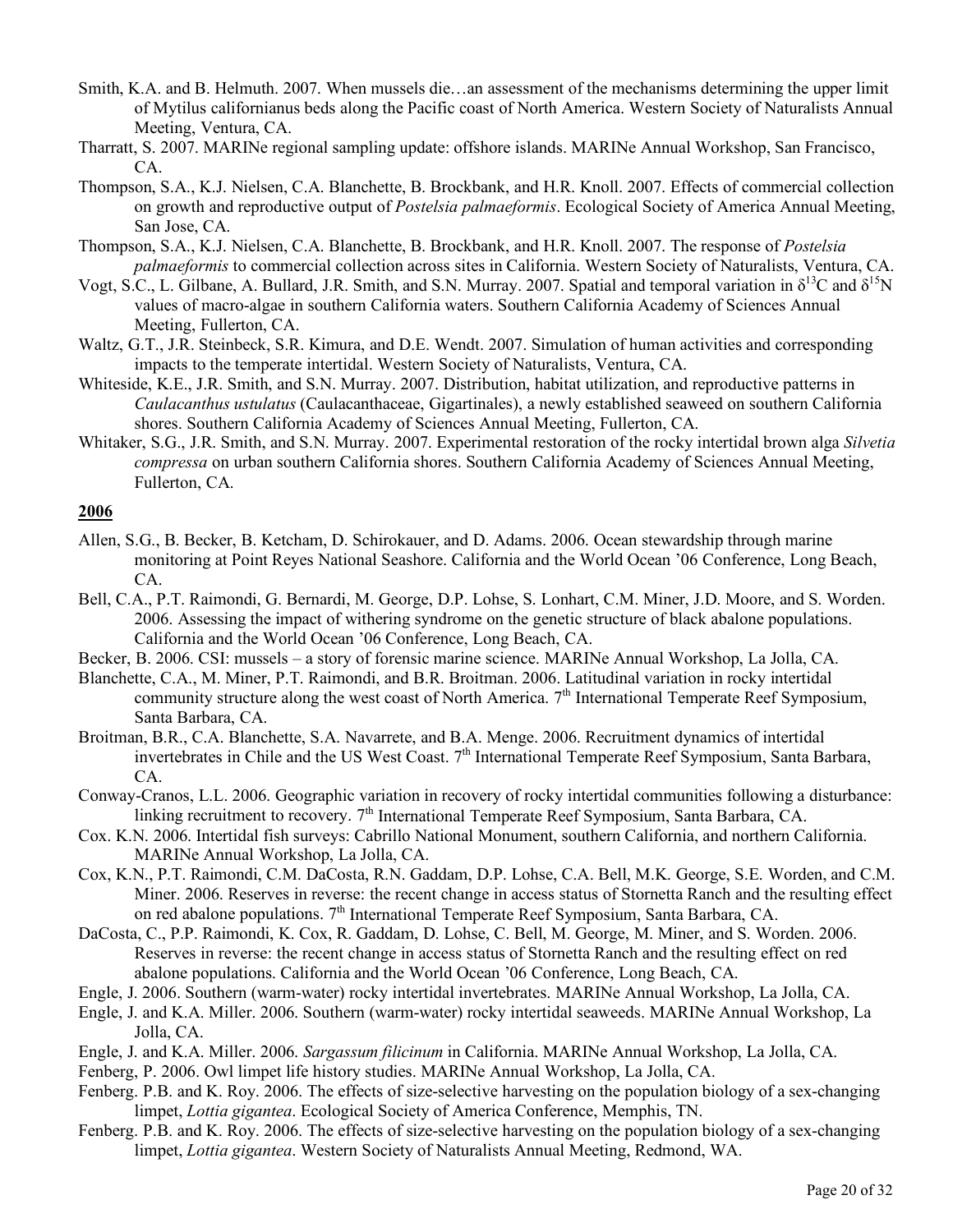Smith, K.A. and B. Helmuth. 2007. When mussels die…an assessment of the mechanisms determining the upper limit of Mytilus californianus beds along the Pacific coast of North America. Western Society of Naturalists Annual Meeting, Ventura, CA.

Tharratt, S. 2007. MARINe regional sampling update: offshore islands. MARINe Annual Workshop, San Francisco, CA.

Thompson, S.A., K.J. Nielsen, C.A. Blanchette, B. Brockbank, and H.R. Knoll. 2007. Effects of commercial collection on growth and reproductive output of *Postelsia palmaeformis*. Ecological Society of America Annual Meeting, San Jose, CA.

Thompson, S.A., K.J. Nielsen, C.A. Blanchette, B. Brockbank, and H.R. Knoll. 2007. The response of *Postelsia palmaeformis* to commercial collection across sites in California. Western Society of Naturalists, Ventura, CA.

Vogt, S.C., L. Gilbane, A. Bullard, J.R. Smith, and S.N. Murray. 2007. Spatial and temporal variation in $\delta^{13}C$ and $\delta^{15}N$ values of macro-algae in southern California waters. Southern California Academy of Sciences Annual Meeting, Fullerton, CA.

Waltz, G.T., J.R. Steinbeck, S.R. Kimura, and D.E. Wendt. 2007. Simulation of human activities and corresponding impacts to the temperate intertidal. Western Society of Naturalists, Ventura, CA.

Whiteside, K.E., J.R. Smith, and S.N. Murray. 2007. Distribution, habitat utilization, and reproductive patterns in *Caulacanthus ustulatus* (Caulacanthaceae, Gigartinales), a newly established seaweed on southern California shores. Southern California Academy of Sciences Annual Meeting, Fullerton, CA.

Whitaker, S.G., J.R. Smith, and S.N. Murray. 2007. Experimental restoration of the rocky intertidal brown alga *Silvetia compressa* on urban southern California shores. Southern California Academy of Sciences Annual Meeting, Fullerton, CA.

## 2006

Allen, S.G., B. Becker, B. Ketcham, D. Schirokauer, and D. Adams. 2006. Ocean stewardship through marine monitoring at Point Reyes National Seashore. California and the World Ocean '06 Conference, Long Beach, CA.

Bell, C.A., P.T. Raimondi, G. Bernardi, M. George, D.P. Lohse, S. Lonhart, C.M. Miner, J.D. Moore, and S. Worden. 2006. Assessing the impact of withering syndrome on the genetic structure of black abalone populations. California and the World Ocean '06 Conference, Long Beach, CA.

Becker, B. 2006. CSI: mussels – a story of forensic marine science. MARINe Annual Workshop, La Jolla, CA.

Blanchette, C.A., M. Miner, P.T. Raimondi, and B.R. Broitman. 2006. Latitudinal variation in rocky intertidal community structure along the west coast of North America. 7th International Temperate Reef Symposium, Santa Barbara, CA.

Broitman, B.R., C.A. Blanchette, S.A. Navarrete, and B.A. Menge. 2006. Recruitment dynamics of intertidal invertebrates in Chile and the US West Coast. 7th International Temperate Reef Symposium, Santa Barbara, CA.

Conway-Cranos, L.L. 2006. Geographic variation in recovery of rocky intertidal communities following a disturbance: linking recruitment to recovery. 7th International Temperate Reef Symposium, Santa Barbara, CA.

Cox. K.N. 2006. Intertidal fish surveys: Cabrillo National Monument, southern California, and northern California. MARINe Annual Workshop, La Jolla, CA.

Cox, K.N., P.T. Raimondi, C.M. DaCosta, R.N. Gaddam, D.P. Lohse, C.A. Bell, M.K. George, S.E. Worden, and C.M. Miner. 2006. Reserves in reverse: the recent change in access status of Stornetta Ranch and the resulting effect on red abalone populations. 7th International Temperate Reef Symposium, Santa Barbara, CA.

DaCosta, C., P.P. Raimondi, K. Cox, R. Gaddam, D. Lohse, C. Bell, M. George, M. Miner, and S. Worden. 2006. Reserves in reverse: the recent change in access status of Stornetta Ranch and the resulting effect on red abalone populations. California and the World Ocean '06 Conference, Long Beach, CA.

Engle, J. 2006. Southern (warm-water) rocky intertidal invertebrates. MARINe Annual Workshop, La Jolla, CA.

Engle, J. and K.A. Miller. 2006. Southern (warm-water) rocky intertidal seaweeds. MARINe Annual Workshop, La Jolla, CA.

Engle, J. and K.A. Miller. 2006. *Sargassum filicinum* in California. MARINe Annual Workshop, La Jolla, CA.

Fenberg, P. 2006. Owl limpet life history studies. MARINe Annual Workshop, La Jolla, CA.

Fenberg. P.B. and K. Roy. 2006. The effects of size-selective harvesting on the population biology of a sex-changing limpet, *Lottia gigantea*. Ecological Society of America Conference, Memphis, TN.

Fenberg. P.B. and K. Roy. 2006. The effects of size-selective harvesting on the population biology of a sex-changing limpet, *Lottia gigantea*. Western Society of Naturalists Annual Meeting, Redmond, WA.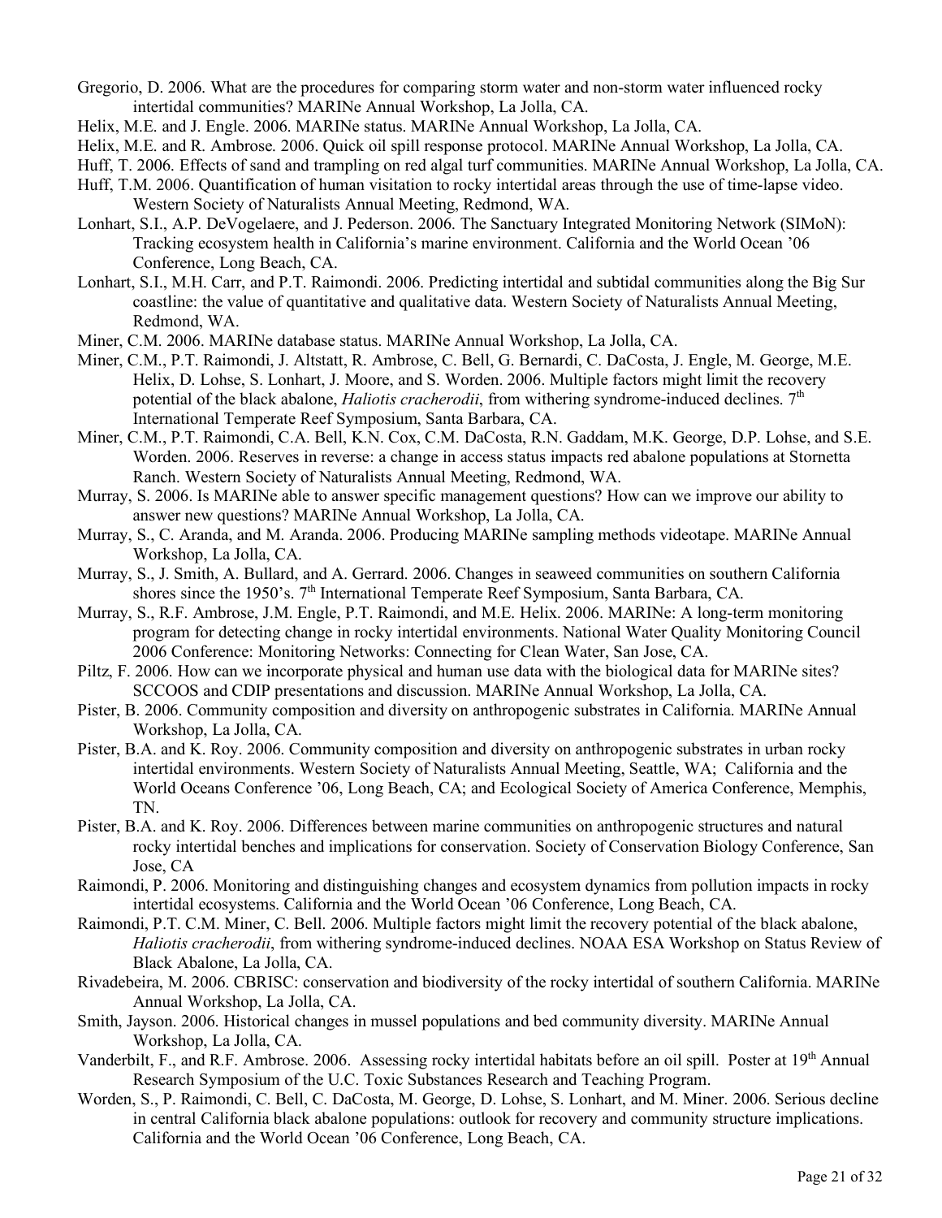Gregorio, D. 2006. What are the procedures for comparing storm water and non-storm water influenced rocky intertidal communities? MARINe Annual Workshop, La Jolla, CA.

Helix, M.E. and J. Engle. 2006. MARINe status. MARINe Annual Workshop, La Jolla, CA.

Helix, M.E. and R. Ambrose. 2006. Quick oil spill response protocol. MARINe Annual Workshop, La Jolla, CA.

Huff, T. 2006. Effects of sand and trampling on red algal turf communities. MARINe Annual Workshop, La Jolla, CA.

Huff, T.M. 2006. Quantification of human visitation to rocky intertidal areas through the use of time-lapse video. Western Society of Naturalists Annual Meeting, Redmond, WA.

Lonhart, S.I., A.P. DeVogelaere, and J. Pederson. 2006. The Sanctuary Integrated Monitoring Network (SIMoN): Tracking ecosystem health in California's marine environment. California and the World Ocean '06 Conference, Long Beach, CA.

Lonhart, S.I., M.H. Carr, and P.T. Raimondi. 2006. Predicting intertidal and subtidal communities along the Big Sur coastline: the value of quantitative and qualitative data. Western Society of Naturalists Annual Meeting, Redmond, WA.

Miner, C.M. 2006. MARINe database status. MARINe Annual Workshop, La Jolla, CA.

Miner, C.M., P.T. Raimondi, J. Altstatt, R. Ambrose, C. Bell, G. Bernardi, C. DaCosta, J. Engle, M. George, M.E. Helix, D. Lohse, S. Lonhart, J. Moore, and S. Worden. 2006. Multiple factors might limit the recovery potential of the black abalone, *Haliotis cracherodii*, from withering syndrome-induced declines. 7th International Temperate Reef Symposium, Santa Barbara, CA.

Miner, C.M., P.T. Raimondi, C.A. Bell, K.N. Cox, C.M. DaCosta, R.N. Gaddam, M.K. George, D.P. Lohse, and S.E. Worden. 2006. Reserves in reverse: a change in access status impacts red abalone populations at Stornetta Ranch. Western Society of Naturalists Annual Meeting, Redmond, WA.

Murray, S. 2006. Is MARINe able to answer specific management questions? How can we improve our ability to answer new questions? MARINe Annual Workshop, La Jolla, CA.

Murray, S., C. Aranda, and M. Aranda. 2006. Producing MARINe sampling methods videotape. MARINe Annual Workshop, La Jolla, CA.

Murray, S., J. Smith, A. Bullard, and A. Gerrard. 2006. Changes in seaweed communities on southern California shores since the 1950's. 7th International Temperate Reef Symposium, Santa Barbara, CA.

Murray, S., R.F. Ambrose, J.M. Engle, P.T. Raimondi, and M.E. Helix. 2006. MARINe: A long-term monitoring program for detecting change in rocky intertidal environments. National Water Quality Monitoring Council 2006 Conference: Monitoring Networks: Connecting for Clean Water, San Jose, CA.

Piltz, F. 2006. How can we incorporate physical and human use data with the biological data for MARINe sites? SCCOOS and CDIP presentations and discussion. MARINe Annual Workshop, La Jolla, CA.

Pister, B. 2006. Community composition and diversity on anthropogenic substrates in California. MARINe Annual Workshop, La Jolla, CA.

Pister, B.A. and K. Roy. 2006. Community composition and diversity on anthropogenic substrates in urban rocky intertidal environments. Western Society of Naturalists Annual Meeting, Seattle, WA; California and the World Oceans Conference '06, Long Beach, CA; and Ecological Society of America Conference, Memphis, TN.

Pister, B.A. and K. Roy. 2006. Differences between marine communities on anthropogenic structures and natural rocky intertidal benches and implications for conservation. Society of Conservation Biology Conference, San Jose, CA

Raimondi, P. 2006. Monitoring and distinguishing changes and ecosystem dynamics from pollution impacts in rocky intertidal ecosystems. California and the World Ocean '06 Conference, Long Beach, CA.

Raimondi, P.T. C.M. Miner, C. Bell. 2006. Multiple factors might limit the recovery potential of the black abalone, *Haliotis cracherodii*, from withering syndrome-induced declines. NOAA ESA Workshop on Status Review of Black Abalone, La Jolla, CA.

Rivadebeira, M. 2006. CBRISC: conservation and biodiversity of the rocky intertidal of southern California. MARINe Annual Workshop, La Jolla, CA.

Smith, Jayson. 2006. Historical changes in mussel populations and bed community diversity. MARINe Annual Workshop, La Jolla, CA.

Vanderbilt, F., and R.F. Ambrose. 2006. Assessing rocky intertidal habitats before an oil spill. Poster at 19th Annual Research Symposium of the U.C. Toxic Substances Research and Teaching Program.

Worden, S., P. Raimondi, C. Bell, C. DaCosta, M. George, D. Lohse, S. Lonhart, and M. Miner. 2006. Serious decline in central California black abalone populations: outlook for recovery and community structure implications. California and the World Ocean '06 Conference, Long Beach, CA.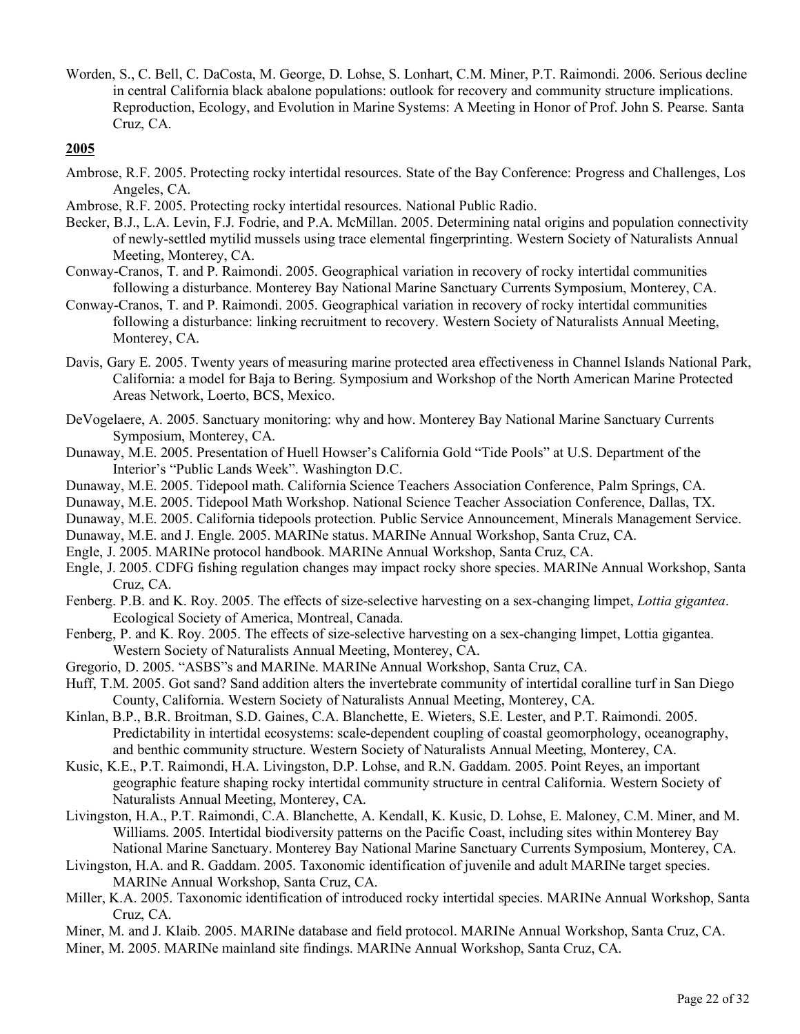Worden, S., C. Bell, C. DaCosta, M. George, D. Lohse, S. Lonhart, C.M. Miner, P.T. Raimondi. 2006. Serious decline in central California black abalone populations: outlook for recovery and community structure implications. Reproduction, Ecology, and Evolution in Marine Systems: A Meeting in Honor of Prof. John S. Pearse. Santa Cruz, CA.

## 2005

Ambrose, R.F. 2005. Protecting rocky intertidal resources. State of the Bay Conference: Progress and Challenges, Los Angeles, CA.

Ambrose, R.F. 2005. Protecting rocky intertidal resources. National Public Radio.

Becker, B.J., L.A. Levin, F.J. Fodrie, and P.A. McMillan. 2005. Determining natal origins and population connectivity of newly-settled mytilid mussels using trace elemental fingerprinting. Western Society of Naturalists Annual Meeting, Monterey, CA.

Conway-Cranos, T. and P. Raimondi. 2005. Geographical variation in recovery of rocky intertidal communities following a disturbance. Monterey Bay National Marine Sanctuary Currents Symposium, Monterey, CA.

Conway-Cranos, T. and P. Raimondi. 2005. Geographical variation in recovery of rocky intertidal communities following a disturbance: linking recruitment to recovery. Western Society of Naturalists Annual Meeting, Monterey, CA.

Davis, Gary E. 2005. Twenty years of measuring marine protected area effectiveness in Channel Islands National Park, California: a model for Baja to Bering. Symposium and Workshop of the North American Marine Protected Areas Network, Loerto, BCS, Mexico.

DeVogelaere, A. 2005. Sanctuary monitoring: why and how. Monterey Bay National Marine Sanctuary Currents Symposium, Monterey, CA.

Dunaway, M.E. 2005. Presentation of Huell Howser's California Gold "Tide Pools" at U.S. Department of the Interior's "Public Lands Week". Washington D.C.

Dunaway, M.E. 2005. Tidepool math. California Science Teachers Association Conference, Palm Springs, CA.

Dunaway, M.E. 2005. Tidepool Math Workshop. National Science Teacher Association Conference, Dallas, TX.

Dunaway, M.E. 2005. California tidepools protection. Public Service Announcement, Minerals Management Service.

Dunaway, M.E. and J. Engle. 2005. MARINe status. MARINe Annual Workshop, Santa Cruz, CA.

Engle, J. 2005. MARINe protocol handbook. MARINe Annual Workshop, Santa Cruz, CA.

Engle, J. 2005. CDFG fishing regulation changes may impact rocky shore species. MARINe Annual Workshop, Santa Cruz, CA.

Fenberg. P.B. and K. Roy. 2005. The effects of size-selective harvesting on a sex-changing limpet, *Lottia gigantea*. Ecological Society of America, Montreal, Canada.

Fenberg, P. and K. Roy. 2005. The effects of size-selective harvesting on a sex-changing limpet, Lottia gigantea. Western Society of Naturalists Annual Meeting, Monterey, CA.

Gregorio, D. 2005. "ASBS"s and MARINe. MARINe Annual Workshop, Santa Cruz, CA.

Huff, T.M. 2005. Got sand? Sand addition alters the invertebrate community of intertidal coralline turf in San Diego County, California. Western Society of Naturalists Annual Meeting, Monterey, CA.

Kinlan, B.P., B.R. Broitman, S.D. Gaines, C.A. Blanchette, E. Wieters, S.E. Lester, and P.T. Raimondi. 2005. Predictability in intertidal ecosystems: scale-dependent coupling of coastal geomorphology, oceanography, and benthic community structure. Western Society of Naturalists Annual Meeting, Monterey, CA.

Kusic, K.E., P.T. Raimondi, H.A. Livingston, D.P. Lohse, and R.N. Gaddam. 2005. Point Reyes, an important geographic feature shaping rocky intertidal community structure in central California. Western Society of Naturalists Annual Meeting, Monterey, CA.

Livingston, H.A., P.T. Raimondi, C.A. Blanchette, A. Kendall, K. Kusic, D. Lohse, E. Maloney, C.M. Miner, and M. Williams. 2005. Intertidal biodiversity patterns on the Pacific Coast, including sites within Monterey Bay National Marine Sanctuary. Monterey Bay National Marine Sanctuary Currents Symposium, Monterey, CA.

Livingston, H.A. and R. Gaddam. 2005. Taxonomic identification of juvenile and adult MARINe target species. MARINe Annual Workshop, Santa Cruz, CA.

Miller, K.A. 2005. Taxonomic identification of introduced rocky intertidal species. MARINe Annual Workshop, Santa Cruz, CA.

Miner, M. and J. Klaib. 2005. MARINe database and field protocol. MARINe Annual Workshop, Santa Cruz, CA.

Miner, M. 2005. MARINe mainland site findings. MARINe Annual Workshop, Santa Cruz, CA.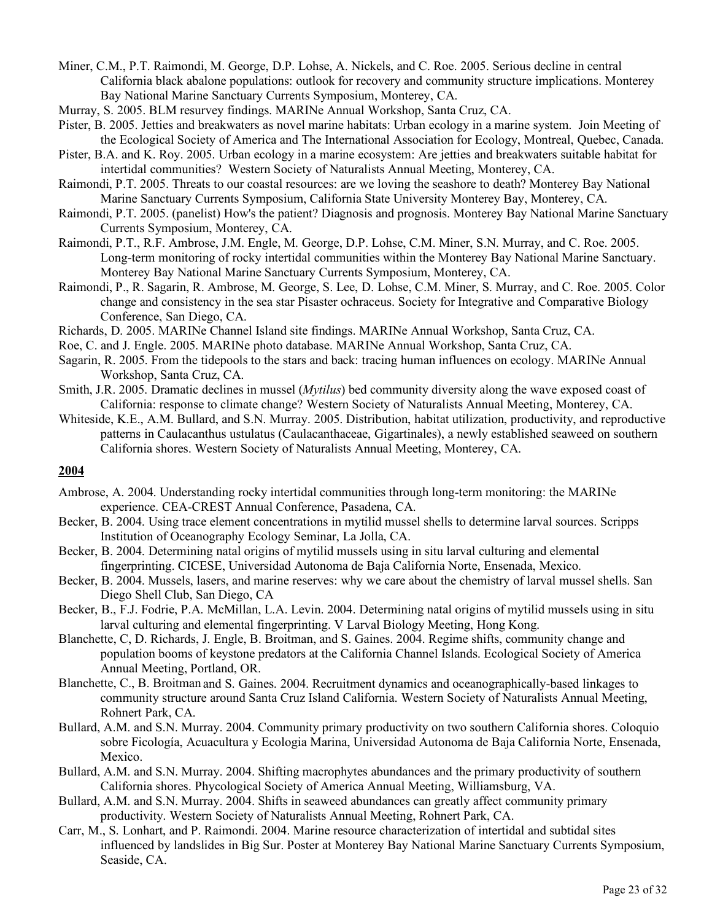Miner, C.M., P.T. Raimondi, M. George, D.P. Lohse, A. Nickels, and C. Roe. 2005. Serious decline in central California black abalone populations: outlook for recovery and community structure implications. Monterey Bay National Marine Sanctuary Currents Symposium, Monterey, CA.

Murray, S. 2005. BLM resurvey findings. MARINe Annual Workshop, Santa Cruz, CA.

Pister, B. 2005. Jetties and breakwaters as novel marine habitats: Urban ecology in a marine system. Join Meeting of the Ecological Society of America and The International Association for Ecology, Montreal, Quebec, Canada.

Pister, B.A. and K. Roy. 2005. Urban ecology in a marine ecosystem: Are jetties and breakwaters suitable habitat for intertidal communities? Western Society of Naturalists Annual Meeting, Monterey, CA.

Raimondi, P.T. 2005. Threats to our coastal resources: are we loving the seashore to death? Monterey Bay National Marine Sanctuary Currents Symposium, California State University Monterey Bay, Monterey, CA.

Raimondi, P.T. 2005. (panelist) How's the patient? Diagnosis and prognosis. Monterey Bay National Marine Sanctuary Currents Symposium, Monterey, CA.

Raimondi, P.T., R.F. Ambrose, J.M. Engle, M. George, D.P. Lohse, C.M. Miner, S.N. Murray, and C. Roe. 2005. Long-term monitoring of rocky intertidal communities within the Monterey Bay National Marine Sanctuary. Monterey Bay National Marine Sanctuary Currents Symposium, Monterey, CA.

Raimondi, P., R. Sagarin, R. Ambrose, M. George, S. Lee, D. Lohse, C.M. Miner, S. Murray, and C. Roe. 2005. Color change and consistency in the sea star Pisaster ochraceus. Society for Integrative and Comparative Biology Conference, San Diego, CA.

Richards, D. 2005. MARINe Channel Island site findings. MARINe Annual Workshop, Santa Cruz, CA.

Roe, C. and J. Engle. 2005. MARINe photo database. MARINe Annual Workshop, Santa Cruz, CA.

Sagarin, R. 2005. From the tidepools to the stars and back: tracing human influences on ecology. MARINe Annual Workshop, Santa Cruz, CA.

Smith, J.R. 2005. Dramatic declines in mussel (*Mytilus*) bed community diversity along the wave exposed coast of California: response to climate change? Western Society of Naturalists Annual Meeting, Monterey, CA.

Whiteside, K.E., A.M. Bullard, and S.N. Murray. 2005. Distribution, habitat utilization, productivity, and reproductive patterns in Caulacanthus ustulatus (Caulacanthaceae, Gigartinales), a newly established seaweed on southern California shores. Western Society of Naturalists Annual Meeting, Monterey, CA.

## 2004

Ambrose, A. 2004. Understanding rocky intertidal communities through long-term monitoring: the MARINe experience. CEA-CREST Annual Conference, Pasadena, CA.

Becker, B. 2004. Using trace element concentrations in mytilid mussel shells to determine larval sources. Scripps Institution of Oceanography Ecology Seminar, La Jolla, CA.

Becker, B. 2004. Determining natal origins of mytilid mussels using in situ larval culturing and elemental fingerprinting. CICESE, Universidad Autonoma de Baja California Norte, Ensenada, Mexico.

Becker, B. 2004. Mussels, lasers, and marine reserves: why we care about the chemistry of larval mussel shells. San Diego Shell Club, San Diego, CA

Becker, B., F.J. Fodrie, P.A. McMillan, L.A. Levin. 2004. Determining natal origins of mytilid mussels using in situ larval culturing and elemental fingerprinting. V Larval Biology Meeting, Hong Kong.

Blanchette, C, D. Richards, J. Engle, B. Broitman, and S. Gaines. 2004. Regime shifts, community change and population booms of keystone predators at the California Channel Islands. Ecological Society of America Annual Meeting, Portland, OR.

Blanchette, C., B. Broitman and S. Gaines. 2004. Recruitment dynamics and oceanographically-based linkages to community structure around Santa Cruz Island California. Western Society of Naturalists Annual Meeting, Rohnert Park, CA.

Bullard, A.M. and S.N. Murray. 2004. Community primary productivity on two southern California shores. Coloquio sobre Ficología, Acuacultura y Ecologia Marina, Universidad Autonoma de Baja California Norte, Ensenada, Mexico.

Bullard, A.M. and S.N. Murray. 2004. Shifting macrophytes abundances and the primary productivity of southern California shores. Phycological Society of America Annual Meeting, Williamsburg, VA.

Bullard, A.M. and S.N. Murray. 2004. Shifts in seaweed abundances can greatly affect community primary productivity. Western Society of Naturalists Annual Meeting, Rohnert Park, CA.

Carr, M., S. Lonhart, and P. Raimondi. 2004. Marine resource characterization of intertidal and subtidal sites influenced by landslides in Big Sur. Poster at Monterey Bay National Marine Sanctuary Currents Symposium, Seaside, CA.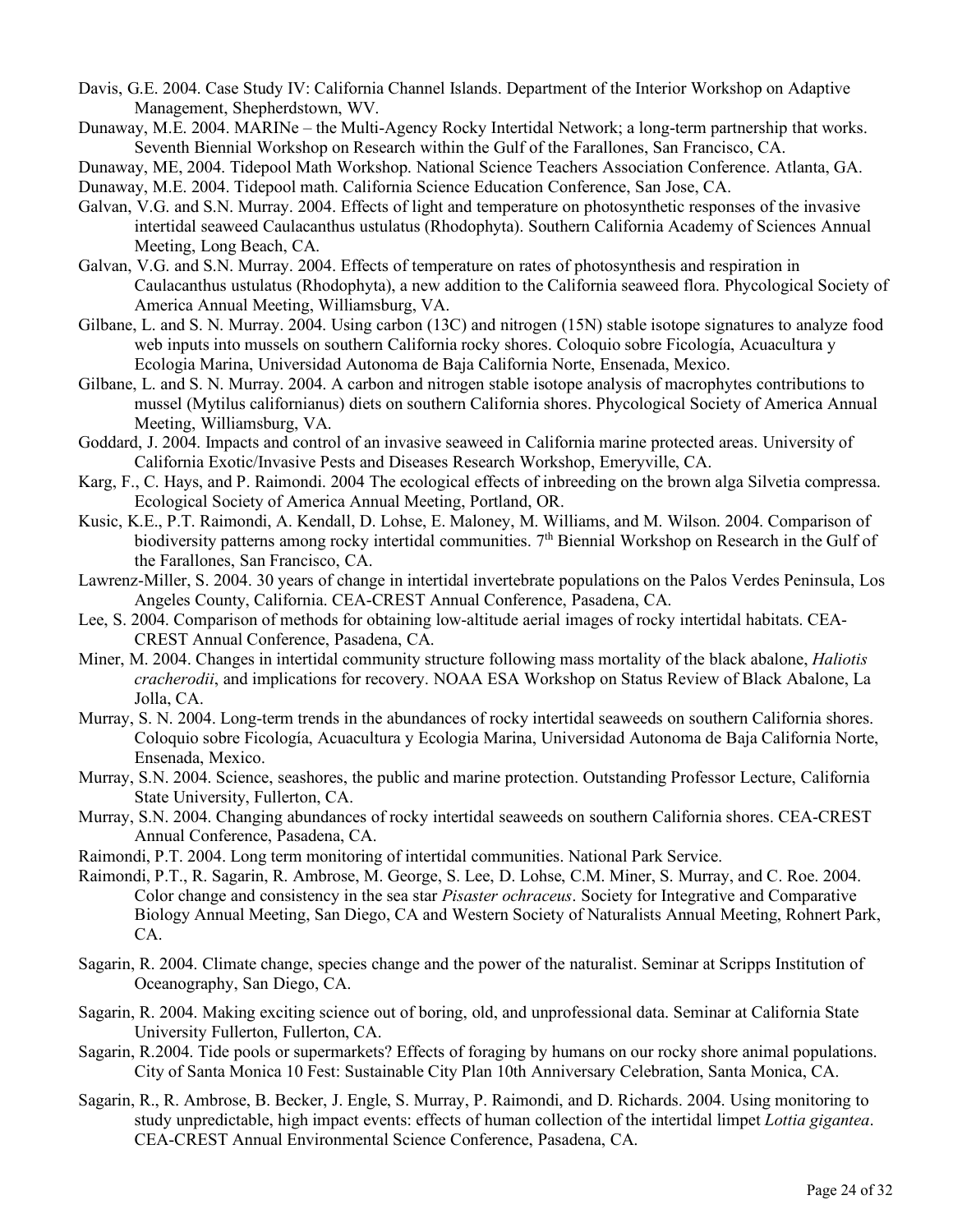Davis, G.E. 2004. Case Study IV: California Channel Islands. Department of the Interior Workshop on Adaptive Management, Shepherdstown, WV.

Dunaway, M.E. 2004. MARINe – the Multi-Agency Rocky Intertidal Network; a long-term partnership that works. Seventh Biennial Workshop on Research within the Gulf of the Farallones, San Francisco, CA.

Dunaway, ME, 2004. Tidepool Math Workshop. National Science Teachers Association Conference. Atlanta, GA.

Dunaway, M.E. 2004. Tidepool math. California Science Education Conference, San Jose, CA.

Galvan, V.G. and S.N. Murray. 2004. Effects of light and temperature on photosynthetic responses of the invasive intertidal seaweed Caulacanthus ustulatus (Rhodophyta). Southern California Academy of Sciences Annual Meeting, Long Beach, CA.

Galvan, V.G. and S.N. Murray. 2004. Effects of temperature on rates of photosynthesis and respiration in Caulacanthus ustulatus (Rhodophyta), a new addition to the California seaweed flora. Phycological Society of America Annual Meeting, Williamsburg, VA.

Gilbane, L. and S. N. Murray. 2004. Using carbon (13C) and nitrogen (15N) stable isotope signatures to analyze food web inputs into mussels on southern California rocky shores. Coloquio sobre Ficología, Acuacultura y Ecologia Marina, Universidad Autonoma de Baja California Norte, Ensenada, Mexico.

Gilbane, L. and S. N. Murray. 2004. A carbon and nitrogen stable isotope analysis of macrophytes contributions to mussel (Mytilus californianus) diets on southern California shores. Phycological Society of America Annual Meeting, Williamsburg, VA.

Goddard, J. 2004. Impacts and control of an invasive seaweed in California marine protected areas. University of California Exotic/Invasive Pests and Diseases Research Workshop, Emeryville, CA.

Karg, F., C. Hays, and P. Raimondi. 2004 The ecological effects of inbreeding on the brown alga Silvetia compressa. Ecological Society of America Annual Meeting, Portland, OR.

Kusic, K.E., P.T. Raimondi, A. Kendall, D. Lohse, E. Maloney, M. Williams, and M. Wilson. 2004. Comparison of biodiversity patterns among rocky intertidal communities. 7th Biennial Workshop on Research in the Gulf of the Farallones, San Francisco, CA.

Lawrenz-Miller, S. 2004. 30 years of change in intertidal invertebrate populations on the Palos Verdes Peninsula, Los Angeles County, California. CEA-CREST Annual Conference, Pasadena, CA.

Lee, S. 2004. Comparison of methods for obtaining low-altitude aerial images of rocky intertidal habitats. CEA-CREST Annual Conference, Pasadena, CA.

Miner, M. 2004. Changes in intertidal community structure following mass mortality of the black abalone, *Haliotis cracherodii*, and implications for recovery. NOAA ESA Workshop on Status Review of Black Abalone, La Jolla, CA.

Murray, S. N. 2004. Long-term trends in the abundances of rocky intertidal seaweeds on southern California shores. Coloquio sobre Ficología, Acuacultura y Ecologia Marina, Universidad Autonoma de Baja California Norte, Ensenada, Mexico.

Murray, S.N. 2004. Science, seashores, the public and marine protection. Outstanding Professor Lecture, California State University, Fullerton, CA.

Murray, S.N. 2004. Changing abundances of rocky intertidal seaweeds on southern California shores. CEA-CREST Annual Conference, Pasadena, CA.

Raimondi, P.T. 2004. Long term monitoring of intertidal communities. National Park Service.

Raimondi, P.T., R. Sagarin, R. Ambrose, M. George, S. Lee, D. Lohse, C.M. Miner, S. Murray, and C. Roe. 2004. Color change and consistency in the sea star *Pisaster ochraceus*. Society for Integrative and Comparative Biology Annual Meeting, San Diego, CA and Western Society of Naturalists Annual Meeting, Rohnert Park, CA.

Sagarin, R. 2004. Climate change, species change and the power of the naturalist. Seminar at Scripps Institution of Oceanography, San Diego, CA.

Sagarin, R. 2004. Making exciting science out of boring, old, and unprofessional data. Seminar at California State University Fullerton, Fullerton, CA.

Sagarin, R.2004. Tide pools or supermarkets? Effects of foraging by humans on our rocky shore animal populations. City of Santa Monica 10 Fest: Sustainable City Plan 10th Anniversary Celebration, Santa Monica, CA.

Sagarin, R., R. Ambrose, B. Becker, J. Engle, S. Murray, P. Raimondi, and D. Richards. 2004. Using monitoring to study unpredictable, high impact events: effects of human collection of the intertidal limpet *Lottia gigantea*. CEA-CREST Annual Environmental Science Conference, Pasadena, CA.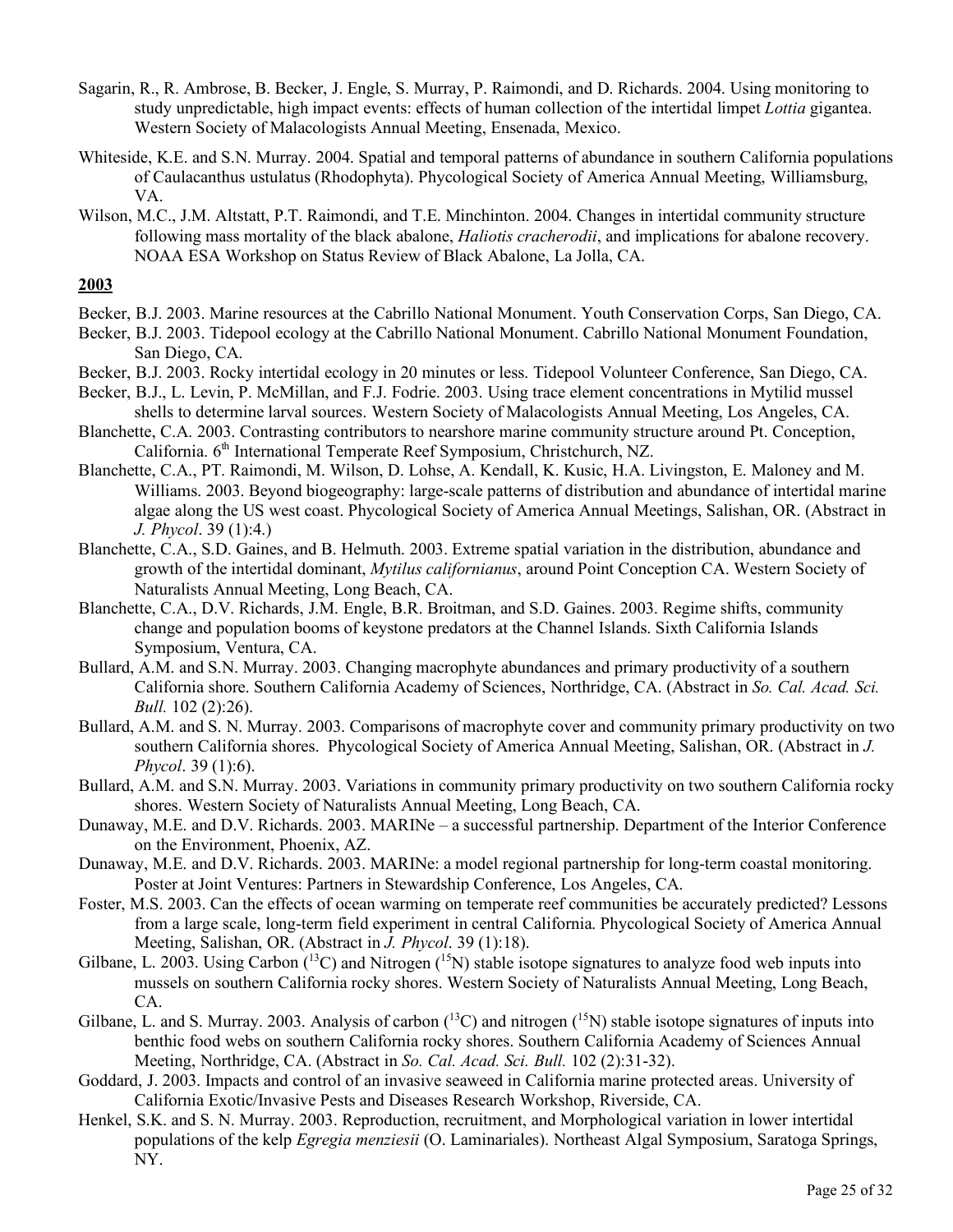Sagarin, R., R. Ambrose, B. Becker, J. Engle, S. Murray, P. Raimondi, and D. Richards. 2004. Using monitoring to study unpredictable, high impact events: effects of human collection of the intertidal limpet *Lottia* gigantea. Western Society of Malacologists Annual Meeting, Ensenada, Mexico.

Whiteside, K.E. and S.N. Murray. 2004. Spatial and temporal patterns of abundance in southern California populations of Caulacanthus ustulatus (Rhodophyta). Phycological Society of America Annual Meeting, Williamsburg, VA.

Wilson, M.C., J.M. Altstatt, P.T. Raimondi, and T.E. Minchinton. 2004. Changes in intertidal community structure following mass mortality of the black abalone, *Haliotis cracherodii*, and implications for abalone recovery. NOAA ESA Workshop on Status Review of Black Abalone, La Jolla, CA.

**2003**

Becker, B.J. 2003. Marine resources at the Cabrillo National Monument. Youth Conservation Corps, San Diego, CA.

Becker, B.J. 2003. Tidepool ecology at the Cabrillo National Monument. Cabrillo National Monument Foundation, San Diego, CA.

Becker, B.J. 2003. Rocky intertidal ecology in 20 minutes or less. Tidepool Volunteer Conference, San Diego, CA.

Becker, B.J., L. Levin, P. McMillan, and F.J. Fodrie. 2003. Using trace element concentrations in Mytilid mussel shells to determine larval sources. Western Society of Malacologists Annual Meeting, Los Angeles, CA.

Blanchette, C.A. 2003. Contrasting contributors to nearshore marine community structure around Pt. Conception, California. 6th International Temperate Reef Symposium, Christchurch, NZ.

Blanchette, C.A., PT. Raimondi, M. Wilson, D. Lohse, A. Kendall, K. Kusic, H.A. Livingston, E. Maloney and M. Williams. 2003. Beyond biogeography: large-scale patterns of distribution and abundance of intertidal marine algae along the US west coast. Phycological Society of America Annual Meetings, Salishan, OR. (Abstract in *J. Phycol*. 39 (1):4.)

Blanchette, C.A., S.D. Gaines, and B. Helmuth. 2003. Extreme spatial variation in the distribution, abundance and growth of the intertidal dominant, *Mytilus californianus*, around Point Conception CA. Western Society of Naturalists Annual Meeting, Long Beach, CA.

Blanchette, C.A., D.V. Richards, J.M. Engle, B.R. Broitman, and S.D. Gaines. 2003. Regime shifts, community change and population booms of keystone predators at the Channel Islands. Sixth California Islands Symposium, Ventura, CA.

Bullard, A.M. and S.N. Murray. 2003. Changing macrophyte abundances and primary productivity of a southern California shore. Southern California Academy of Sciences, Northridge, CA. (Abstract in *So. Cal. Acad. Sci. Bull.* 102 (2):26).

Bullard, A.M. and S. N. Murray. 2003. Comparisons of macrophyte cover and community primary productivity on two southern California shores. Phycological Society of America Annual Meeting, Salishan, OR. (Abstract in *J. Phycol*. 39 (1):6).

Bullard, A.M. and S.N. Murray. 2003. Variations in community primary productivity on two southern California rocky shores. Western Society of Naturalists Annual Meeting, Long Beach, CA.

Dunaway, M.E. and D.V. Richards. 2003. MARINe – a successful partnership. Department of the Interior Conference on the Environment, Phoenix, AZ.

Dunaway, M.E. and D.V. Richards. 2003. MARINe: a model regional partnership for long-term coastal monitoring. Poster at Joint Ventures: Partners in Stewardship Conference, Los Angeles, CA.

Foster, M.S. 2003. Can the effects of ocean warming on temperate reef communities be accurately predicted? Lessons from a large scale, long-term field experiment in central California. Phycological Society of America Annual Meeting, Salishan, OR. (Abstract in *J. Phycol*. 39 (1):18).

Gilbane, L. 2003. Using Carbon ($^{13}C$) and Nitrogen ($^{15}N$) stable isotope signatures to analyze food web inputs into mussels on southern California rocky shores. Western Society of Naturalists Annual Meeting, Long Beach, CA.

Gilbane, L. and S. Murray. 2003. Analysis of carbon ($^{13}C$) and nitrogen ($^{15}N$) stable isotope signatures of inputs into benthic food webs on southern California rocky shores. Southern California Academy of Sciences Annual Meeting, Northridge, CA. (Abstract in *So. Cal. Acad. Sci. Bull.* 102 (2):31-32).

Goddard, J. 2003. Impacts and control of an invasive seaweed in California marine protected areas. University of California Exotic/Invasive Pests and Diseases Research Workshop, Riverside, CA.

Henkel, S.K. and S. N. Murray. 2003. Reproduction, recruitment, and Morphological variation in lower intertidal populations of the kelp *Egregia menziesii* (O. Laminariales). Northeast Algal Symposium, Saratoga Springs, NY.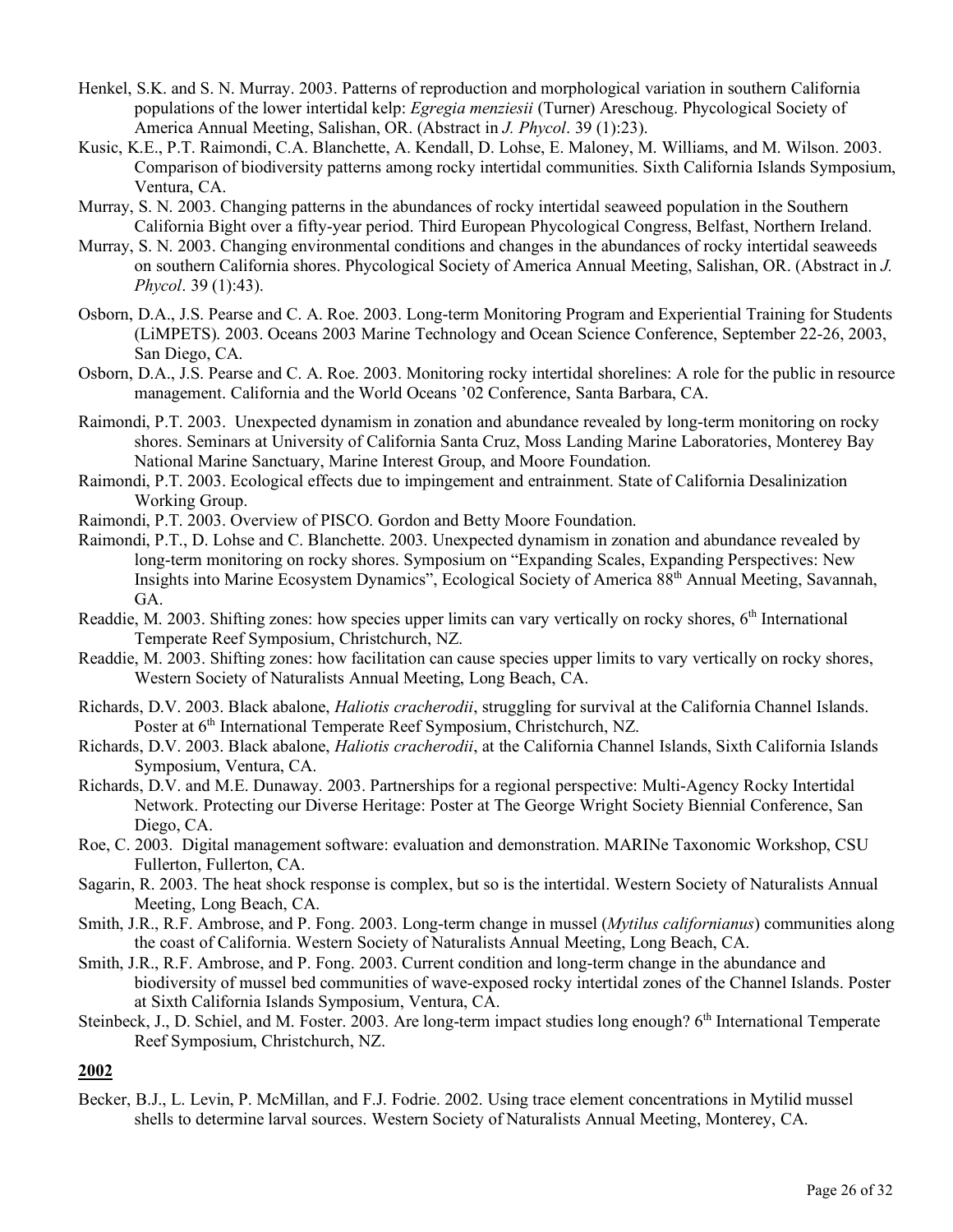Henkel, S.K. and S. N. Murray. 2003. Patterns of reproduction and morphological variation in southern California populations of the lower intertidal kelp: *Egregia menziesii* (Turner) Areschoug. Phycological Society of America Annual Meeting, Salishan, OR. (Abstract in *J. Phycol*. 39 (1):23).

Kusic, K.E., P.T. Raimondi, C.A. Blanchette, A. Kendall, D. Lohse, E. Maloney, M. Williams, and M. Wilson. 2003. Comparison of biodiversity patterns among rocky intertidal communities. Sixth California Islands Symposium, Ventura, CA.

Murray, S. N. 2003. Changing patterns in the abundances of rocky intertidal seaweed population in the Southern California Bight over a fifty-year period. Third European Phycological Congress, Belfast, Northern Ireland.

Murray, S. N. 2003. Changing environmental conditions and changes in the abundances of rocky intertidal seaweeds on southern California shores. Phycological Society of America Annual Meeting, Salishan, OR. (Abstract in *J. Phycol*. 39 (1):43).

Osborn, D.A., J.S. Pearse and C. A. Roe. 2003. Long-term Monitoring Program and Experiential Training for Students (LiMPETS). 2003. Oceans 2003 Marine Technology and Ocean Science Conference, September 22-26, 2003, San Diego, CA.

Osborn, D.A., J.S. Pearse and C. A. Roe. 2003. Monitoring rocky intertidal shorelines: A role for the public in resource management. California and the World Oceans '02 Conference, Santa Barbara, CA.

Raimondi, P.T. 2003. Unexpected dynamism in zonation and abundance revealed by long-term monitoring on rocky shores. Seminars at University of California Santa Cruz, Moss Landing Marine Laboratories, Monterey Bay National Marine Sanctuary, Marine Interest Group, and Moore Foundation.

Raimondi, P.T. 2003. Ecological effects due to impingement and entrainment. State of California Desalinization Working Group.

Raimondi, P.T. 2003. Overview of PISCO. Gordon and Betty Moore Foundation.

Raimondi, P.T., D. Lohse and C. Blanchette. 2003. Unexpected dynamism in zonation and abundance revealed by long-term monitoring on rocky shores. Symposium on "Expanding Scales, Expanding Perspectives: New Insights into Marine Ecosystem Dynamics", Ecological Society of America 88th Annual Meeting, Savannah, GA.

Readdie, M. 2003. Shifting zones: how species upper limits can vary vertically on rocky shores, 6th International Temperate Reef Symposium, Christchurch, NZ.

Readdie, M. 2003. Shifting zones: how facilitation can cause species upper limits to vary vertically on rocky shores, Western Society of Naturalists Annual Meeting, Long Beach, CA.

Richards, D.V. 2003. Black abalone, *Haliotis cracherodii*, struggling for survival at the California Channel Islands. Poster at 6th International Temperate Reef Symposium, Christchurch, NZ.

Richards, D.V. 2003. Black abalone, *Haliotis cracherodii*, at the California Channel Islands, Sixth California Islands Symposium, Ventura, CA.

Richards, D.V. and M.E. Dunaway. 2003. Partnerships for a regional perspective: Multi-Agency Rocky Intertidal Network. Protecting our Diverse Heritage: Poster at The George Wright Society Biennial Conference, San Diego, CA.

Roe, C. 2003. Digital management software: evaluation and demonstration. MARINe Taxonomic Workshop, CSU Fullerton, Fullerton, CA.

Sagarin, R. 2003. The heat shock response is complex, but so is the intertidal. Western Society of Naturalists Annual Meeting, Long Beach, CA.

Smith, J.R., R.F. Ambrose, and P. Fong. 2003. Long-term change in mussel (*Mytilus californianus*) communities along the coast of California. Western Society of Naturalists Annual Meeting, Long Beach, CA.

Smith, J.R., R.F. Ambrose, and P. Fong. 2003. Current condition and long-term change in the abundance and biodiversity of mussel bed communities of wave-exposed rocky intertidal zones of the Channel Islands. Poster at Sixth California Islands Symposium, Ventura, CA.

Steinbeck, J., D. Schiel, and M. Foster. 2003. Are long-term impact studies long enough? 6th International Temperate Reef Symposium, Christchurch, NZ.

## 2002

Becker, B.J., L. Levin, P. McMillan, and F.J. Fodrie. 2002. Using trace element concentrations in Mytilid mussel shells to determine larval sources. Western Society of Naturalists Annual Meeting, Monterey, CA.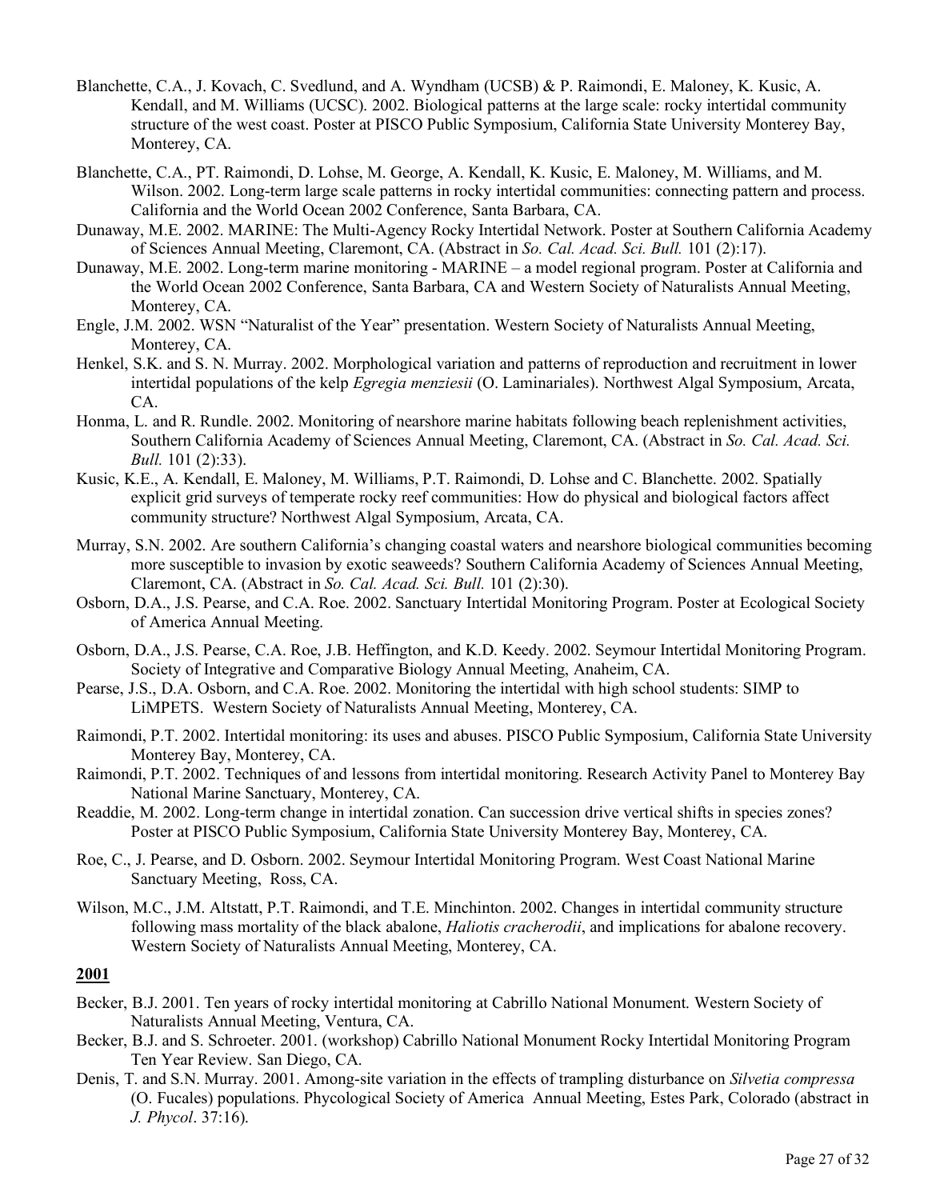Blanchette, C.A., J. Kovach, C. Svedlund, and A. Wyndham (UCSB) & P. Raimondi, E. Maloney, K. Kusic, A. Kendall, and M. Williams (UCSC). 2002. Biological patterns at the large scale: rocky intertidal community structure of the west coast. Poster at PISCO Public Symposium, California State University Monterey Bay, Monterey, CA.

Blanchette, C.A., PT. Raimondi, D. Lohse, M. George, A. Kendall, K. Kusic, E. Maloney, M. Williams, and M. Wilson. 2002. Long-term large scale patterns in rocky intertidal communities: connecting pattern and process. California and the World Ocean 2002 Conference, Santa Barbara, CA.

Dunaway, M.E. 2002. MARINE: The Multi-Agency Rocky Intertidal Network. Poster at Southern California Academy of Sciences Annual Meeting, Claremont, CA. (Abstract in *So. Cal. Acad. Sci. Bull.* 101 (2):17).

Dunaway, M.E. 2002. Long-term marine monitoring - MARINE – a model regional program. Poster at California and the World Ocean 2002 Conference, Santa Barbara, CA and Western Society of Naturalists Annual Meeting, Monterey, CA.

Engle, J.M. 2002. WSN "Naturalist of the Year" presentation. Western Society of Naturalists Annual Meeting, Monterey, CA.

Henkel, S.K. and S. N. Murray. 2002. Morphological variation and patterns of reproduction and recruitment in lower intertidal populations of the kelp *Egregia menziesii* (O. Laminariales). Northwest Algal Symposium, Arcata, CA.

Honma, L. and R. Rundle. 2002. Monitoring of nearshore marine habitats following beach replenishment activities, Southern California Academy of Sciences Annual Meeting, Claremont, CA. (Abstract in *So. Cal. Acad. Sci. Bull.* 101 (2):33).

Kusic, K.E., A. Kendall, E. Maloney, M. Williams, P.T. Raimondi, D. Lohse and C. Blanchette. 2002. Spatially explicit grid surveys of temperate rocky reef communities: How do physical and biological factors affect community structure? Northwest Algal Symposium, Arcata, CA.

Murray, S.N. 2002. Are southern California's changing coastal waters and nearshore biological communities becoming more susceptible to invasion by exotic seaweeds? Southern California Academy of Sciences Annual Meeting, Claremont, CA. (Abstract in *So. Cal. Acad. Sci. Bull.* 101 (2):30).

Osborn, D.A., J.S. Pearse, and C.A. Roe. 2002. Sanctuary Intertidal Monitoring Program. Poster at Ecological Society of America Annual Meeting.

Osborn, D.A., J.S. Pearse, C.A. Roe, J.B. Heffington, and K.D. Keedy. 2002. Seymour Intertidal Monitoring Program. Society of Integrative and Comparative Biology Annual Meeting, Anaheim, CA.

Pearse, J.S., D.A. Osborn, and C.A. Roe. 2002. Monitoring the intertidal with high school students: SIMP to LiMPETS. Western Society of Naturalists Annual Meeting, Monterey, CA.

Raimondi, P.T. 2002. Intertidal monitoring: its uses and abuses. PISCO Public Symposium, California State University Monterey Bay, Monterey, CA.

Raimondi, P.T. 2002. Techniques of and lessons from intertidal monitoring. Research Activity Panel to Monterey Bay National Marine Sanctuary, Monterey, CA.

Readdie, M. 2002. Long-term change in intertidal zonation. Can succession drive vertical shifts in species zones? Poster at PISCO Public Symposium, California State University Monterey Bay, Monterey, CA.

Roe, C., J. Pearse, and D. Osborn. 2002. Seymour Intertidal Monitoring Program. West Coast National Marine Sanctuary Meeting, Ross, CA.

Wilson, M.C., J.M. Altstatt, P.T. Raimondi, and T.E. Minchinton. 2002. Changes in intertidal community structure following mass mortality of the black abalone, *Haliotis cracherodii*, and implications for abalone recovery. Western Society of Naturalists Annual Meeting, Monterey, CA.

## **<u>2001</u>**

Becker, B.J. 2001. Ten years of rocky intertidal monitoring at Cabrillo National Monument. Western Society of Naturalists Annual Meeting, Ventura, CA.

Becker, B.J. and S. Schroeter. 2001. (workshop) Cabrillo National Monument Rocky Intertidal Monitoring Program Ten Year Review. San Diego, CA.

Denis, T. and S.N. Murray. 2001. Among-site variation in the effects of trampling disturbance on *Silvetia compressa* (O. Fucales) populations. Phycological Society of America Annual Meeting, Estes Park, Colorado (abstract in *J. Phycol*. 37:16).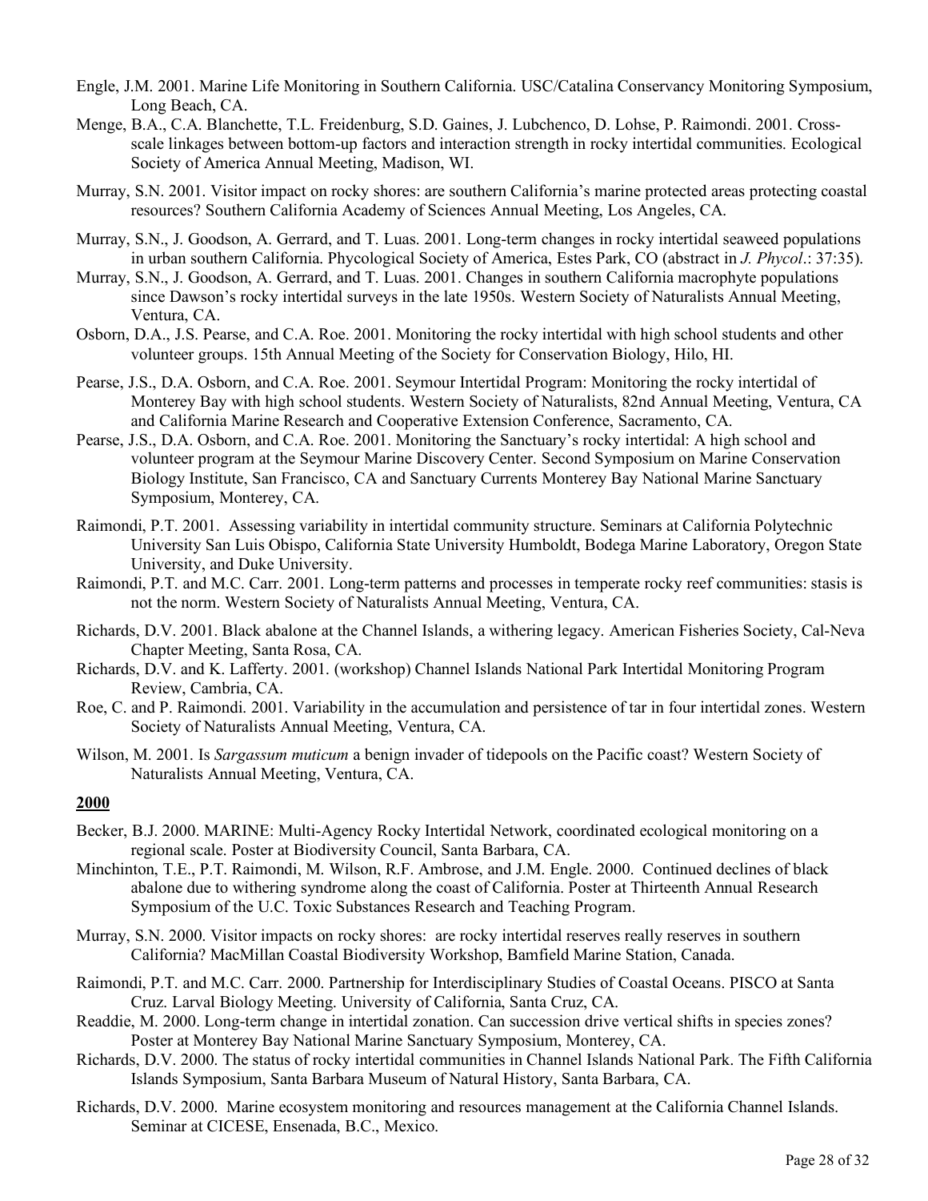Engle, J.M. 2001. Marine Life Monitoring in Southern California. USC/Catalina Conservancy Monitoring Symposium, Long Beach, CA.

Menge, B.A., C.A. Blanchette, T.L. Freidenburg, S.D. Gaines, J. Lubchenco, D. Lohse, P. Raimondi. 2001. Cross-scale linkages between bottom-up factors and interaction strength in rocky intertidal communities. Ecological Society of America Annual Meeting, Madison, WI.

Murray, S.N. 2001. Visitor impact on rocky shores: are southern California's marine protected areas protecting coastal resources? Southern California Academy of Sciences Annual Meeting, Los Angeles, CA.

Murray, S.N., J. Goodson, A. Gerrard, and T. Luas. 2001. Long-term changes in rocky intertidal seaweed populations in urban southern California. Phycological Society of America, Estes Park, CO (abstract in *J. Phycol*.: 37:35).

Murray, S.N., J. Goodson, A. Gerrard, and T. Luas. 2001. Changes in southern California macrophyte populations since Dawson's rocky intertidal surveys in the late 1950s. Western Society of Naturalists Annual Meeting, Ventura, CA.

Osborn, D.A., J.S. Pearse, and C.A. Roe. 2001. Monitoring the rocky intertidal with high school students and other volunteer groups. 15th Annual Meeting of the Society for Conservation Biology, Hilo, HI.

Pearse, J.S., D.A. Osborn, and C.A. Roe. 2001. Seymour Intertidal Program: Monitoring the rocky intertidal of Monterey Bay with high school students. Western Society of Naturalists, 82nd Annual Meeting, Ventura, CA and California Marine Research and Cooperative Extension Conference, Sacramento, CA.

Pearse, J.S., D.A. Osborn, and C.A. Roe. 2001. Monitoring the Sanctuary's rocky intertidal: A high school and volunteer program at the Seymour Marine Discovery Center. Second Symposium on Marine Conservation Biology Institute, San Francisco, CA and Sanctuary Currents Monterey Bay National Marine Sanctuary Symposium, Monterey, CA.

Raimondi, P.T. 2001. Assessing variability in intertidal community structure. Seminars at California Polytechnic University San Luis Obispo, California State University Humboldt, Bodega Marine Laboratory, Oregon State University, and Duke University.

Raimondi, P.T. and M.C. Carr. 2001. Long-term patterns and processes in temperate rocky reef communities: stasis is not the norm. Western Society of Naturalists Annual Meeting, Ventura, CA.

Richards, D.V. 2001. Black abalone at the Channel Islands, a withering legacy. American Fisheries Society, Cal-Neva Chapter Meeting, Santa Rosa, CA.

Richards, D.V. and K. Lafferty. 2001. (workshop) Channel Islands National Park Intertidal Monitoring Program Review, Cambria, CA.

Roe, C. and P. Raimondi. 2001. Variability in the accumulation and persistence of tar in four intertidal zones. Western Society of Naturalists Annual Meeting, Ventura, CA.

Wilson, M. 2001. Is *Sargassum muticum* a benign invader of tidepools on the Pacific coast? Western Society of Naturalists Annual Meeting, Ventura, CA.

## 2000

Becker, B.J. 2000. MARINE: Multi-Agency Rocky Intertidal Network, coordinated ecological monitoring on a regional scale. Poster at Biodiversity Council, Santa Barbara, CA.

Minchinton, T.E., P.T. Raimondi, M. Wilson, R.F. Ambrose, and J.M. Engle. 2000. Continued declines of black abalone due to withering syndrome along the coast of California. Poster at Thirteenth Annual Research Symposium of the U.C. Toxic Substances Research and Teaching Program.

Murray, S.N. 2000. Visitor impacts on rocky shores: are rocky intertidal reserves really reserves in southern California? MacMillan Coastal Biodiversity Workshop, Bamfield Marine Station, Canada.

Raimondi, P.T. and M.C. Carr. 2000. Partnership for Interdisciplinary Studies of Coastal Oceans. PISCO at Santa Cruz. Larval Biology Meeting. University of California, Santa Cruz, CA.

Readdie, M. 2000. Long-term change in intertidal zonation. Can succession drive vertical shifts in species zones? Poster at Monterey Bay National Marine Sanctuary Symposium, Monterey, CA.

Richards, D.V. 2000. The status of rocky intertidal communities in Channel Islands National Park. The Fifth California Islands Symposium, Santa Barbara Museum of Natural History, Santa Barbara, CA.

Richards, D.V. 2000. Marine ecosystem monitoring and resources management at the California Channel Islands. Seminar at CICESE, Ensenada, B.C., Mexico.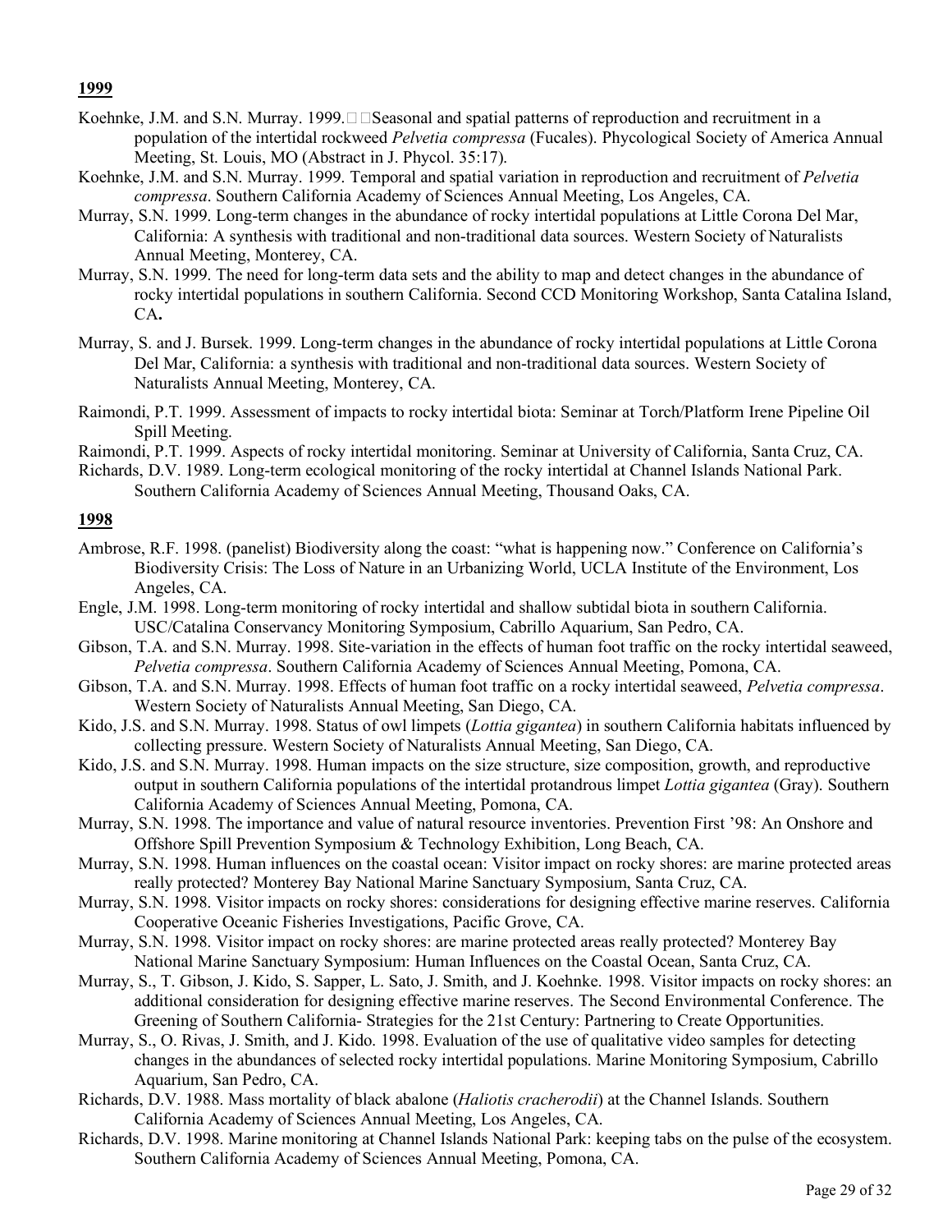**1999**

Koehnke, J.M. and S.N. Murray. 1999.  Seasonal and spatial patterns of reproduction and recruitment in a population of the intertidal rockweed *Pelvetia compressa* (Fucales). Phycological Society of America Annual Meeting, St. Louis, MO (Abstract in J. Phycol. 35:17).

Koehnke, J.M. and S.N. Murray. 1999. Temporal and spatial variation in reproduction and recruitment of *Pelvetia compressa*. Southern California Academy of Sciences Annual Meeting, Los Angeles, CA.

Murray, S.N. 1999. Long-term changes in the abundance of rocky intertidal populations at Little Corona Del Mar, California: A synthesis with traditional and non-traditional data sources. Western Society of Naturalists Annual Meeting, Monterey, CA.

Murray, S.N. 1999. The need for long-term data sets and the ability to map and detect changes in the abundance of rocky intertidal populations in southern California. Second CCD Monitoring Workshop, Santa Catalina Island, CA**.**

Murray, S. and J. Bursek. 1999. Long-term changes in the abundance of rocky intertidal populations at Little Corona Del Mar, California: a synthesis with traditional and non-traditional data sources. Western Society of Naturalists Annual Meeting, Monterey, CA.

Raimondi, P.T. 1999. Assessment of impacts to rocky intertidal biota: Seminar at Torch/Platform Irene Pipeline Oil Spill Meeting.

Raimondi, P.T. 1999. Aspects of rocky intertidal monitoring. Seminar at University of California, Santa Cruz, CA.

Richards, D.V. 1989. Long-term ecological monitoring of the rocky intertidal at Channel Islands National Park. Southern California Academy of Sciences Annual Meeting, Thousand Oaks, CA.

**1998**

Ambrose, R.F. 1998. (panelist) Biodiversity along the coast: "what is happening now." Conference on California's Biodiversity Crisis: The Loss of Nature in an Urbanizing World, UCLA Institute of the Environment, Los Angeles, CA.

Engle, J.M. 1998. Long-term monitoring of rocky intertidal and shallow subtidal biota in southern California. USC/Catalina Conservancy Monitoring Symposium, Cabrillo Aquarium, San Pedro, CA.

Gibson, T.A. and S.N. Murray. 1998. Site-variation in the effects of human foot traffic on the rocky intertidal seaweed, *Pelvetia compressa*. Southern California Academy of Sciences Annual Meeting, Pomona, CA.

Gibson, T.A. and S.N. Murray. 1998. Effects of human foot traffic on a rocky intertidal seaweed, *Pelvetia compressa*. Western Society of Naturalists Annual Meeting, San Diego, CA.

Kido, J.S. and S.N. Murray. 1998. Status of owl limpets (*Lottia gigantea*) in southern California habitats influenced by collecting pressure. Western Society of Naturalists Annual Meeting, San Diego, CA.

Kido, J.S. and S.N. Murray. 1998. Human impacts on the size structure, size composition, growth, and reproductive output in southern California populations of the intertidal protandrous limpet *Lottia gigantea* (Gray). Southern California Academy of Sciences Annual Meeting, Pomona, CA.

Murray, S.N. 1998. The importance and value of natural resource inventories. Prevention First '98: An Onshore and Offshore Spill Prevention Symposium & Technology Exhibition, Long Beach, CA.

Murray, S.N. 1998. Human influences on the coastal ocean: Visitor impact on rocky shores: are marine protected areas really protected? Monterey Bay National Marine Sanctuary Symposium, Santa Cruz, CA.

Murray, S.N. 1998. Visitor impacts on rocky shores: considerations for designing effective marine reserves. California Cooperative Oceanic Fisheries Investigations, Pacific Grove, CA.

Murray, S.N. 1998. Visitor impact on rocky shores: are marine protected areas really protected? Monterey Bay National Marine Sanctuary Symposium: Human Influences on the Coastal Ocean, Santa Cruz, CA.

Murray, S., T. Gibson, J. Kido, S. Sapper, L. Sato, J. Smith, and J. Koehnke. 1998. Visitor impacts on rocky shores: an additional consideration for designing effective marine reserves. The Second Environmental Conference. The Greening of Southern California- Strategies for the 21st Century: Partnering to Create Opportunities.

Murray, S., O. Rivas, J. Smith, and J. Kido. 1998. Evaluation of the use of qualitative video samples for detecting changes in the abundances of selected rocky intertidal populations. Marine Monitoring Symposium, Cabrillo Aquarium, San Pedro, CA.

Richards, D.V. 1988. Mass mortality of black abalone (*Haliotis cracherodii*) at the Channel Islands. Southern California Academy of Sciences Annual Meeting, Los Angeles, CA.

Richards, D.V. 1998. Marine monitoring at Channel Islands National Park: keeping tabs on the pulse of the ecosystem. Southern California Academy of Sciences Annual Meeting, Pomona, CA.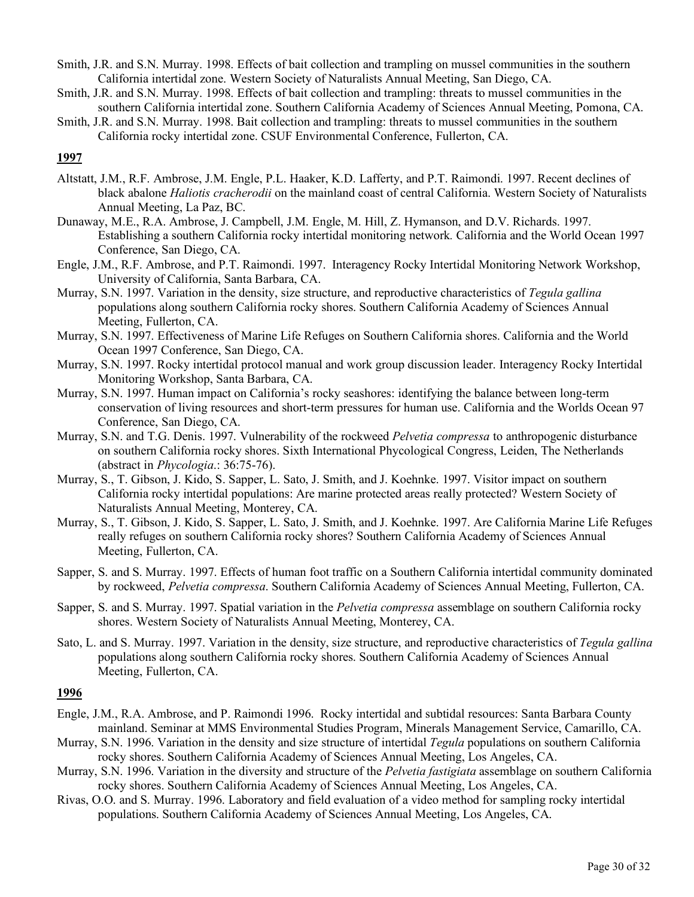Smith, J.R. and S.N. Murray. 1998. Effects of bait collection and trampling on mussel communities in the southern California intertidal zone. Western Society of Naturalists Annual Meeting, San Diego, CA.

Smith, J.R. and S.N. Murray. 1998. Effects of bait collection and trampling: threats to mussel communities in the southern California intertidal zone. Southern California Academy of Sciences Annual Meeting, Pomona, CA.

Smith, J.R. and S.N. Murray. 1998. Bait collection and trampling: threats to mussel communities in the southern California rocky intertidal zone. CSUF Environmental Conference, Fullerton, CA.

**1997**

Altstatt, J.M., R.F. Ambrose, J.M. Engle, P.L. Haaker, K.D. Lafferty, and P.T. Raimondi. 1997. Recent declines of black abalone *Haliotis cracherodii* on the mainland coast of central California. Western Society of Naturalists Annual Meeting, La Paz, BC.

Dunaway, M.E., R.A. Ambrose, J. Campbell, J.M. Engle, M. Hill, Z. Hymanson, and D.V. Richards. 1997. Establishing a southern California rocky intertidal monitoring network. California and the World Ocean 1997 Conference, San Diego, CA.

Engle, J.M., R.F. Ambrose, and P.T. Raimondi. 1997. Interagency Rocky Intertidal Monitoring Network Workshop, University of California, Santa Barbara, CA.

Murray, S.N. 1997. Variation in the density, size structure, and reproductive characteristics of *Tegula gallina* populations along southern California rocky shores. Southern California Academy of Sciences Annual Meeting, Fullerton, CA.

Murray, S.N. 1997. Effectiveness of Marine Life Refuges on Southern California shores. California and the World Ocean 1997 Conference, San Diego, CA.

Murray, S.N. 1997. Rocky intertidal protocol manual and work group discussion leader. Interagency Rocky Intertidal Monitoring Workshop, Santa Barbara, CA.

Murray, S.N. 1997. Human impact on California's rocky seashores: identifying the balance between long-term conservation of living resources and short-term pressures for human use. California and the Worlds Ocean 97 Conference, San Diego, CA.

Murray, S.N. and T.G. Denis. 1997. Vulnerability of the rockweed *Pelvetia compressa* to anthropogenic disturbance on southern California rocky shores. Sixth International Phycological Congress, Leiden, The Netherlands (abstract in *Phycologia*.: 36:75-76).

Murray, S., T. Gibson, J. Kido, S. Sapper, L. Sato, J. Smith, and J. Koehnke. 1997. Visitor impact on southern California rocky intertidal populations: Are marine protected areas really protected? Western Society of Naturalists Annual Meeting, Monterey, CA.

Murray, S., T. Gibson, J. Kido, S. Sapper, L. Sato, J. Smith, and J. Koehnke. 1997. Are California Marine Life Refuges really refuges on southern California rocky shores? Southern California Academy of Sciences Annual Meeting, Fullerton, CA.

Sapper, S. and S. Murray. 1997. Effects of human foot traffic on a Southern California intertidal community dominated by rockweed, *Pelvetia compressa*. Southern California Academy of Sciences Annual Meeting, Fullerton, CA.

Sapper, S. and S. Murray. 1997. Spatial variation in the *Pelvetia compressa* assemblage on southern California rocky shores. Western Society of Naturalists Annual Meeting, Monterey, CA.

Sato, L. and S. Murray. 1997. Variation in the density, size structure, and reproductive characteristics of *Tegula gallina* populations along southern California rocky shores. Southern California Academy of Sciences Annual Meeting, Fullerton, CA.

**1996**

Engle, J.M., R.A. Ambrose, and P. Raimondi 1996. Rocky intertidal and subtidal resources: Santa Barbara County mainland. Seminar at MMS Environmental Studies Program, Minerals Management Service, Camarillo, CA.

Murray, S.N. 1996. Variation in the density and size structure of intertidal *Tegula* populations on southern California rocky shores. Southern California Academy of Sciences Annual Meeting, Los Angeles, CA.

Murray, S.N. 1996. Variation in the diversity and structure of the *Pelvetia fastigiata* assemblage on southern California rocky shores. Southern California Academy of Sciences Annual Meeting, Los Angeles, CA.

Rivas, O.O. and S. Murray. 1996. Laboratory and field evaluation of a video method for sampling rocky intertidal populations. Southern California Academy of Sciences Annual Meeting, Los Angeles, CA.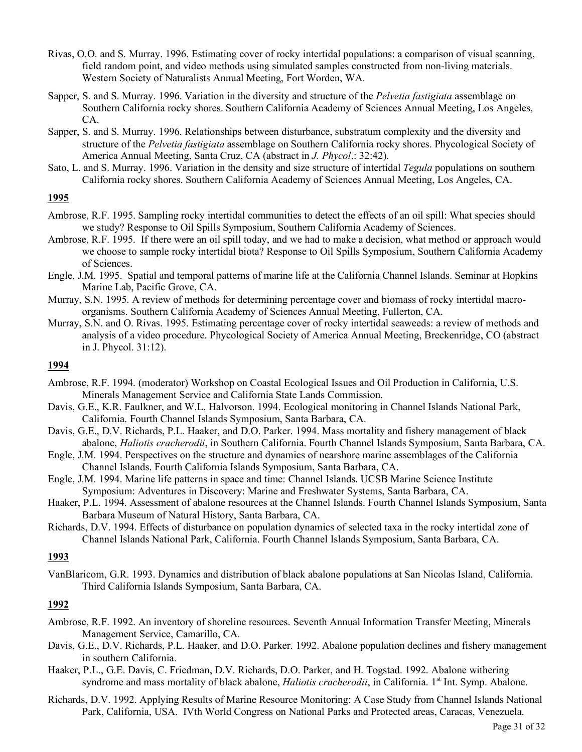Rivas, O.O. and S. Murray. 1996. Estimating cover of rocky intertidal populations: a comparison of visual scanning, field random point, and video methods using simulated samples constructed from non-living materials. Western Society of Naturalists Annual Meeting, Fort Worden, WA.

Sapper, S. and S. Murray. 1996. Variation in the diversity and structure of the *Pelvetia fastigiata* assemblage on Southern California rocky shores. Southern California Academy of Sciences Annual Meeting, Los Angeles, CA.

Sapper, S. and S. Murray. 1996. Relationships between disturbance, substratum complexity and the diversity and structure of the *Pelvetia fastigiata* assemblage on Southern California rocky shores. Phycological Society of America Annual Meeting, Santa Cruz, CA (abstract in *J. Phycol*.: 32:42).

Sato, L. and S. Murray. 1996. Variation in the density and size structure of intertidal *Tegula* populations on southern California rocky shores. Southern California Academy of Sciences Annual Meeting, Los Angeles, CA.

**1995**

Ambrose, R.F. 1995. Sampling rocky intertidal communities to detect the effects of an oil spill: What species should we study? Response to Oil Spills Symposium, Southern California Academy of Sciences.

Ambrose, R.F. 1995. If there were an oil spill today, and we had to make a decision, what method or approach would we choose to sample rocky intertidal biota? Response to Oil Spills Symposium, Southern California Academy of Sciences.

Engle, J.M. 1995. Spatial and temporal patterns of marine life at the California Channel Islands. Seminar at Hopkins Marine Lab, Pacific Grove, CA.

Murray, S.N. 1995. A review of methods for determining percentage cover and biomass of rocky intertidal macro-organisms. Southern California Academy of Sciences Annual Meeting, Fullerton, CA.

Murray, S.N. and O. Rivas. 1995. Estimating percentage cover of rocky intertidal seaweeds: a review of methods and analysis of a video procedure. Phycological Society of America Annual Meeting, Breckenridge, CO (abstract in J. Phycol. 31:12).

**1994**

Ambrose, R.F. 1994. (moderator) Workshop on Coastal Ecological Issues and Oil Production in California, U.S. Minerals Management Service and California State Lands Commission.

Davis, G.E., K.R. Faulkner, and W.L. Halvorson. 1994. Ecological monitoring in Channel Islands National Park, California. Fourth Channel Islands Symposium, Santa Barbara, CA.

Davis, G.E., D.V. Richards, P.L. Haaker, and D.O. Parker. 1994. Mass mortality and fishery management of black abalone, *Haliotis cracherodii*, in Southern California. Fourth Channel Islands Symposium, Santa Barbara, CA.

Engle, J.M. 1994. Perspectives on the structure and dynamics of nearshore marine assemblages of the California Channel Islands. Fourth California Islands Symposium, Santa Barbara, CA.

Engle, J.M. 1994. Marine life patterns in space and time: Channel Islands. UCSB Marine Science Institute Symposium: Adventures in Discovery: Marine and Freshwater Systems, Santa Barbara, CA.

Haaker, P.L. 1994. Assessment of abalone resources at the Channel Islands. Fourth Channel Islands Symposium, Santa Barbara Museum of Natural History, Santa Barbara, CA.

Richards, D.V. 1994. Effects of disturbance on population dynamics of selected taxa in the rocky intertidal zone of Channel Islands National Park, California. Fourth Channel Islands Symposium, Santa Barbara, CA.

**1993**

VanBlaricom, G.R. 1993. Dynamics and distribution of black abalone populations at San Nicolas Island, California. Third California Islands Symposium, Santa Barbara, CA.

**1992**

Ambrose, R.F. 1992. An inventory of shoreline resources. Seventh Annual Information Transfer Meeting, Minerals Management Service, Camarillo, CA.

Davis, G.E., D.V. Richards, P.L. Haaker, and D.O. Parker. 1992. Abalone population declines and fishery management in southern California.

Haaker, P.L., G.E. Davis, C. Friedman, D.V. Richards, D.O. Parker, and H. Togstad. 1992. Abalone withering syndrome and mass mortality of black abalone, *Haliotis cracherodii*, in California. 1st Int. Symp. Abalone.

Richards, D.V. 1992. Applying Results of Marine Resource Monitoring: A Case Study from Channel Islands National Park, California, USA. IVth World Congress on National Parks and Protected areas, Caracas, Venezuela.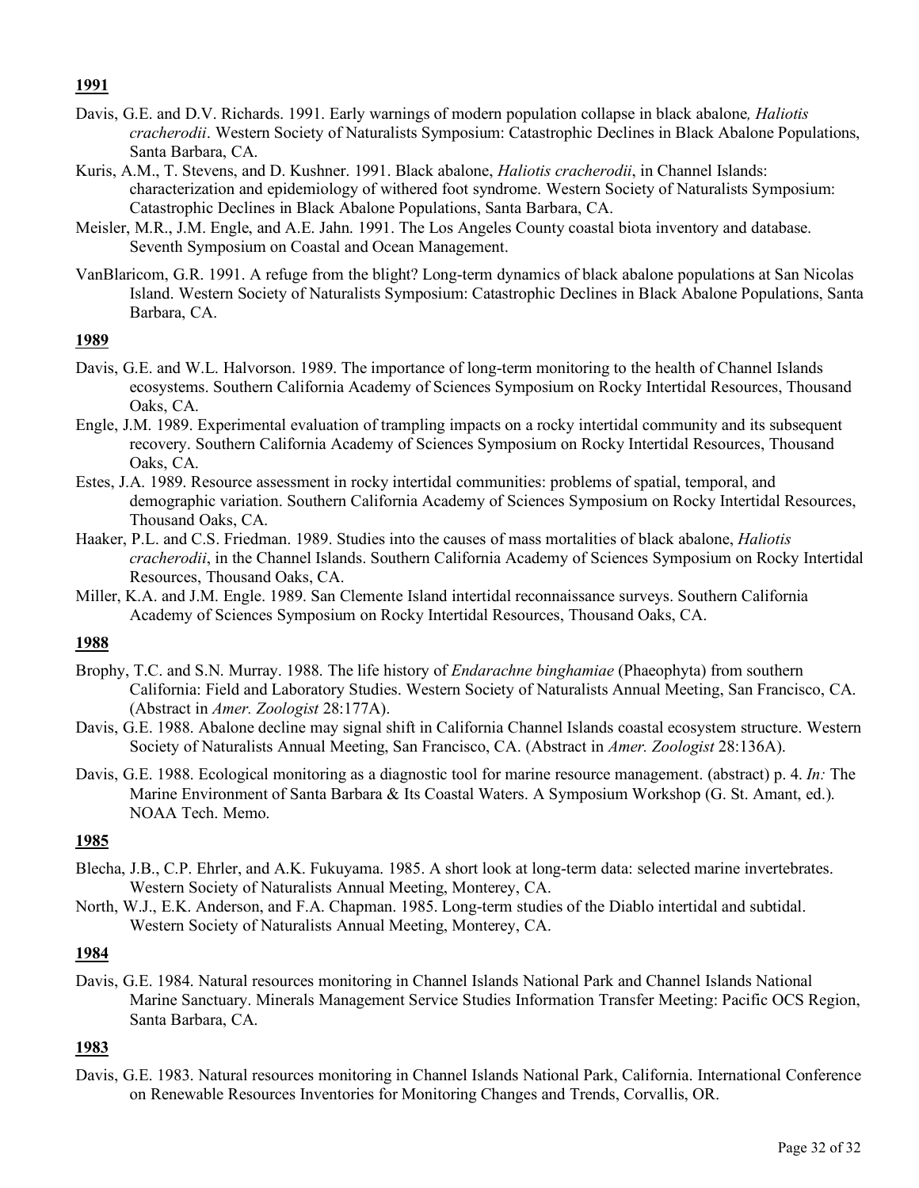**1991**

Davis, G.E. and D.V. Richards. 1991. Early warnings of modern population collapse in black abalone, *Haliotis cracherodii*. Western Society of Naturalists Symposium: Catastrophic Declines in Black Abalone Populations, Santa Barbara, CA.

Kuris, A.M., T. Stevens, and D. Kushner. 1991. Black abalone, *Haliotis cracherodii*, in Channel Islands: characterization and epidemiology of withered foot syndrome. Western Society of Naturalists Symposium: Catastrophic Declines in Black Abalone Populations, Santa Barbara, CA.

Meisler, M.R., J.M. Engle, and A.E. Jahn. 1991. The Los Angeles County coastal biota inventory and database. Seventh Symposium on Coastal and Ocean Management.

VanBlaricom, G.R. 1991. A refuge from the blight? Long-term dynamics of black abalone populations at San Nicolas Island. Western Society of Naturalists Symposium: Catastrophic Declines in Black Abalone Populations, Santa Barbara, CA.

**1989**

Davis, G.E. and W.L. Halvorson. 1989. The importance of long-term monitoring to the health of Channel Islands ecosystems. Southern California Academy of Sciences Symposium on Rocky Intertidal Resources, Thousand Oaks, CA.

Engle, J.M. 1989. Experimental evaluation of trampling impacts on a rocky intertidal community and its subsequent recovery. Southern California Academy of Sciences Symposium on Rocky Intertidal Resources, Thousand Oaks, CA.

Estes, J.A. 1989. Resource assessment in rocky intertidal communities: problems of spatial, temporal, and demographic variation. Southern California Academy of Sciences Symposium on Rocky Intertidal Resources, Thousand Oaks, CA.

Haaker, P.L. and C.S. Friedman. 1989. Studies into the causes of mass mortalities of black abalone, *Haliotis cracherodii*, in the Channel Islands. Southern California Academy of Sciences Symposium on Rocky Intertidal Resources, Thousand Oaks, CA.

Miller, K.A. and J.M. Engle. 1989. San Clemente Island intertidal reconnaissance surveys. Southern California Academy of Sciences Symposium on Rocky Intertidal Resources, Thousand Oaks, CA.

**1988**

Brophy, T.C. and S.N. Murray. 1988. The life history of *Endarachne binghamiae* (Phaeophyta) from southern California: Field and Laboratory Studies. Western Society of Naturalists Annual Meeting, San Francisco, CA. (Abstract in *Amer. Zoologist* 28:177A).

Davis, G.E. 1988. Abalone decline may signal shift in California Channel Islands coastal ecosystem structure. Western Society of Naturalists Annual Meeting, San Francisco, CA. (Abstract in *Amer. Zoologist* 28:136A).

Davis, G.E. 1988. Ecological monitoring as a diagnostic tool for marine resource management. (abstract) p. 4. *In:* The Marine Environment of Santa Barbara & Its Coastal Waters. A Symposium Workshop (G. St. Amant, ed.). NOAA Tech. Memo.

**1985**

Blecha, J.B., C.P. Ehrler, and A.K. Fukuyama. 1985. A short look at long-term data: selected marine invertebrates. Western Society of Naturalists Annual Meeting, Monterey, CA.

North, W.J., E.K. Anderson, and F.A. Chapman. 1985. Long-term studies of the Diablo intertidal and subtidal. Western Society of Naturalists Annual Meeting, Monterey, CA.

**1984**

Davis, G.E. 1984. Natural resources monitoring in Channel Islands National Park and Channel Islands National Marine Sanctuary. Minerals Management Service Studies Information Transfer Meeting: Pacific OCS Region, Santa Barbara, CA.

**1983**

Davis, G.E. 1983. Natural resources monitoring in Channel Islands National Park, California. International Conference on Renewable Resources Inventories for Monitoring Changes and Trends, Corvallis, OR.